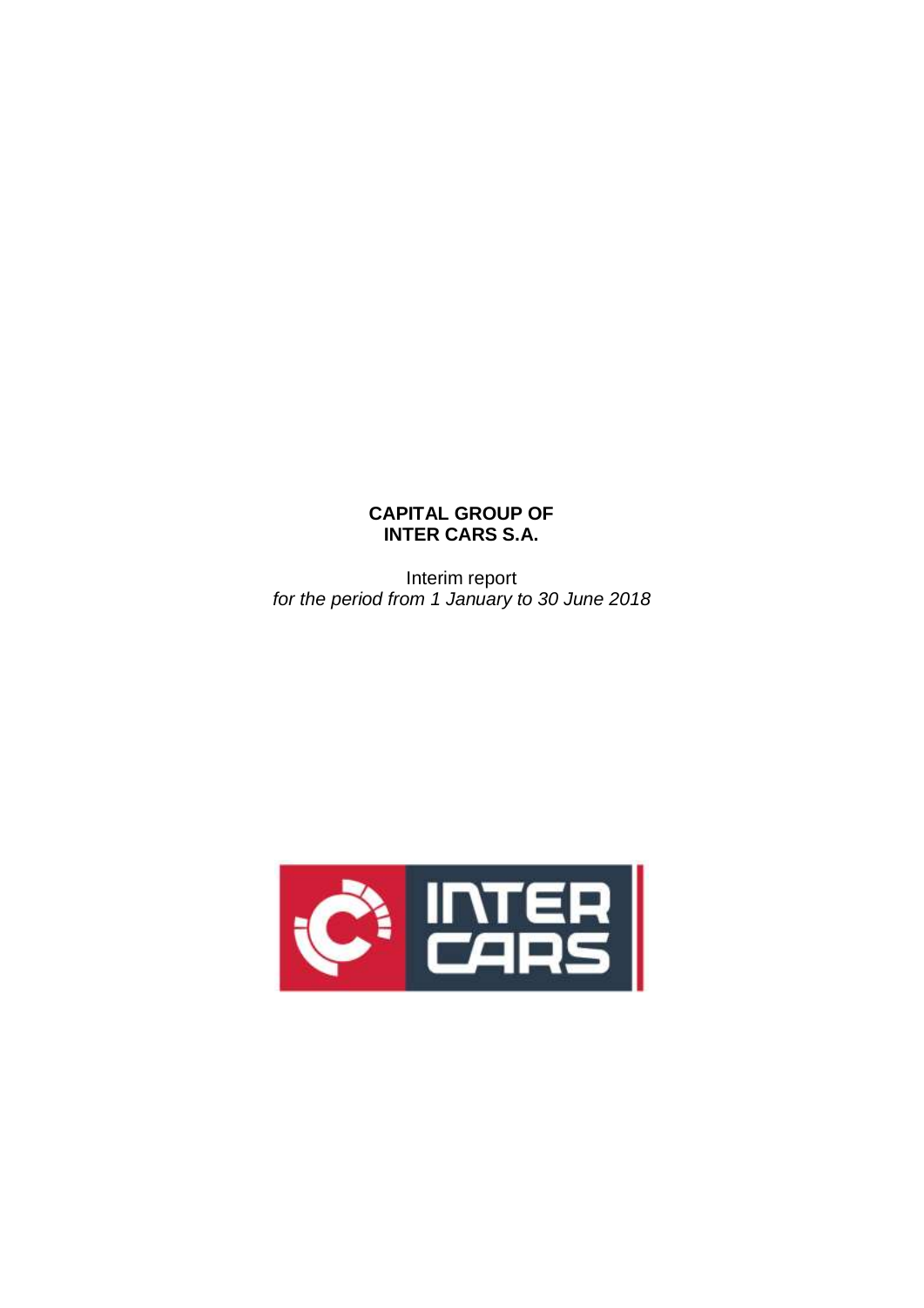**CAPITAL GROUP OF**
**INTER CARS S.A.**

Interim report
*for the period from 1 January to 30 June 2018*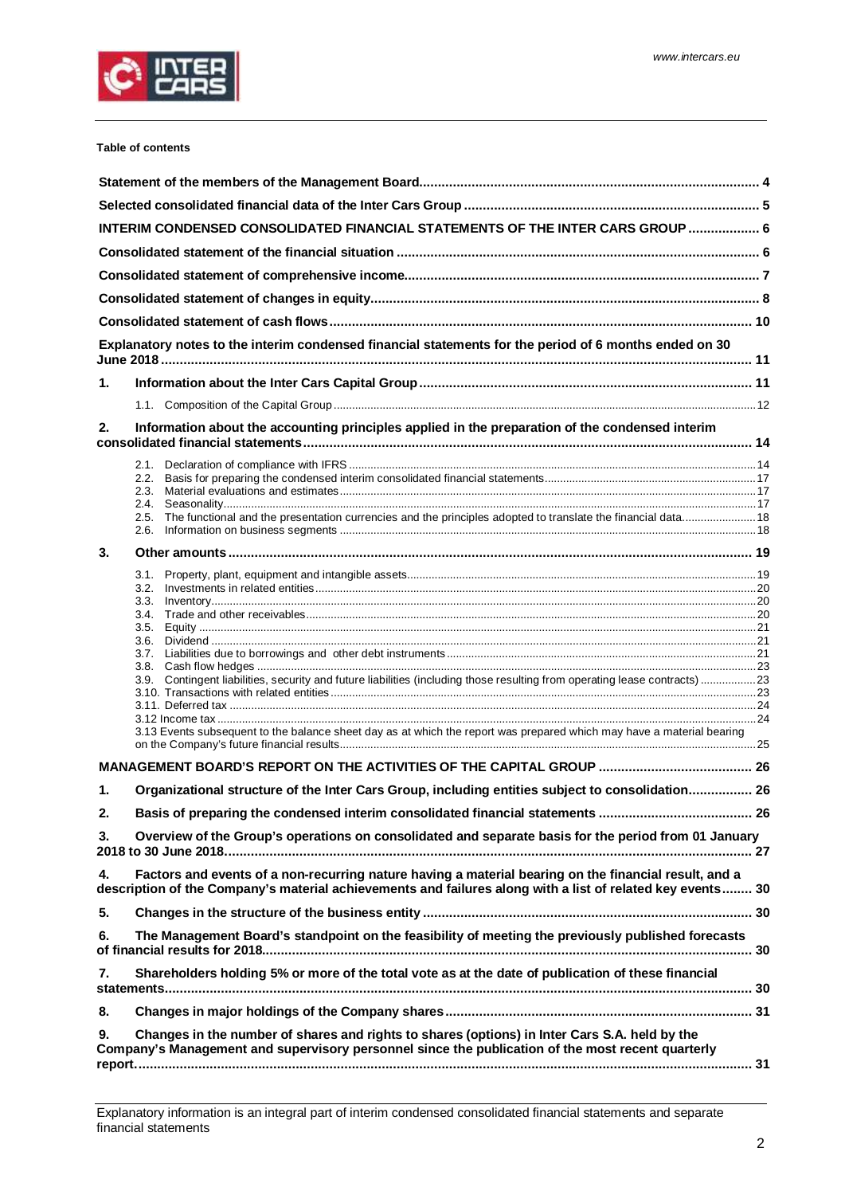**Table of contents**

| | |
|---|---|
| **Statement of the members of the Management Board** | **4** |
| **Selected consolidated financial data of the Inter Cars Group** | **5** |
| **INTERIM CONDENSED CONSOLIDATED FINANCIAL STATEMENTS OF THE INTER CARS GROUP** | **6** |
| **Consolidated statement of the financial situation** | **6** |
| **Consolidated statement of comprehensive income** | **7** |
| **Consolidated statement of changes in equity** | **8** |
| **Consolidated statement of cash flows** | **10** |
| **Explanatory notes to the interim condensed financial statements for the period of 6 months ended on 30 June 2018** | **11** |
| **1. Information about the Inter Cars Capital Group** | **11** |
| 1.1. Composition of the Capital Group | 12 |
| **2. Information about the accounting principles applied in the preparation of the condensed interim consolidated financial statements** | **14** |
| 2.1. Declaration of compliance with IFRS | 14 |
| 2.2. Basis for preparing the condensed interim consolidated financial statements | 17 |
| 2.3. Material evaluations and estimates | 17 |
| 2.4. Seasonality | 17 |
| 2.5. The functional and the presentation currencies and the principles adopted to translate the financial data | 18 |
| 2.6. Information on business segments | 18 |
| **3. Other amounts** | **19** |
| 3.1. Property, plant, equipment and intangible assets | 19 |
| 3.2. Investments in related entities | 20 |
| 3.3. Inventory | 20 |
| 3.4. Trade and other receivables | 20 |
| 3.5. Equity | 21 |
| 3.6. Dividend | 21 |
| 3.7. Liabilities due to borrowings and other debt instruments | 21 |
| 3.8. Cash flow hedges | 23 |
| 3.9. Contingent liabilities, security and future liabilities (including those resulting from operating lease contracts) | 23 |
| 3.10. Transactions with related entities | 23 |
| 3.11. Deferred tax | 24 |
| 3.12 Income tax | 24 |
| 3.13 Events subsequent to the balance sheet day as at which the report was prepared which may have a material bearing on the Company's future financial results | 25 |
| **MANAGEMENT BOARD'S REPORT ON THE ACTIVITIES OF THE CAPITAL GROUP** | **26** |
| **1. Organizational structure of the Inter Cars Group, including entities subject to consolidation** | **26** |
| **2. Basis of preparing the condensed interim consolidated financial statements** | **26** |
| **3. Overview of the Group's operations on consolidated and separate basis for the period from 01 January 2018 to 30 June 2018** | **27** |
| **4. Factors and events of a non-recurring nature having a material bearing on the financial result, and a description of the Company's material achievements and failures along with a list of related key events** | **30** |
| **5. Changes in the structure of the business entity** | **30** |
| **6. The Management Board's standpoint on the feasibility of meeting the previously published forecasts of financial results for 2018** | **30** |
| **7. Shareholders holding 5% or more of the total vote as at the date of publication of these financial statements** | **30** |
| **8. Changes in major holdings of the Company shares** | **31** |
| **9. Changes in the number of shares and rights to shares (options) in Inter Cars S.A. held by the Company's Management and supervisory personnel since the publication of the most recent quarterly report** | **31** |

Explanatory information is an integral part of interim condensed consolidated financial statements and separate financial statements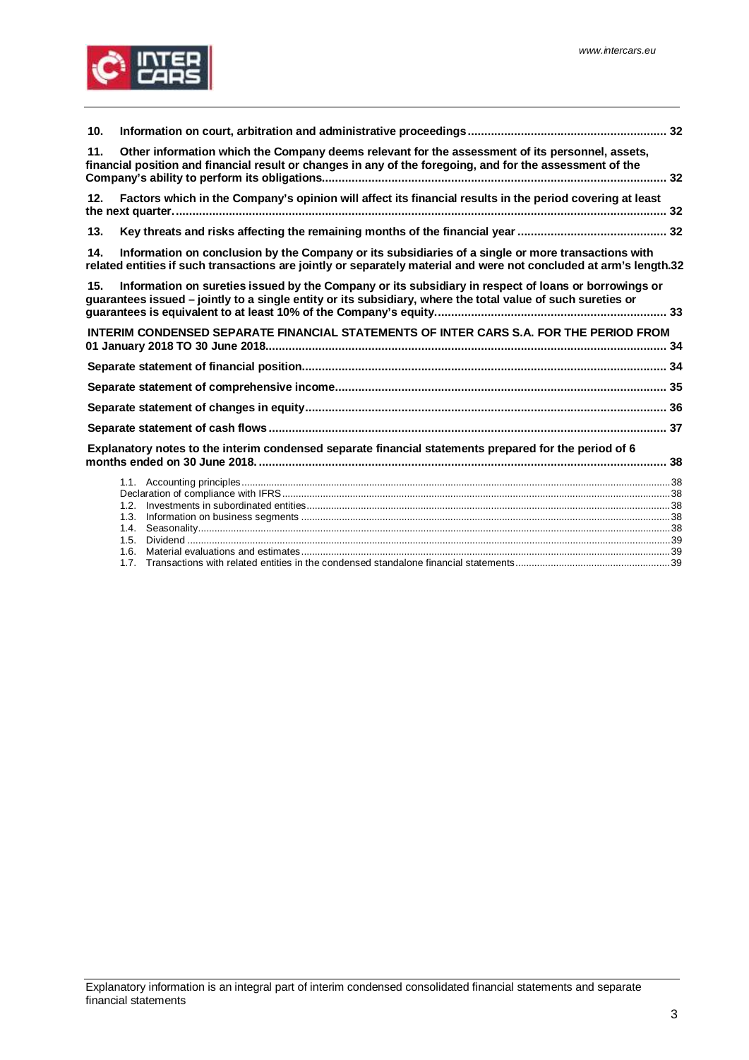**10. Information on court, arbitration and administrative proceedings ... 32**

**11. Other information which the Company deems relevant for the assessment of its personnel, assets, financial position and financial result or changes in any of the foregoing, and for the assessment of the Company's ability to perform its obligations ... 32**

**12. Factors which in the Company's opinion will affect its financial results in the period covering at least the next quarter ... 32**

**13. Key threats and risks affecting the remaining months of the financial year ... 32**

**14. Information on conclusion by the Company or its subsidiaries of a single or more transactions with related entities if such transactions are jointly or separately material and were not concluded at arm's length. 32**

**15. Information on sureties issued by the Company or its subsidiary in respect of loans or borrowings or guarantees issued – jointly to a single entity or its subsidiary, where the total value of such sureties or guarantees is equivalent to at least 10% of the Company's equity ... 33**

**INTERIM CONDENSED SEPARATE FINANCIAL STATEMENTS OF INTER CARS S.A. FOR THE PERIOD FROM 01 January 2018 TO 30 June 2018 ... 34**

**Separate statement of financial position ... 34**

**Separate statement of comprehensive income ... 35**

**Separate statement of changes in equity ... 36**

**Separate statement of cash flows ... 37**

**Explanatory notes to the interim condensed separate financial statements prepared for the period of 6 months ended on 30 June 2018. ... 38**

- 1.1. Accounting principles ... 38
- Declaration of compliance with IFRS ... 38
- 1.2. Investments in subordinated entities ... 38
- 1.3. Information on business segments ... 38
- 1.4. Seasonality ... 38
- 1.5. Dividend ... 39
- 1.6. Material evaluations and estimates ... 39
- 1.7. Transactions with related entities in the condensed standalone financial statements ... 39

Explanatory information is an integral part of interim condensed consolidated financial statements and separate financial statements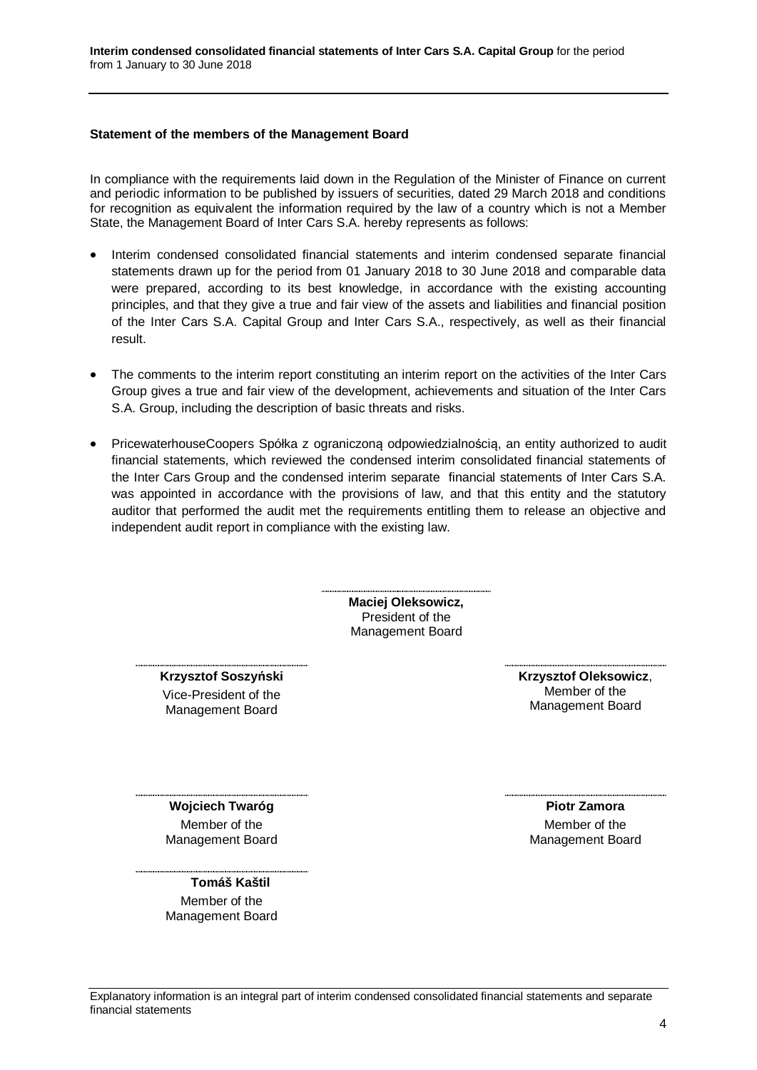**Statement of the members of the Management Board**

In compliance with the requirements laid down in the Regulation of the Minister of Finance on current and periodic information to be published by issuers of securities, dated 29 March 2018 and conditions for recognition as equivalent the information required by the law of a country which is not a Member State, the Management Board of Inter Cars S.A. hereby represents as follows:

- Interim condensed consolidated financial statements and interim condensed separate financial statements drawn up for the period from 01 January 2018 to 30 June 2018 and comparable data were prepared, according to its best knowledge, in accordance with the existing accounting principles, and that they give a true and fair view of the assets and liabilities and financial position of the Inter Cars S.A. Capital Group and Inter Cars S.A., respectively, as well as their financial result.

- The comments to the interim report constituting an interim report on the activities of the Inter Cars Group gives a true and fair view of the development, achievements and situation of the Inter Cars S.A. Group, including the description of basic threats and risks.

- PricewaterhouseCoopers Spółka z ograniczoną odpowiedzialnością, an entity authorized to audit financial statements, which reviewed the condensed interim consolidated financial statements of the Inter Cars Group and the condensed interim separate financial statements of Inter Cars S.A. was appointed in accordance with the provisions of law, and that this entity and the statutory auditor that performed the audit met the requirements entitling them to release an objective and independent audit report in compliance with the existing law.

**Maciej Oleksowicz,**
President of the Management Board

**Krzysztof Soszyński**
Vice-President of the Management Board

**Krzysztof Oleksowicz**,
Member of the Management Board

**Wojciech Twaróg**
Member of the Management Board

**Piotr Zamora**
Member of the Management Board

**Tomáš Kaštil**
Member of the Management Board

Explanatory information is an integral part of interim condensed consolidated financial statements and separate financial statements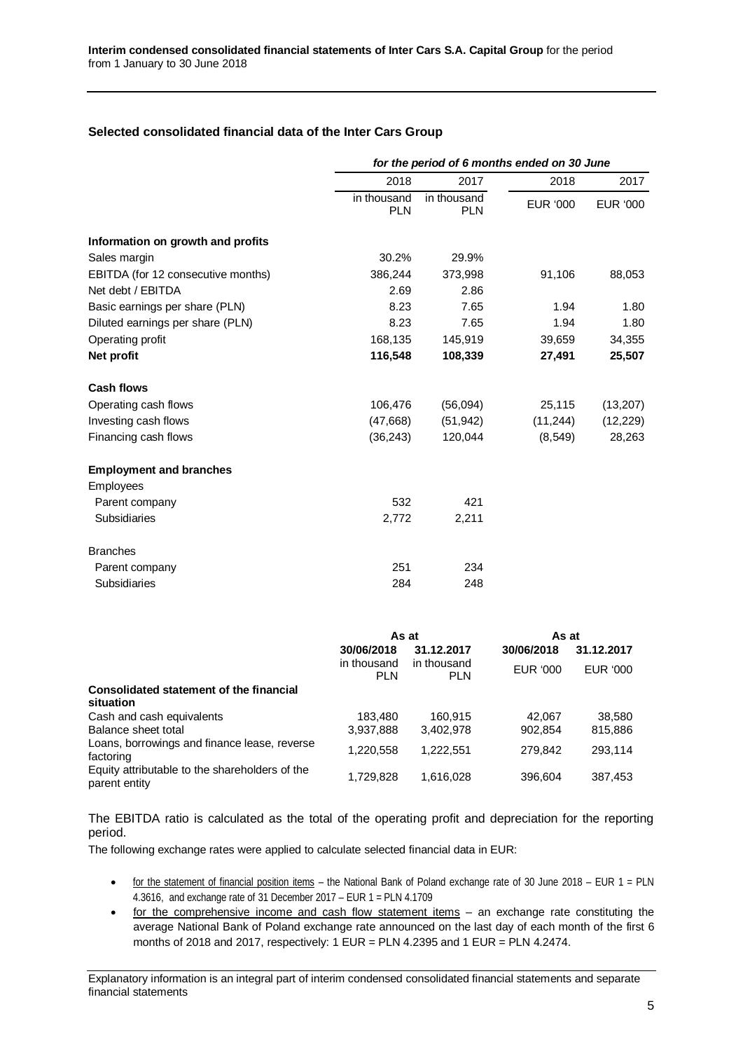## Selected consolidated financial data of the Inter Cars Group

| | *for the period of 6 months ended on 30 June* | | | |
|---|---|---|---|---|
| | 2018 | 2017 | 2018 | 2017 |
| | in thousand PLN | in thousand PLN | EUR '000 | EUR '000 |
| **Information on growth and profits** | | | | |
| Sales margin | 30.2% | 29.9% | | |
| EBITDA (for 12 consecutive months) | 386,244 | 373,998 | 91,106 | 88,053 |
| Net debt / EBITDA | 2.69 | 2.86 | | |
| Basic earnings per share (PLN) | 8.23 | 7.65 | 1.94 | 1.80 |
| Diluted earnings per share (PLN) | 8.23 | 7.65 | 1.94 | 1.80 |
| Operating profit | 168,135 | 145,919 | 39,659 | 34,355 |
| **Net profit** | **116,548** | **108,339** | **27,491** | **25,507** |
| **Cash flows** | | | | |
| Operating cash flows | 106,476 | (56,094) | 25,115 | (13,207) |
| Investing cash flows | (47,668) | (51,942) | (11,244) | (12,229) |
| Financing cash flows | (36,243) | 120,044 | (8,549) | 28,263 |
| **Employment and branches** | | | | |
| Employees | | | | |
| Parent company | 532 | 421 | | |
| Subsidiaries | 2,772 | 2,211 | | |
| Branches | | | | |
| Parent company | 251 | 234 | | |
| Subsidiaries | 284 | 248 | | |

| | As at | | As at | |
|---|---|---|---|---|
| | 30/06/2018 | 31.12.2017 | 30/06/2018 | 31.12.2017 |
| | in thousand PLN | in thousand PLN | EUR '000 | EUR '000 |
| **Consolidated statement of the financial situation** | | | | |
| Cash and cash equivalents | 183,480 | 160,915 | 42,067 | 38,580 |
| Balance sheet total | 3,937,888 | 3,402,978 | 902,854 | 815,886 |
| Loans, borrowings and finance lease, reverse factoring | 1,220,558 | 1,222,551 | 279,842 | 293,114 |
| Equity attributable to the shareholders of the parent entity | 1,729,828 | 1,616,028 | 396,604 | 387,453 |

The EBITDA ratio is calculated as the total of the operating profit and depreciation for the reporting period.

The following exchange rates were applied to calculate selected financial data in EUR:

- for the statement of financial position items – the National Bank of Poland exchange rate of 30 June 2018 – EUR 1 = PLN 4.3616, and exchange rate of 31 December 2017 – EUR 1 = PLN 4.1709
- for the comprehensive income and cash flow statement items – an exchange rate constituting the average National Bank of Poland exchange rate announced on the last day of each month of the first 6 months of 2018 and 2017, respectively: 1 EUR = PLN 4.2395 and 1 EUR = PLN 4.2474.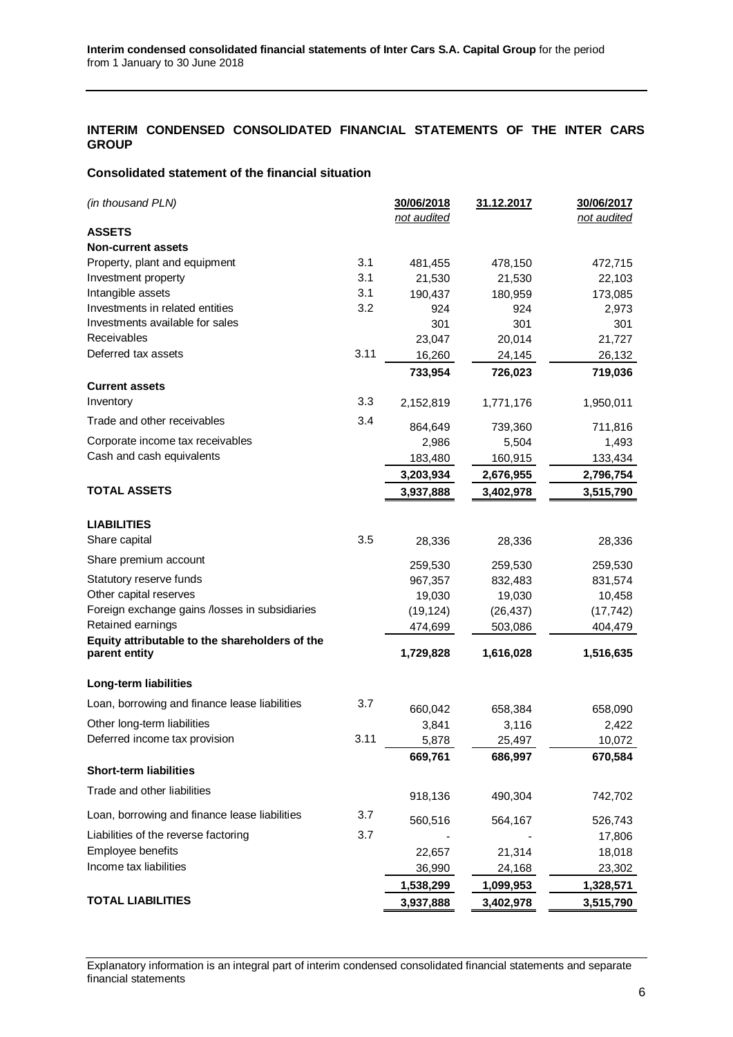## INTERIM CONDENSED CONSOLIDATED FINANCIAL STATEMENTS OF THE INTER CARS GROUP

### Consolidated statement of the financial situation

| *(in thousand PLN)* | | 30/06/2018 *not audited* | 31.12.2017 | 30/06/2017 *not audited* |
|---|---|---|---|---|
| **ASSETS** | | | | |
| **Non-current assets** | | | | |
| Property, plant and equipment | 3.1 | 481,455 | 478,150 | 472,715 |
| Investment property | 3.1 | 21,530 | 21,530 | 22,103 |
| Intangible assets | 3.1 | 190,437 | 180,959 | 173,085 |
| Investments in related entities | 3.2 | 924 | 924 | 2,973 |
| Investments available for sales | | 301 | 301 | 301 |
| Receivables | | 23,047 | 20,014 | 21,727 |
| Deferred tax assets | 3.11 | 16,260 | 24,145 | 26,132 |
| | | **733,954** | **726,023** | **719,036** |
| **Current assets** | | | | |
| Inventory | 3.3 | 2,152,819 | 1,771,176 | 1,950,011 |
| Trade and other receivables | 3.4 | 864,649 | 739,360 | 711,816 |
| Corporate income tax receivables | | 2,986 | 5,504 | 1,493 |
| Cash and cash equivalents | | 183,480 | 160,915 | 133,434 |
| | | **3,203,934** | **2,676,955** | **2,796,754** |
| **TOTAL ASSETS** | | **3,937,888** | **3,402,978** | **3,515,790** |
| | | | | |
| **LIABILITIES** | | | | |
| Share capital | 3.5 | 28,336 | 28,336 | 28,336 |
| Share premium account | | 259,530 | 259,530 | 259,530 |
| Statutory reserve funds | | 967,357 | 832,483 | 831,574 |
| Other capital reserves | | 19,030 | 19,030 | 10,458 |
| Foreign exchange gains /losses in subsidiaries | | (19,124) | (26,437) | (17,742) |
| Retained earnings | | 474,699 | 503,086 | 404,479 |
| **Equity attributable to the shareholders of the parent entity** | | **1,729,828** | **1,616,028** | **1,516,635** |
| | | | | |
| **Long-term liabilities** | | | | |
| Loan, borrowing and finance lease liabilities | 3.7 | 660,042 | 658,384 | 658,090 |
| Other long-term liabilities | | 3,841 | 3,116 | 2,422 |
| Deferred income tax provision | 3.11 | 5,878 | 25,497 | 10,072 |
| | | **669,761** | **686,997** | **670,584** |
| **Short-term liabilities** | | | | |
| Trade and other liabilities | | 918,136 | 490,304 | 742,702 |
| Loan, borrowing and finance lease liabilities | 3.7 | 560,516 | 564,167 | 526,743 |
| Liabilities of the reverse factoring | 3.7 | - | - | 17,806 |
| Employee benefits | | 22,657 | 21,314 | 18,018 |
| Income tax liabilities | | 36,990 | 24,168 | 23,302 |
| | | **1,538,299** | **1,099,953** | **1,328,571** |
| **TOTAL LIABILITIES** | | **3,937,888** | **3,402,978** | **3,515,790** |

Explanatory information is an integral part of interim condensed consolidated financial statements and separate financial statements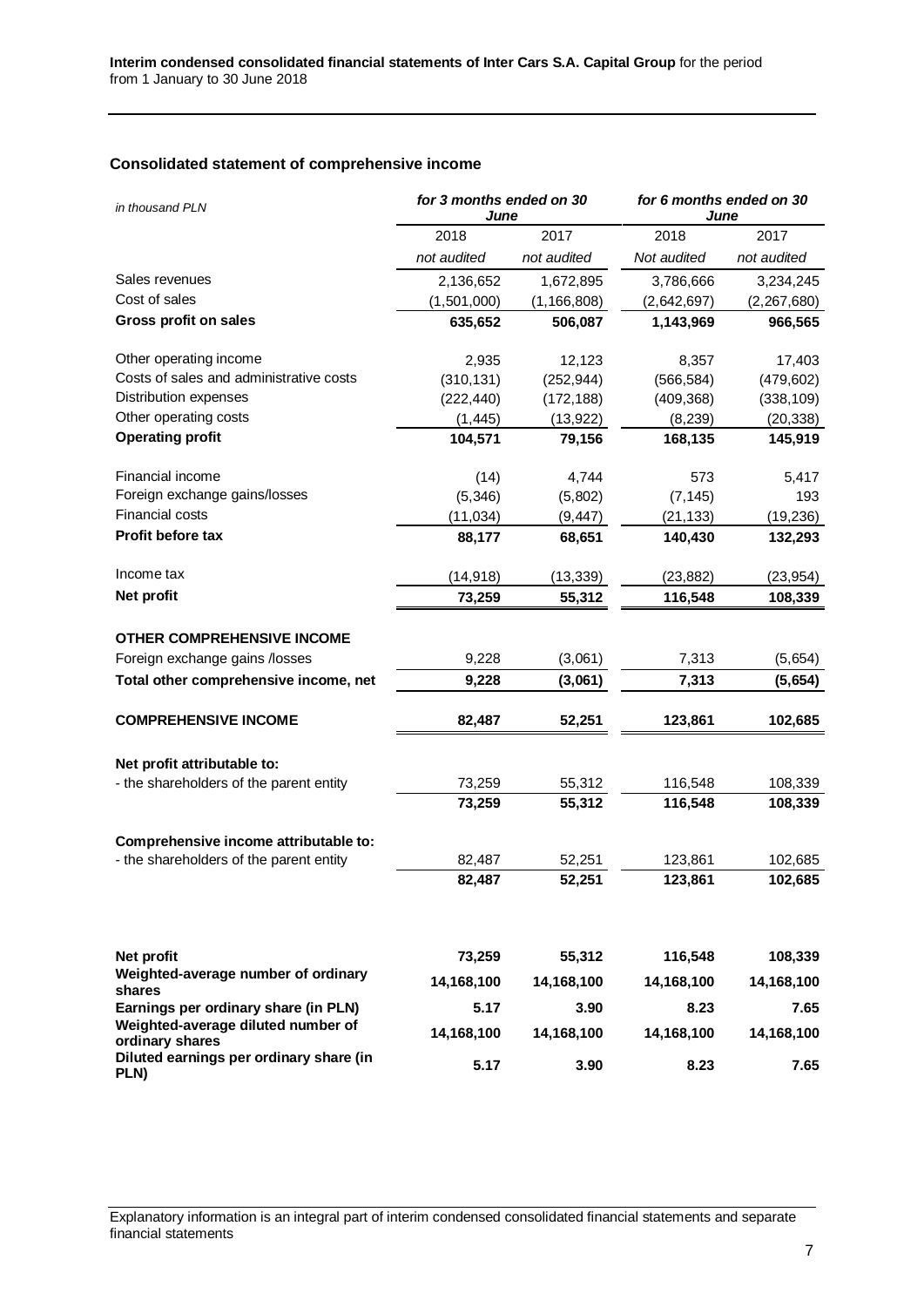## Consolidated statement of comprehensive income

| *in thousand PLN* | *for 3 months ended on 30 June* | | *for 6 months ended on 30 June* | |
|---|---|---|---|---|
| | 2018 | 2017 | 2018 | 2017 |
| | *not audited* | *not audited* | *Not audited* | *not audited* |
| Sales revenues | 2,136,652 | 1,672,895 | 3,786,666 | 3,234,245 |
| Cost of sales | (1,501,000) | (1,166,808) | (2,642,697) | (2,267,680) |
| **Gross profit on sales** | **635,652** | **506,087** | **1,143,969** | **966,565** |
| Other operating income | 2,935 | 12,123 | 8,357 | 17,403 |
| Costs of sales and administrative costs | (310,131) | (252,944) | (566,584) | (479,602) |
| Distribution expenses | (222,440) | (172,188) | (409,368) | (338,109) |
| Other operating costs | (1,445) | (13,922) | (8,239) | (20,338) |
| **Operating profit** | **104,571** | **79,156** | **168,135** | **145,919** |
| Financial income | (14) | 4,744 | 573 | 5,417 |
| Foreign exchange gains/losses | (5,346) | (5,802) | (7,145) | 193 |
| Financial costs | (11,034) | (9,447) | (21,133) | (19,236) |
| **Profit before tax** | **88,177** | **68,651** | **140,430** | **132,293** |
| Income tax | (14,918) | (13,339) | (23,882) | (23,954) |
| **Net profit** | **73,259** | **55,312** | **116,548** | **108,339** |
| **OTHER COMPREHENSIVE INCOME** | | | | |
| Foreign exchange gains /losses | 9,228 | (3,061) | 7,313 | (5,654) |
| **Total other comprehensive income, net** | **9,228** | **(3,061)** | **7,313** | **(5,654)** |
| **COMPREHENSIVE INCOME** | **82,487** | **52,251** | **123,861** | **102,685** |
| **Net profit attributable to:** | | | | |
| - the shareholders of the parent entity | 73,259 | 55,312 | 116,548 | 108,339 |
| | **73,259** | **55,312** | **116,548** | **108,339** |
| **Comprehensive income attributable to:** | | | | |
| - the shareholders of the parent entity | 82,487 | 52,251 | 123,861 | 102,685 |
| | **82,487** | **52,251** | **123,861** | **102,685** |
| **Net profit** | **73,259** | **55,312** | **116,548** | **108,339** |
| **Weighted-average number of ordinary shares** | **14,168,100** | **14,168,100** | **14,168,100** | **14,168,100** |
| **Earnings per ordinary share (in PLN)** | **5.17** | **3.90** | **8.23** | **7.65** |
| **Weighted-average diluted number of ordinary shares** | **14,168,100** | **14,168,100** | **14,168,100** | **14,168,100** |
| **Diluted earnings per ordinary share (in PLN)** | **5.17** | **3.90** | **8.23** | **7.65** |

Explanatory information is an integral part of interim condensed consolidated financial statements and separate financial statements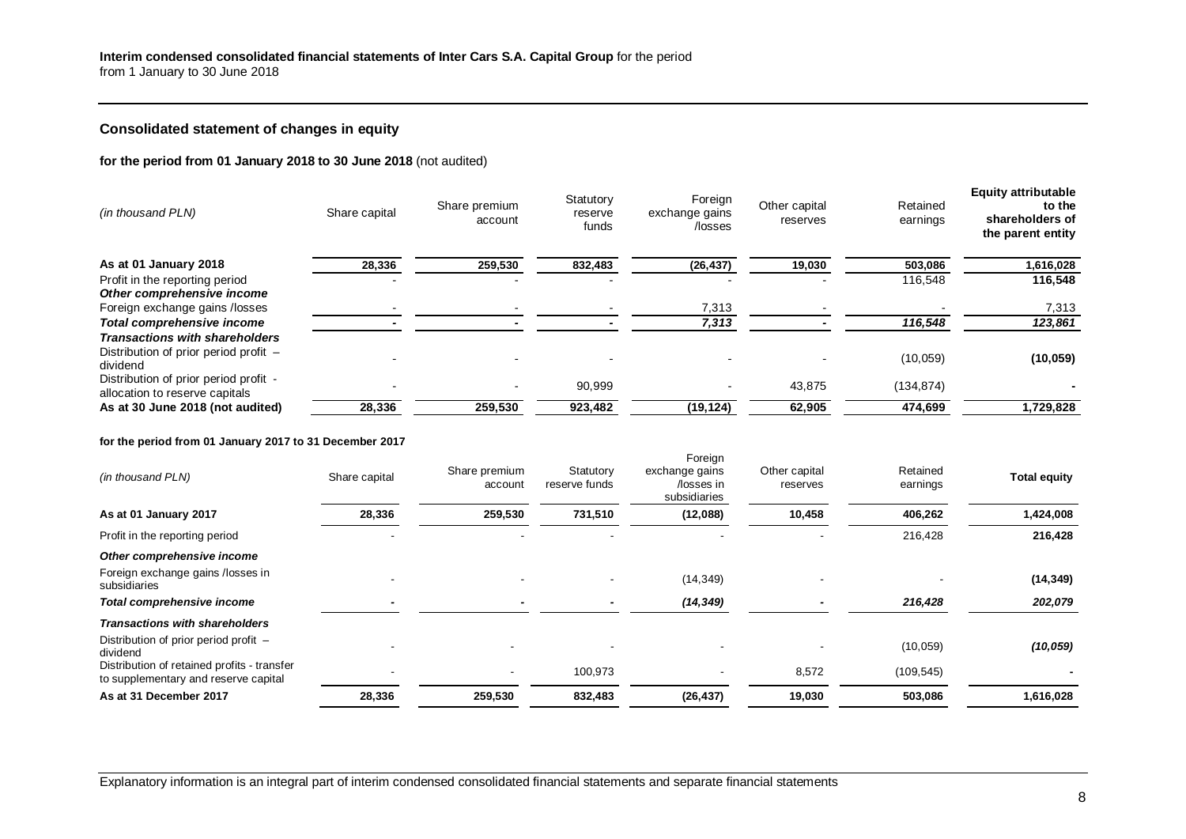## Consolidated statement of changes in equity

**for the period from 01 January 2018 to 30 June 2018** (not audited)

| *(in thousand PLN)* | Share capital | Share premium account | Statutory reserve funds | Foreign exchange gains /losses | Other capital reserves | Retained earnings | **Equity attributable to the shareholders of the parent entity** |
|---|---|---|---|---|---|---|---|
| **As at 01 January 2018** | **28,336** | **259,530** | **832,483** | **(26,437)** | **19,030** | **503,086** | **1,616,028** |
| Profit in the reporting period | - | - | - | - | - | 116,548 | **116,548** |
| ***Other comprehensive income*** | | | | | | | |
| Foreign exchange gains /losses | - | - | - | 7,313 | - | - | 7,313 |
| ***Total comprehensive income*** | **-** | **-** | **-** | ***7,313*** | **-** | ***116,548*** | ***123,861*** |
| ***Transactions with shareholders*** | | | | | | | |
| Distribution of prior period profit – dividend | - | - | - | - | - | (10,059) | **(10,059)** |
| Distribution of prior period profit - allocation to reserve capitals | - | - | 90,999 | - | 43,875 | (134,874) | **-** |
| **As at 30 June 2018 (not audited)** | **28,336** | **259,530** | **923,482** | **(19,124)** | **62,905** | **474,699** | **1,729,828** |

**for the period from 01 January 2017 to 31 December 2017**

| *(in thousand PLN)* | Share capital | Share premium account | Statutory reserve funds | Foreign exchange gains /losses in subsidiaries | Other capital reserves | Retained earnings | **Total equity** |
|---|---|---|---|---|---|---|---|
| **As at 01 January 2017** | **28,336** | **259,530** | **731,510** | **(12,088)** | **10,458** | **406,262** | **1,424,008** |
| Profit in the reporting period | - | - | - | - | - | 216,428 | **216,428** |
| ***Other comprehensive income*** | | | | | | | |
| Foreign exchange gains /losses in subsidiaries | - | - | - | (14,349) | - | - | **(14,349)** |
| ***Total comprehensive income*** | **-** | **-** | **-** | ***(14,349)*** | **-** | ***216,428*** | ***202,079*** |
| ***Transactions with shareholders*** | | | | | | | |
| Distribution of prior period profit – dividend | - | - | - | - | - | (10,059) | ***(10,059)*** |
| Distribution of retained profits - transfer to supplementary and reserve capital | - | - | 100,973 | - | 8,572 | (109,545) | **-** |
| **As at 31 December 2017** | **28,336** | **259,530** | **832,483** | **(26,437)** | **19,030** | **503,086** | **1,616,028** |

Explanatory information is an integral part of interim condensed consolidated financial statements and separate financial statements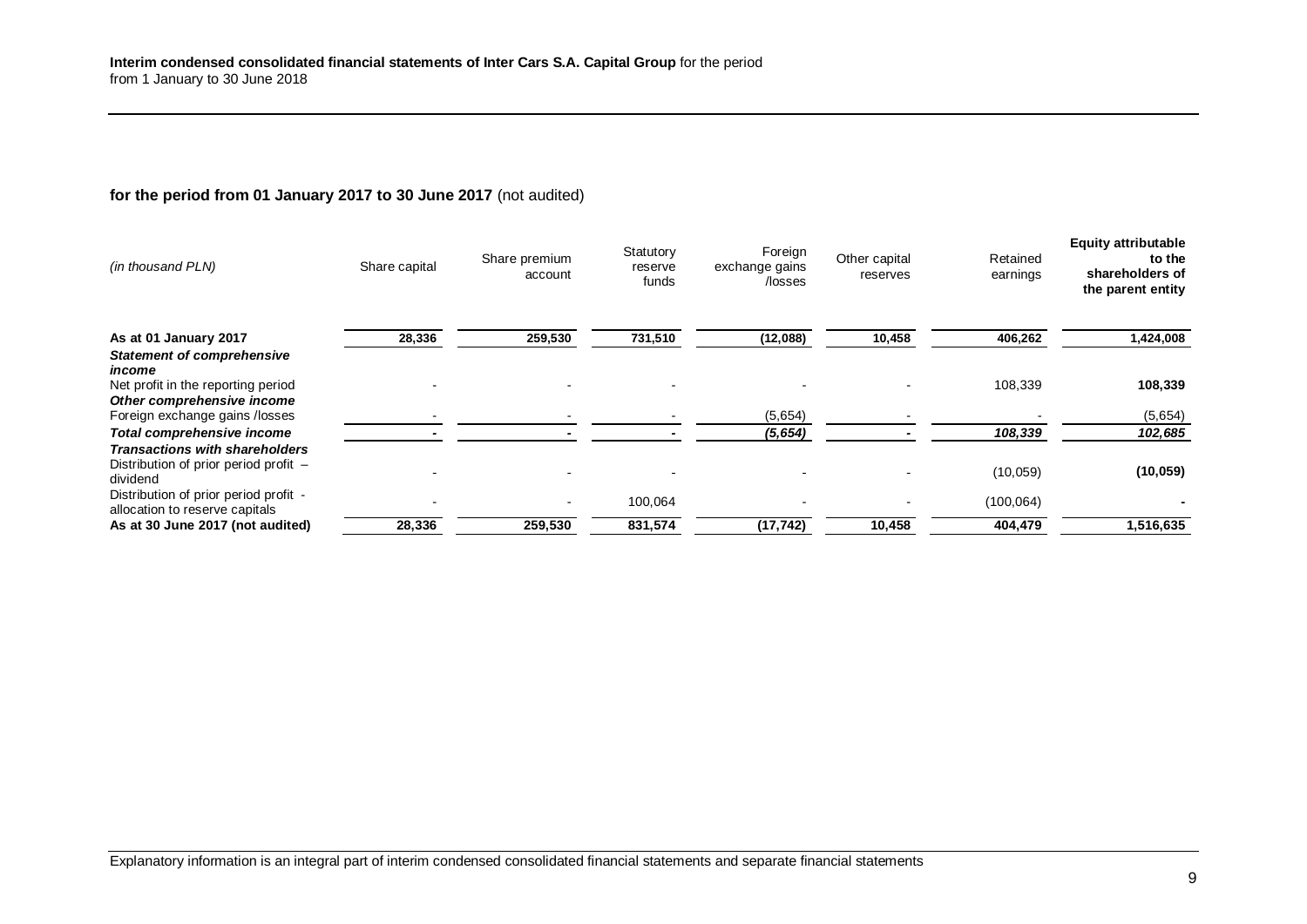**for the period from 01 January 2017 to 30 June 2017** (not audited)

| *(in thousand PLN)* | Share capital | Share premium account | Statutory reserve funds | Foreign exchange gains /losses | Other capital reserves | Retained earnings | **Equity attributable to the shareholders of the parent entity** |
|---|---|---|---|---|---|---|---|
| **As at 01 January 2017** | **28,336** | **259,530** | **731,510** | **(12,088)** | **10,458** | **406,262** | **1,424,008** |
| ***Statement of comprehensive income*** | | | | | | | |
| Net profit in the reporting period | - | - | - | - | - | 108,339 | **108,339** |
| ***Other comprehensive income*** | | | | | | | |
| Foreign exchange gains /losses | - | - | - | (5,654) | - | - | (5,654) |
| ***Total comprehensive income*** | **-** | **-** | **-** | ***(5,654)*** | **-** | ***108,339*** | ***102,685*** |
| ***Transactions with shareholders*** | | | | | | | |
| Distribution of prior period profit – dividend | - | - | - | - | - | (10,059) | **(10,059)** |
| Distribution of prior period profit - allocation to reserve capitals | - | - | 100,064 | - | - | (100,064) | **-** |
| **As at 30 June 2017 (not audited)** | **28,336** | **259,530** | **831,574** | **(17,742)** | **10,458** | **404,479** | **1,516,635** |

Explanatory information is an integral part of interim condensed consolidated financial statements and separate financial statements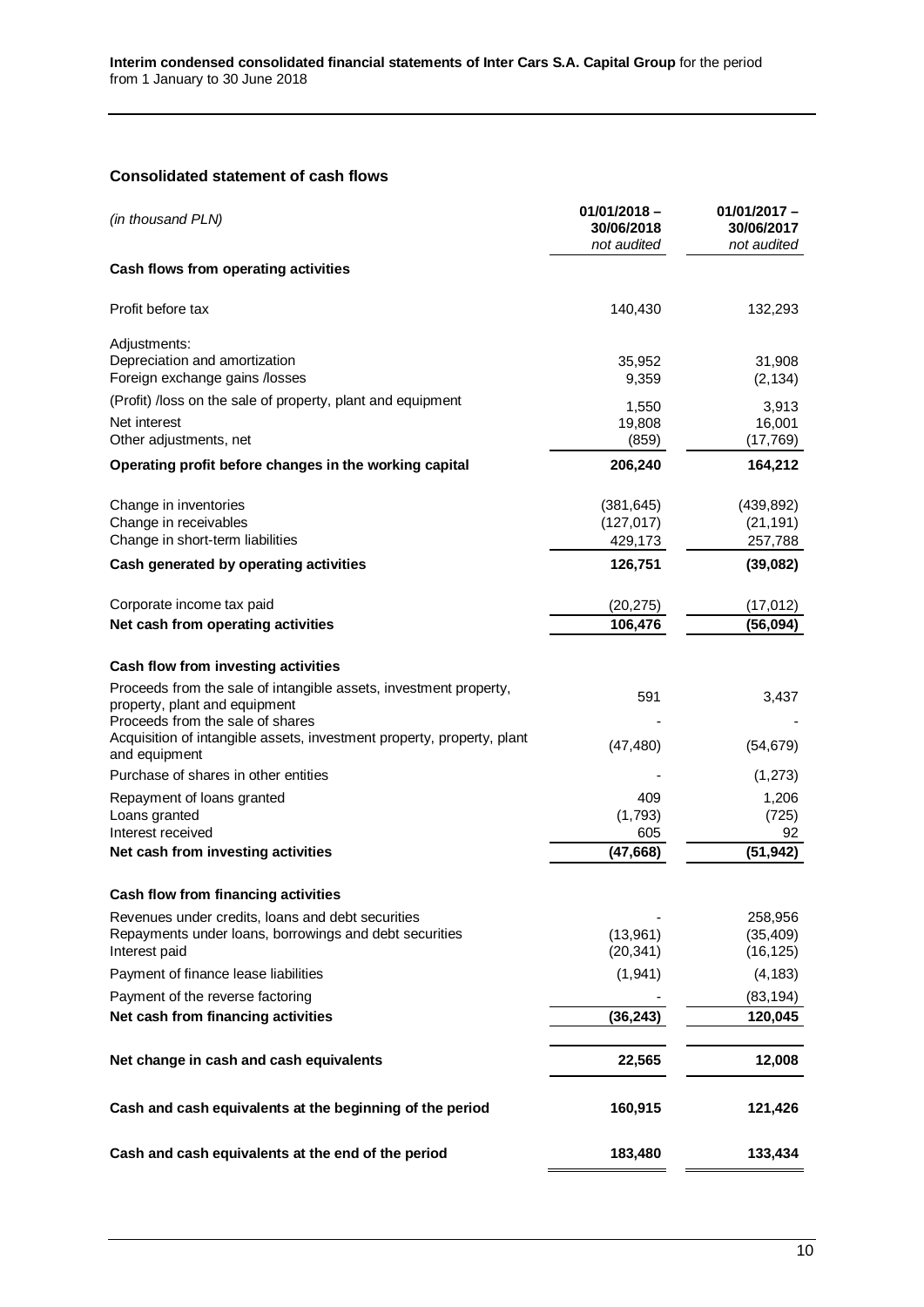## Consolidated statement of cash flows

| *(in thousand PLN)* | 01/01/2018 – 30/06/2018 *not audited* | 01/01/2017 – 30/06/2017 *not audited* |
|---|---|---|
| **Cash flows from operating activities** | | |
| Profit before tax | 140,430 | 132,293 |
| Adjustments: | | |
| Depreciation and amortization | 35,952 | 31,908 |
| Foreign exchange gains /losses | 9,359 | (2,134) |
| (Profit) /loss on the sale of property, plant and equipment | 1,550 | 3,913 |
| Net interest | 19,808 | 16,001 |
| Other adjustments, net | (859) | (17,769) |
| **Operating profit before changes in the working capital** | **206,240** | **164,212** |
| Change in inventories | (381,645) | (439,892) |
| Change in receivables | (127,017) | (21,191) |
| Change in short-term liabilities | 429,173 | 257,788 |
| **Cash generated by operating activities** | **126,751** | **(39,082)** |
| Corporate income tax paid | (20,275) | (17,012) |
| **Net cash from operating activities** | **106,476** | **(56,094)** |
| **Cash flow from investing activities** | | |
| Proceeds from the sale of intangible assets, investment property, property, plant and equipment | 591 | 3,437 |
| Proceeds from the sale of shares | - | - |
| Acquisition of intangible assets, investment property, property, plant and equipment | (47,480) | (54,679) |
| Purchase of shares in other entities | - | (1,273) |
| Repayment of loans granted | 409 | 1,206 |
| Loans granted | (1,793) | (725) |
| Interest received | 605 | 92 |
| **Net cash from investing activities** | **(47,668)** | **(51,942)** |
| **Cash flow from financing activities** | | |
| Revenues under credits, loans and debt securities | - | 258,956 |
| Repayments under loans, borrowings and debt securities | (13,961) | (35,409) |
| Interest paid | (20,341) | (16,125) |
| Payment of finance lease liabilities | (1,941) | (4,183) |
| Payment of the reverse factoring | - | (83,194) |
| **Net cash from financing activities** | **(36,243)** | **120,045** |
| **Net change in cash and cash equivalents** | **22,565** | **12,008** |
| **Cash and cash equivalents at the beginning of the period** | **160,915** | **121,426** |
| **Cash and cash equivalents at the end of the period** | **183,480** | **133,434** |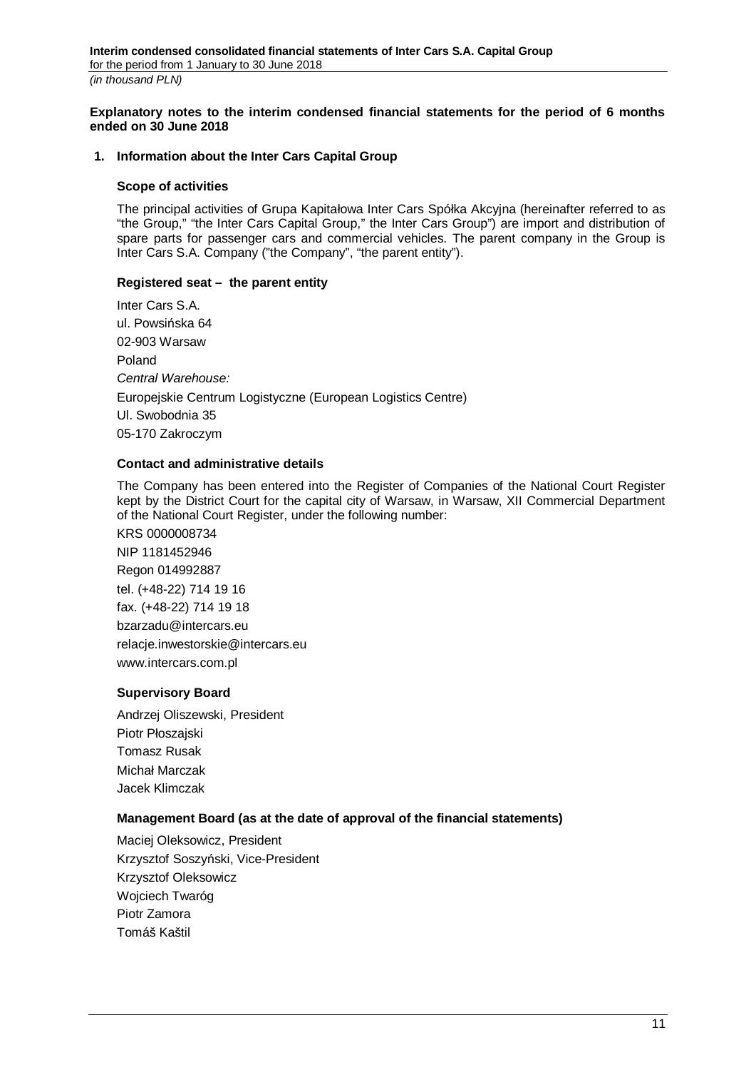**Explanatory notes to the interim condensed financial statements for the period of 6 months ended on 30 June 2018**

## 1. Information about the Inter Cars Capital Group

### Scope of activities

The principal activities of Grupa Kapitałowa Inter Cars Spółka Akcyjna (hereinafter referred to as "the Group," "the Inter Cars Capital Group," the Inter Cars Group") are import and distribution of spare parts for passenger cars and commercial vehicles. The parent company in the Group is Inter Cars S.A. Company ("the Company", "the parent entity").

### Registered seat – the parent entity

Inter Cars S.A.

ul. Powsińska 64

02-903 Warsaw

Poland

*Central Warehouse:*

Europejskie Centrum Logistyczne (European Logistics Centre)

Ul. Swobodnia 35

05-170 Zakroczym

### Contact and administrative details

The Company has been entered into the Register of Companies of the National Court Register kept by the District Court for the capital city of Warsaw, in Warsaw, XII Commercial Department of the National Court Register, under the following number:

KRS 0000008734

NIP 1181452946

Regon 014992887

tel. (+48-22) 714 19 16

fax. (+48-22) 714 19 18

bzarzadu@intercars.eu

relacje.inwestorskie@intercars.eu

www.intercars.com.pl

### Supervisory Board

Andrzej Oliszewski, President

Piotr Płoszajski

Tomasz Rusak

Michał Marczak

Jacek Klimczak

### Management Board (as at the date of approval of the financial statements)

Maciej Oleksowicz, President

Krzysztof Soszyński, Vice-President

Krzysztof Oleksowicz

Wojciech Twaróg

Piotr Zamora

Tomáš Kaštil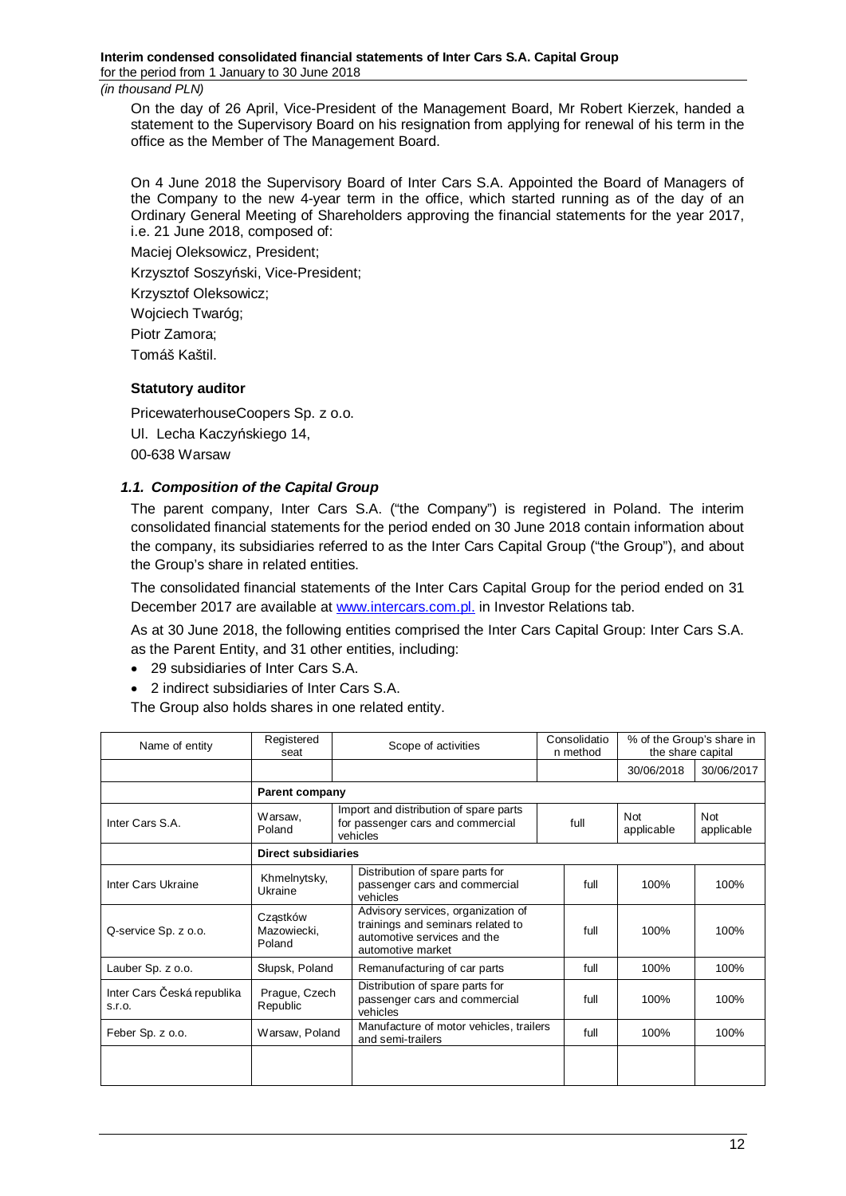On the day of 26 April, Vice-President of the Management Board, Mr Robert Kierzek, handed a statement to the Supervisory Board on his resignation from applying for renewal of his term in the office as the Member of The Management Board.

On 4 June 2018 the Supervisory Board of Inter Cars S.A. Appointed the Board of Managers of the Company to the new 4-year term in the office, which started running as of the day of an Ordinary General Meeting of Shareholders approving the financial statements for the year 2017, i.e. 21 June 2018, composed of:

Maciej Oleksowicz, President;

Krzysztof Soszyński, Vice-President;

Krzysztof Oleksowicz;

Wojciech Twaróg;

Piotr Zamora;

Tomáš Kaštil.

**Statutory auditor**

PricewaterhouseCoopers Sp. z o.o.

Ul. Lecha Kaczyńskiego 14,

00-638 Warsaw

### *1.1. Composition of the Capital Group*

The parent company, Inter Cars S.A. ("the Company") is registered in Poland. The interim consolidated financial statements for the period ended on 30 June 2018 contain information about the company, its subsidiaries referred to as the Inter Cars Capital Group ("the Group"), and about the Group's share in related entities.

The consolidated financial statements of the Inter Cars Capital Group for the period ended on 31 December 2017 are available at www.intercars.com.pl. in Investor Relations tab.

As at 30 June 2018, the following entities comprised the Inter Cars Capital Group: Inter Cars S.A. as the Parent Entity, and 31 other entities, including:

- 29 subsidiaries of Inter Cars S.A.
- 2 indirect subsidiaries of Inter Cars S.A.

The Group also holds shares in one related entity.

| Name of entity | Registered seat | Scope of activities | Consolidation method | % of the Group's share in the share capital | |
|---|---|---|---|---|---|
| | | | | 30/06/2018 | 30/06/2017 |
| | **Parent company** | | | | |
| Inter Cars S.A. | Warsaw, Poland | Import and distribution of spare parts for passenger cars and commercial vehicles | full | Not applicable | Not applicable |
| | **Direct subsidiaries** | | | | |
| Inter Cars Ukraine | Khmelnytsky, Ukraine | Distribution of spare parts for passenger cars and commercial vehicles | full | 100% | 100% |
| Q-service Sp. z o.o. | Cząstków Mazowiecki, Poland | Advisory services, organization of trainings and seminars related to automotive services and the automotive market | full | 100% | 100% |
| Lauber Sp. z o.o. | Słupsk, Poland | Remanufacturing of car parts | full | 100% | 100% |
| Inter Cars Česká republika s.r.o. | Prague, Czech Republic | Distribution of spare parts for passenger cars and commercial vehicles | full | 100% | 100% |
| Feber Sp. z o.o. | Warsaw, Poland | Manufacture of motor vehicles, trailers and semi-trailers | full | 100% | 100% |
| | | | | | |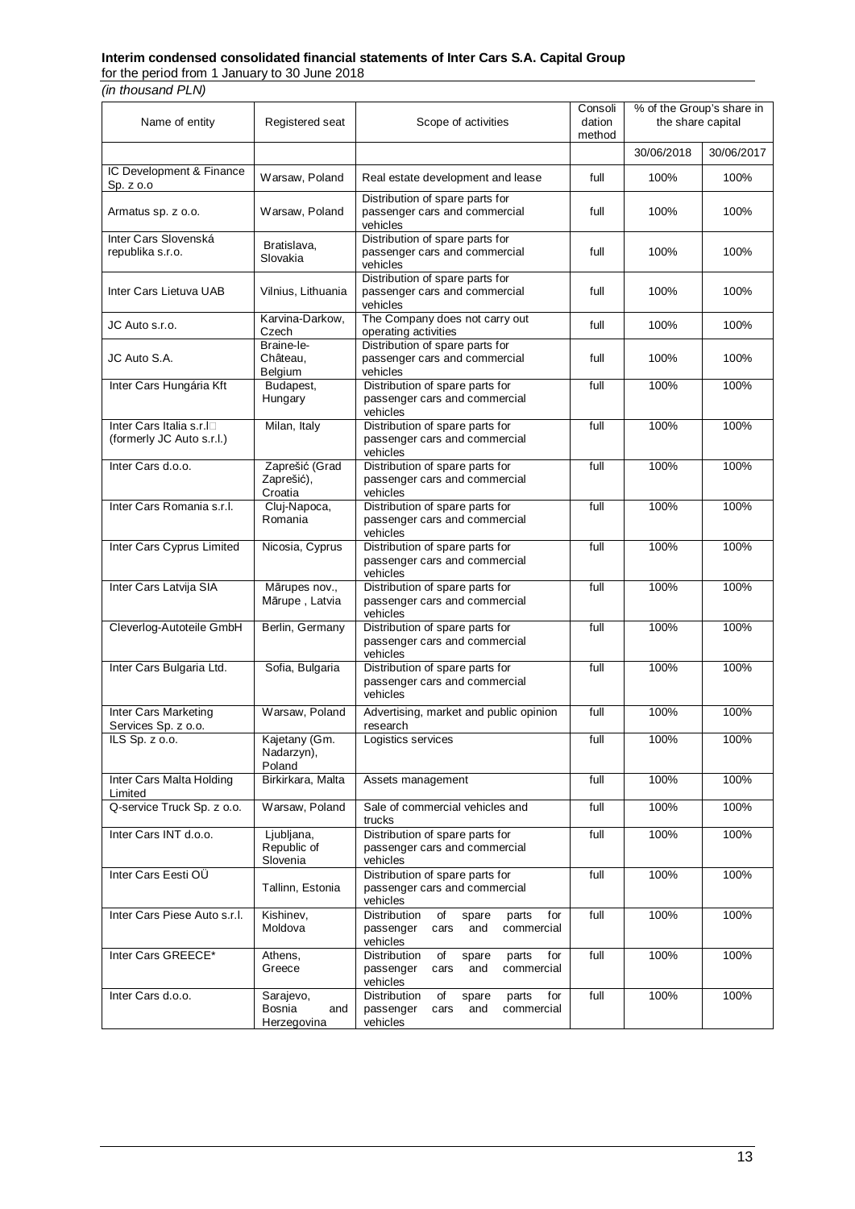| Name of entity | Registered seat | Scope of activities | Consolidation method | % of the Group's share in the share capital | |
|---|---|---|---|---|---|
| | | | | 30/06/2018 | 30/06/2017 |
| IC Development & Finance Sp. z o.o | Warsaw, Poland | Real estate development and lease | full | 100% | 100% |
| Armatus sp. z o.o. | Warsaw, Poland | Distribution of spare parts for passenger cars and commercial vehicles | full | 100% | 100% |
| Inter Cars Slovenská republika s.r.o. | Bratislava, Slovakia | Distribution of spare parts for passenger cars and commercial vehicles | full | 100% | 100% |
| Inter Cars Lietuva UAB | Vilnius, Lithuania | Distribution of spare parts for passenger cars and commercial vehicles | full | 100% | 100% |
| JC Auto s.r.o. | Karvina-Darkow, Czech | The Company does not carry out operating activities | full | 100% | 100% |
| JC Auto S.A. | Braine-le-Château, Belgium | Distribution of spare parts for passenger cars and commercial vehicles | full | 100% | 100% |
| Inter Cars Hungária Kft | Budapest, Hungary | Distribution of spare parts for passenger cars and commercial vehicles | full | 100% | 100% |
| Inter Cars Italia s.r.l (formerly JC Auto s.r.l.) | Milan, Italy | Distribution of spare parts for passenger cars and commercial vehicles | full | 100% | 100% |
| Inter Cars d.o.o. | Zaprešić (Grad Zaprešić), Croatia | Distribution of spare parts for passenger cars and commercial vehicles | full | 100% | 100% |
| Inter Cars Romania s.r.l. | Cluj-Napoca, Romania | Distribution of spare parts for passenger cars and commercial vehicles | full | 100% | 100% |
| Inter Cars Cyprus Limited | Nicosia, Cyprus | Distribution of spare parts for passenger cars and commercial vehicles | full | 100% | 100% |
| Inter Cars Latvija SIA | Mārupes nov., Mārupe , Latvia | Distribution of spare parts for passenger cars and commercial vehicles | full | 100% | 100% |
| Cleverlog-Autoteile GmbH | Berlin, Germany | Distribution of spare parts for passenger cars and commercial vehicles | full | 100% | 100% |
| Inter Cars Bulgaria Ltd. | Sofia, Bulgaria | Distribution of spare parts for passenger cars and commercial vehicles | full | 100% | 100% |
| Inter Cars Marketing Services Sp. z o.o. | Warsaw, Poland | Advertising, market and public opinion research | full | 100% | 100% |
| ILS Sp. z o.o. | Kajetany (Gm. Nadarzyn), Poland | Logistics services | full | 100% | 100% |
| Inter Cars Malta Holding Limited | Birkirkara, Malta | Assets management | full | 100% | 100% |
| Q-service Truck Sp. z o.o. | Warsaw, Poland | Sale of commercial vehicles and trucks | full | 100% | 100% |
| Inter Cars INT d.o.o. | Ljubljana, Republic of Slovenia | Distribution of spare parts for passenger cars and commercial vehicles | full | 100% | 100% |
| Inter Cars Eesti OÜ | Tallinn, Estonia | Distribution of spare parts for passenger cars and commercial vehicles | full | 100% | 100% |
| Inter Cars Piese Auto s.r.l. | Kishinev, Moldova | Distribution of spare parts for passenger cars and commercial vehicles | full | 100% | 100% |
| Inter Cars GREECE* | Athens, Greece | Distribution of spare parts for passenger cars and commercial vehicles | full | 100% | 100% |
| Inter Cars d.o.o. | Sarajevo, Bosnia and Herzegovina | Distribution of spare parts for passenger cars and commercial vehicles | full | 100% | 100% |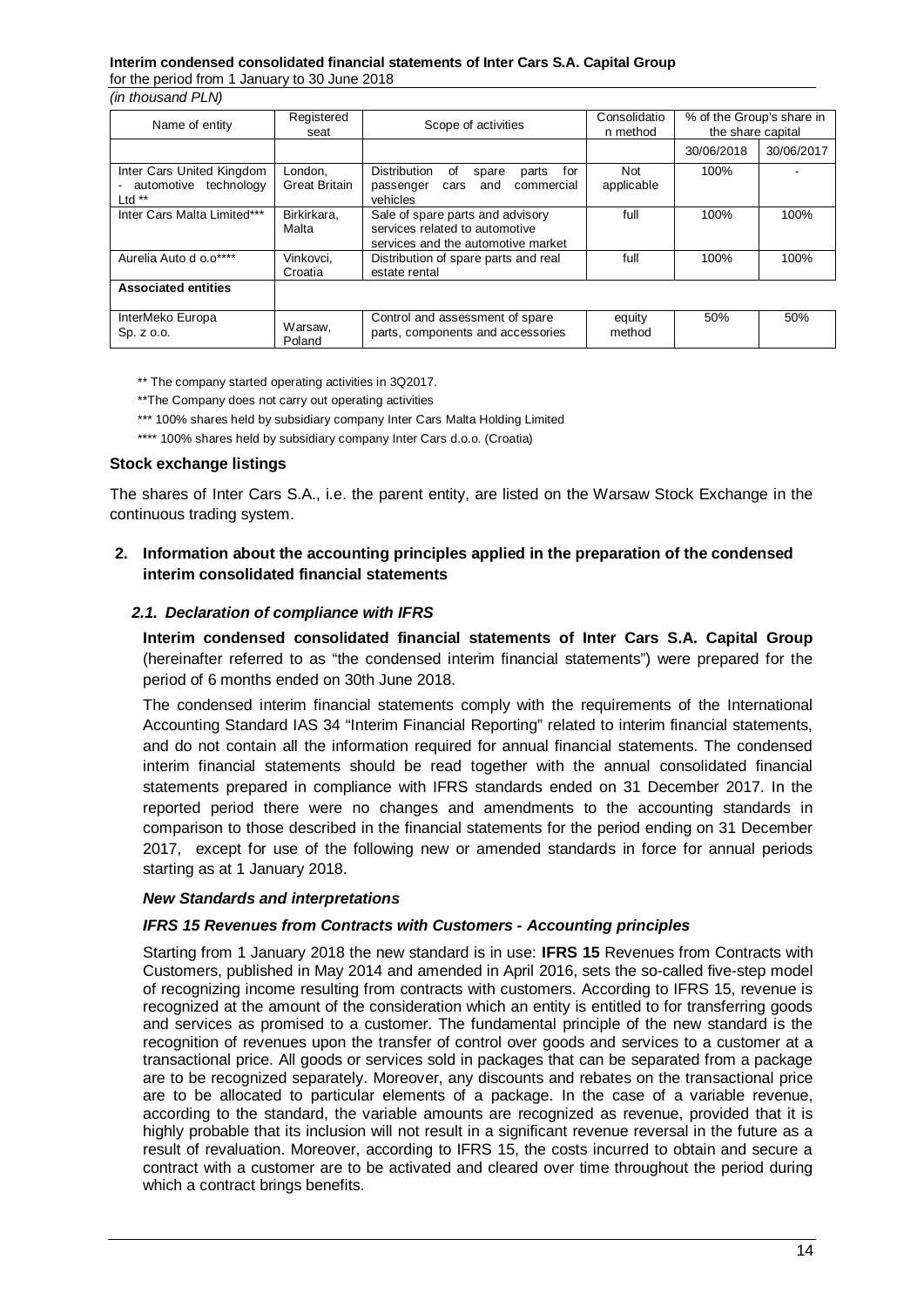*(in thousand PLN)*

| Name of entity | Registered seat | Scope of activities | Consolidation method | % of the Group's share in the share capital | |
|---|---|---|---|---|---|
| | | | | 30/06/2018 | 30/06/2017 |
| Inter Cars United Kingdom - automotive technology Ltd ** | London, Great Britain | Distribution of spare parts for passenger cars and commercial vehicles | Not applicable | 100% | - |
| Inter Cars Malta Limited*** | Birkirkara, Malta | Sale of spare parts and advisory services related to automotive services and the automotive market | full | 100% | 100% |
| Aurelia Auto d o.o**** | Vinkovci, Croatia | Distribution of spare parts and real estate rental | full | 100% | 100% |
| **Associated entities** | | | | | |
| InterMeko Europa Sp. z o.o. | Warsaw, Poland | Control and assessment of spare parts, components and accessories | equity method | 50% | 50% |

** The company started operating activities in 3Q2017.

**The Company does not carry out operating activities

*** 100% shares held by subsidiary company Inter Cars Malta Holding Limited

**** 100% shares held by subsidiary company Inter Cars d.o.o. (Croatia)

**Stock exchange listings**

The shares of Inter Cars S.A., i.e. the parent entity, are listed on the Warsaw Stock Exchange in the continuous trading system.

## 2. Information about the accounting principles applied in the preparation of the condensed interim consolidated financial statements

### *2.1. Declaration of compliance with IFRS*

**Interim condensed consolidated financial statements of Inter Cars S.A. Capital Group** (hereinafter referred to as "the condensed interim financial statements") were prepared for the period of 6 months ended on 30th June 2018.

The condensed interim financial statements comply with the requirements of the International Accounting Standard IAS 34 "Interim Financial Reporting" related to interim financial statements, and do not contain all the information required for annual financial statements. The condensed interim financial statements should be read together with the annual consolidated financial statements prepared in compliance with IFRS standards ended on 31 December 2017. In the reported period there were no changes and amendments to the accounting standards in comparison to those described in the financial statements for the period ending on 31 December 2017, except for use of the following new or amended standards in force for annual periods starting as at 1 January 2018.

***New Standards and interpretations***

***IFRS 15 Revenues from Contracts with Customers - Accounting principles***

Starting from 1 January 2018 the new standard is in use: **IFRS 15** Revenues from Contracts with Customers, published in May 2014 and amended in April 2016, sets the so-called five-step model of recognizing income resulting from contracts with customers. According to IFRS 15, revenue is recognized at the amount of the consideration which an entity is entitled to for transferring goods and services as promised to a customer. The fundamental principle of the new standard is the recognition of revenues upon the transfer of control over goods and services to a customer at a transactional price. All goods or services sold in packages that can be separated from a package are to be recognized separately. Moreover, any discounts and rebates on the transactional price are to be allocated to particular elements of a package. In the case of a variable revenue, according to the standard, the variable amounts are recognized as revenue, provided that it is highly probable that its inclusion will not result in a significant revenue reversal in the future as a result of revaluation. Moreover, according to IFRS 15, the costs incurred to obtain and secure a contract with a customer are to be activated and cleared over time throughout the period during which a contract brings benefits.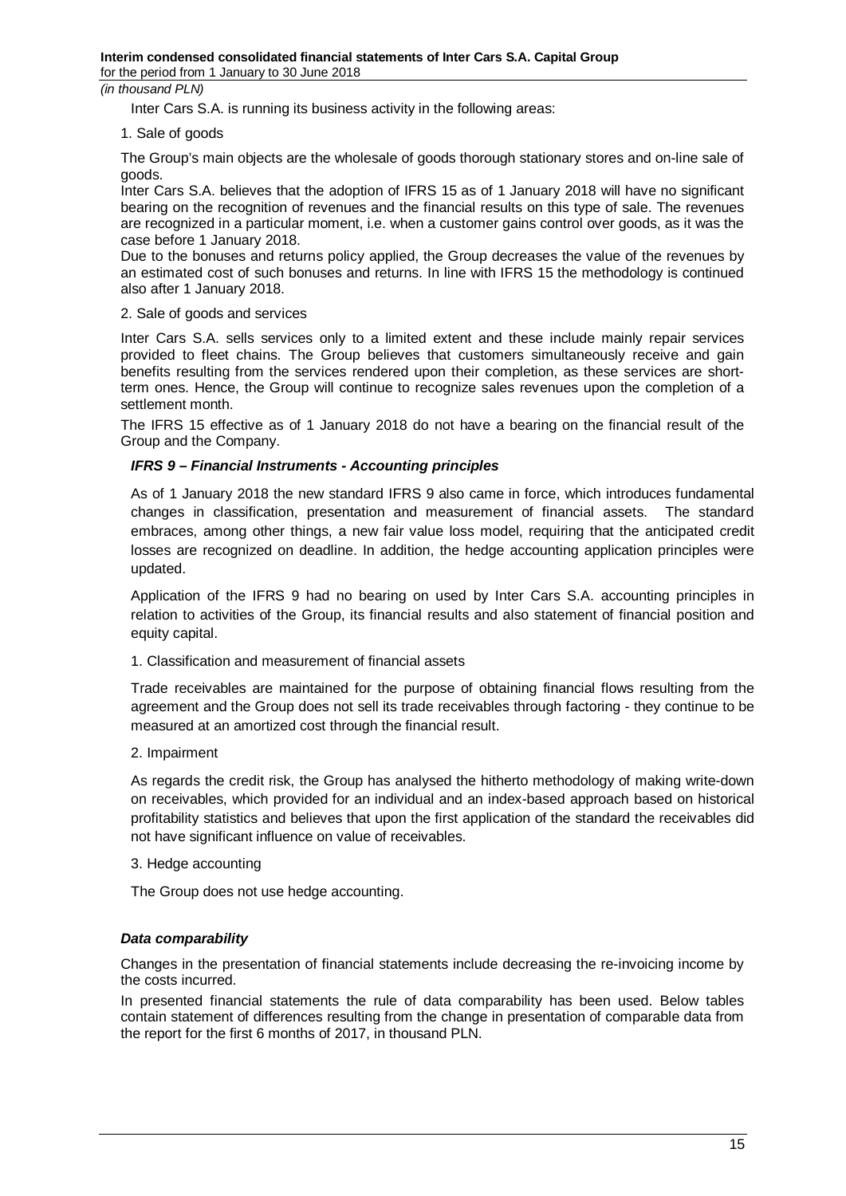Inter Cars S.A. is running its business activity in the following areas:

1. Sale of goods

The Group's main objects are the wholesale of goods thorough stationary stores and on-line sale of goods.

Inter Cars S.A. believes that the adoption of IFRS 15 as of 1 January 2018 will have no significant bearing on the recognition of revenues and the financial results on this type of sale. The revenues are recognized in a particular moment, i.e. when a customer gains control over goods, as it was the case before 1 January 2018.

Due to the bonuses and returns policy applied, the Group decreases the value of the revenues by an estimated cost of such bonuses and returns. In line with IFRS 15 the methodology is continued also after 1 January 2018.

2. Sale of goods and services

Inter Cars S.A. sells services only to a limited extent and these include mainly repair services provided to fleet chains. The Group believes that customers simultaneously receive and gain benefits resulting from the services rendered upon their completion, as these services are short-term ones. Hence, the Group will continue to recognize sales revenues upon the completion of a settlement month.

The IFRS 15 effective as of 1 January 2018 do not have a bearing on the financial result of the Group and the Company.

***IFRS 9 – Financial Instruments - Accounting principles***

As of 1 January 2018 the new standard IFRS 9 also came in force, which introduces fundamental changes in classification, presentation and measurement of financial assets. The standard embraces, among other things, a new fair value loss model, requiring that the anticipated credit losses are recognized on deadline. In addition, the hedge accounting application principles were updated.

Application of the IFRS 9 had no bearing on used by Inter Cars S.A. accounting principles in relation to activities of the Group, its financial results and also statement of financial position and equity capital.

1. Classification and measurement of financial assets

Trade receivables are maintained for the purpose of obtaining financial flows resulting from the agreement and the Group does not sell its trade receivables through factoring - they continue to be measured at an amortized cost through the financial result.

2. Impairment

As regards the credit risk, the Group has analysed the hitherto methodology of making write-down on receivables, which provided for an individual and an index-based approach based on historical profitability statistics and believes that upon the first application of the standard the receivables did not have significant influence on value of receivables.

3. Hedge accounting

The Group does not use hedge accounting.

***Data comparability***

Changes in the presentation of financial statements include decreasing the re-invoicing income by the costs incurred.

In presented financial statements the rule of data comparability has been used. Below tables contain statement of differences resulting from the change in presentation of comparable data from the report for the first 6 months of 2017, in thousand PLN.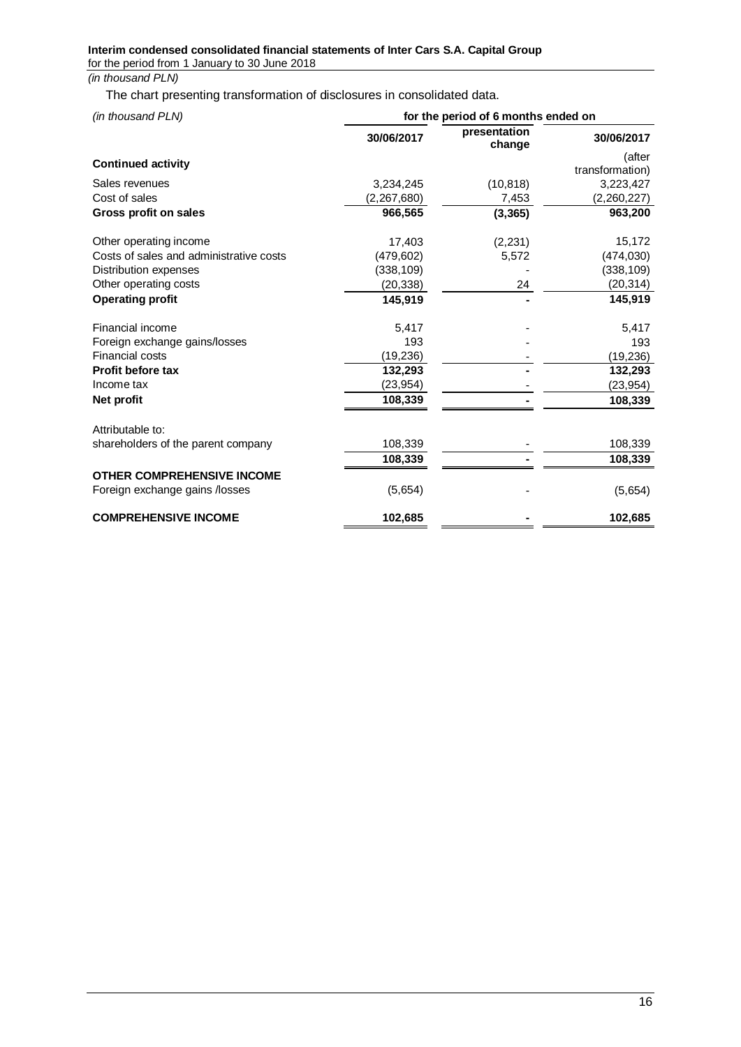The chart presenting transformation of disclosures in consolidated data.

| *(in thousand PLN)* | for the period of 6 months ended on | | |
|---|---|---|---|
| | 30/06/2017 | presentation change | 30/06/2017 |
| **Continued activity** | | | (after transformation) |
| Sales revenues | 3,234,245 | (10,818) | 3,223,427 |
| Cost of sales | (2,267,680) | 7,453 | (2,260,227) |
| **Gross profit on sales** | **966,565** | **(3,365)** | **963,200** |
| Other operating income | 17,403 | (2,231) | 15,172 |
| Costs of sales and administrative costs | (479,602) | 5,572 | (474,030) |
| Distribution expenses | (338,109) | - | (338,109) |
| Other operating costs | (20,338) | 24 | (20,314) |
| **Operating profit** | **145,919** | **-** | **145,919** |
| Financial income | 5,417 | - | 5,417 |
| Foreign exchange gains/losses | 193 | - | 193 |
| Financial costs | (19,236) | - | (19,236) |
| **Profit before tax** | **132,293** | **-** | **132,293** |
| Income tax | (23,954) | - | (23,954) |
| **Net profit** | **108,339** | **-** | **108,339** |
| Attributable to: | | | |
| shareholders of the parent company | 108,339 | - | 108,339 |
| | **108,339** | **-** | **108,339** |
| **OTHER COMPREHENSIVE INCOME** | | | |
| Foreign exchange gains /losses | (5,654) | - | (5,654) |
| **COMPREHENSIVE INCOME** | **102,685** | **-** | **102,685** |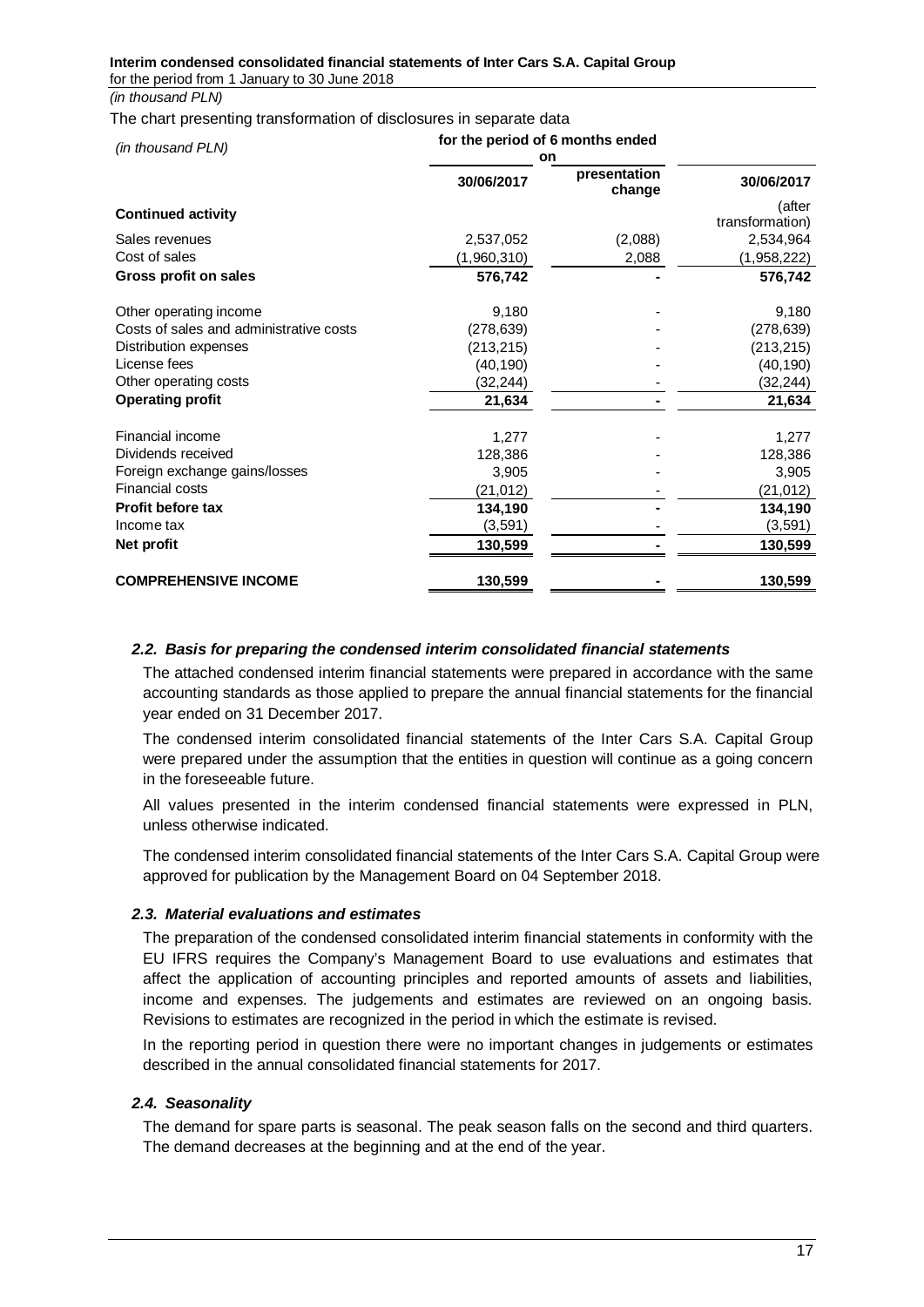*(in thousand PLN)*

The chart presenting transformation of disclosures in separate data

| *(in thousand PLN)* | for the period of 6 months ended on | | |
|---|---|---|---|
| | **30/06/2017** | **presentation change** | **30/06/2017** |
| **Continued activity** | | | (after transformation) |
| Sales revenues | 2,537,052 | (2,088) | 2,534,964 |
| Cost of sales | (1,960,310) | 2,088 | (1,958,222) |
| **Gross profit on sales** | **576,742** | **-** | **576,742** |
| Other operating income | 9,180 | - | 9,180 |
| Costs of sales and administrative costs | (278,639) | - | (278,639) |
| Distribution expenses | (213,215) | - | (213,215) |
| License fees | (40,190) | - | (40,190) |
| Other operating costs | (32,244) | - | (32,244) |
| **Operating profit** | **21,634** | **-** | **21,634** |
| Financial income | 1,277 | - | 1,277 |
| Dividends received | 128,386 | - | 128,386 |
| Foreign exchange gains/losses | 3,905 | - | 3,905 |
| Financial costs | (21,012) | - | (21,012) |
| **Profit before tax** | **134,190** | **-** | **134,190** |
| Income tax | (3,591) | - | (3,591) |
| **Net profit** | **130,599** | **-** | **130,599** |
| **COMPREHENSIVE INCOME** | **130,599** | **-** | **130,599** |

### *2.2. Basis for preparing the condensed interim consolidated financial statements*

The attached condensed interim financial statements were prepared in accordance with the same accounting standards as those applied to prepare the annual financial statements for the financial year ended on 31 December 2017.

The condensed interim consolidated financial statements of the Inter Cars S.A. Capital Group were prepared under the assumption that the entities in question will continue as a going concern in the foreseeable future.

All values presented in the interim condensed financial statements were expressed in PLN, unless otherwise indicated.

The condensed interim consolidated financial statements of the Inter Cars S.A. Capital Group were approved for publication by the Management Board on 04 September 2018.

### *2.3. Material evaluations and estimates*

The preparation of the condensed consolidated interim financial statements in conformity with the EU IFRS requires the Company's Management Board to use evaluations and estimates that affect the application of accounting principles and reported amounts of assets and liabilities, income and expenses. The judgements and estimates are reviewed on an ongoing basis. Revisions to estimates are recognized in the period in which the estimate is revised.

In the reporting period in question there were no important changes in judgements or estimates described in the annual consolidated financial statements for 2017.

### *2.4. Seasonality*

The demand for spare parts is seasonal. The peak season falls on the second and third quarters. The demand decreases at the beginning and at the end of the year.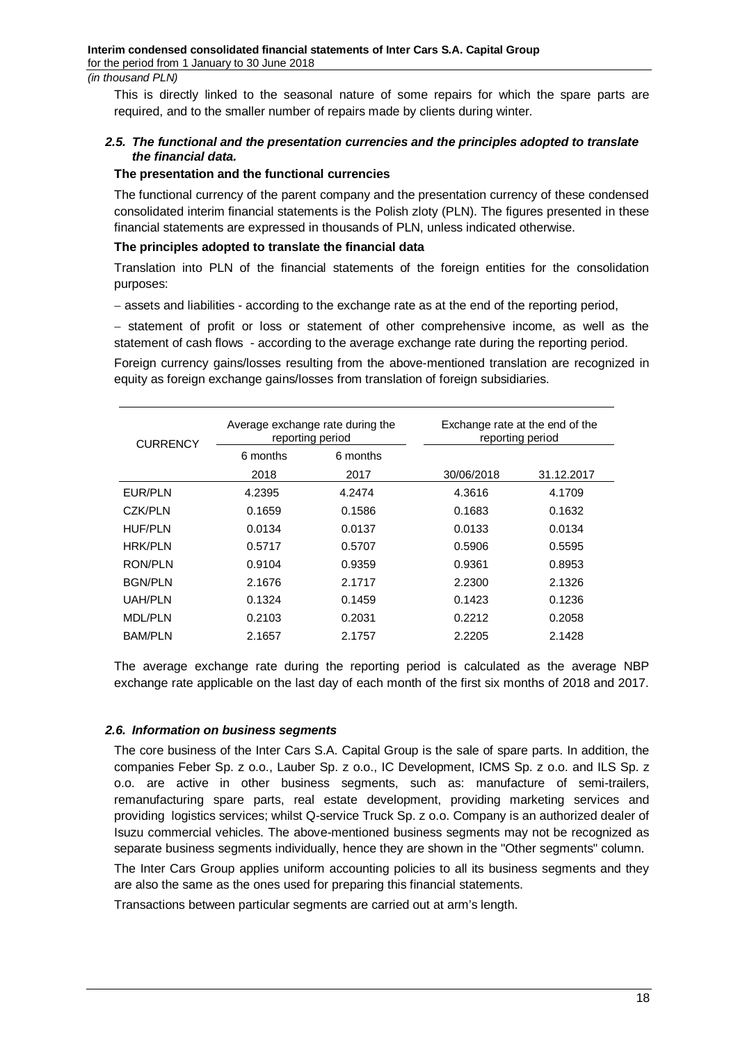This is directly linked to the seasonal nature of some repairs for which the spare parts are required, and to the smaller number of repairs made by clients during winter.

### *2.5. The functional and the presentation currencies and the principles adopted to translate the financial data.*

**The presentation and the functional currencies**

The functional currency of the parent company and the presentation currency of these condensed consolidated interim financial statements is the Polish zloty (PLN). The figures presented in these financial statements are expressed in thousands of PLN, unless indicated otherwise.

**The principles adopted to translate the financial data**

Translation into PLN of the financial statements of the foreign entities for the consolidation purposes:

– assets and liabilities - according to the exchange rate as at the end of the reporting period,

– statement of profit or loss or statement of other comprehensive income, as well as the statement of cash flows - according to the average exchange rate during the reporting period.

Foreign currency gains/losses resulting from the above-mentioned translation are recognized in equity as foreign exchange gains/losses from translation of foreign subsidiaries.

| CURRENCY | Average exchange rate during the reporting period | | Exchange rate at the end of the reporting period | |
|---|---|---|---|---|
| | 6 months 2018 | 6 months 2017 | 30/06/2018 | 31.12.2017 |
| EUR/PLN | 4.2395 | 4.2474 | 4.3616 | 4.1709 |
| CZK/PLN | 0.1659 | 0.1586 | 0.1683 | 0.1632 |
| HUF/PLN | 0.0134 | 0.0137 | 0.0133 | 0.0134 |
| HRK/PLN | 0.5717 | 0.5707 | 0.5906 | 0.5595 |
| RON/PLN | 0.9104 | 0.9359 | 0.9361 | 0.8953 |
| BGN/PLN | 2.1676 | 2.1717 | 2.2300 | 2.1326 |
| UAH/PLN | 0.1324 | 0.1459 | 0.1423 | 0.1236 |
| MDL/PLN | 0.2103 | 0.2031 | 0.2212 | 0.2058 |
| BAM/PLN | 2.1657 | 2.1757 | 2.2205 | 2.1428 |

The average exchange rate during the reporting period is calculated as the average NBP exchange rate applicable on the last day of each month of the first six months of 2018 and 2017.

### *2.6. Information on business segments*

The core business of the Inter Cars S.A. Capital Group is the sale of spare parts. In addition, the companies Feber Sp. z o.o., Lauber Sp. z o.o., IC Development, ICMS Sp. z o.o. and ILS Sp. z o.o. are active in other business segments, such as: manufacture of semi-trailers, remanufacturing spare parts, real estate development, providing marketing services and providing logistics services; whilst Q-service Truck Sp. z o.o. Company is an authorized dealer of Isuzu commercial vehicles. The above-mentioned business segments may not be recognized as separate business segments individually, hence they are shown in the "Other segments" column.

The Inter Cars Group applies uniform accounting policies to all its business segments and they are also the same as the ones used for preparing this financial statements.

Transactions between particular segments are carried out at arm's length.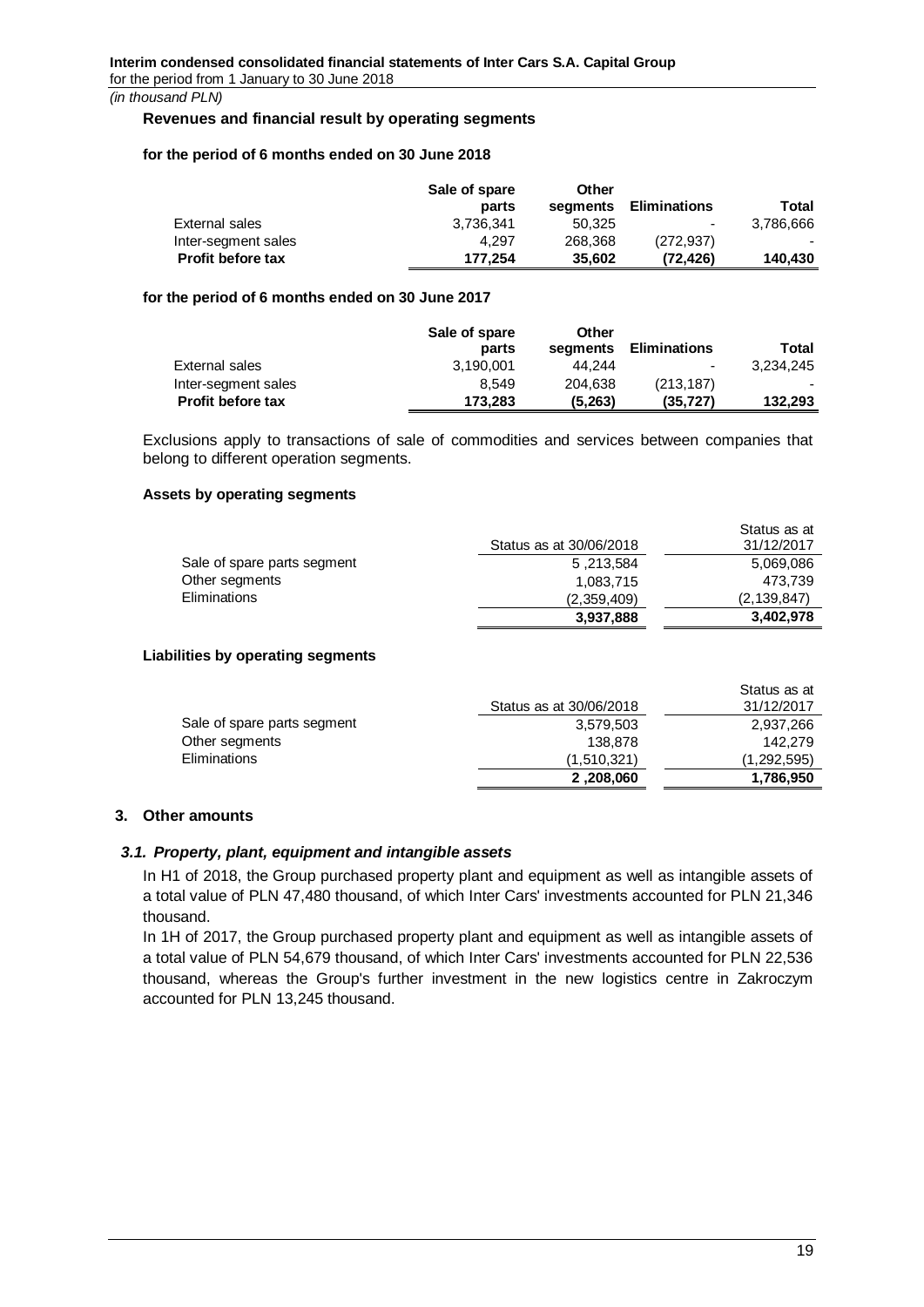*(in thousand PLN)*

**Revenues and financial result by operating segments**

**for the period of 6 months ended on 30 June 2018**

| | Sale of spare parts | Other segments | Eliminations | Total |
|---|---|---|---|---|
| External sales | 3,736,341 | 50,325 | - | 3,786,666 |
| Inter-segment sales | 4,297 | 268,368 | (272,937) | - |
| **Profit before tax** | **177,254** | **35,602** | **(72,426)** | **140,430** |

**for the period of 6 months ended on 30 June 2017**

| | Sale of spare parts | Other segments | Eliminations | Total |
|---|---|---|---|---|
| External sales | 3,190,001 | 44,244 | - | 3,234,245 |
| Inter-segment sales | 8,549 | 204,638 | (213,187) | - |
| **Profit before tax** | **173,283** | **(5,263)** | **(35,727)** | **132,293** |

Exclusions apply to transactions of sale of commodities and services between companies that belong to different operation segments.

**Assets by operating segments**

| | Status as at 30/06/2018 | Status as at 31/12/2017 |
|---|---|---|
| Sale of spare parts segment | 5 ,213,584 | 5,069,086 |
| Other segments | 1,083,715 | 473,739 |
| Eliminations | (2,359,409) | (2,139,847) |
| | **3,937,888** | **3,402,978** |

**Liabilities by operating segments**

| | Status as at 30/06/2018 | Status as at 31/12/2017 |
|---|---|---|
| Sale of spare parts segment | 3,579,503 | 2,937,266 |
| Other segments | 138,878 | 142,279 |
| Eliminations | (1,510,321) | (1,292,595) |
| | **2 ,208,060** | **1,786,950** |

## 3. Other amounts

### *3.1. Property, plant, equipment and intangible assets*

In H1 of 2018, the Group purchased property plant and equipment as well as intangible assets of a total value of PLN 47,480 thousand, of which Inter Cars' investments accounted for PLN 21,346 thousand.

In 1H of 2017, the Group purchased property plant and equipment as well as intangible assets of a total value of PLN 54,679 thousand, of which Inter Cars' investments accounted for PLN 22,536 thousand, whereas the Group's further investment in the new logistics centre in Zakroczym accounted for PLN 13,245 thousand.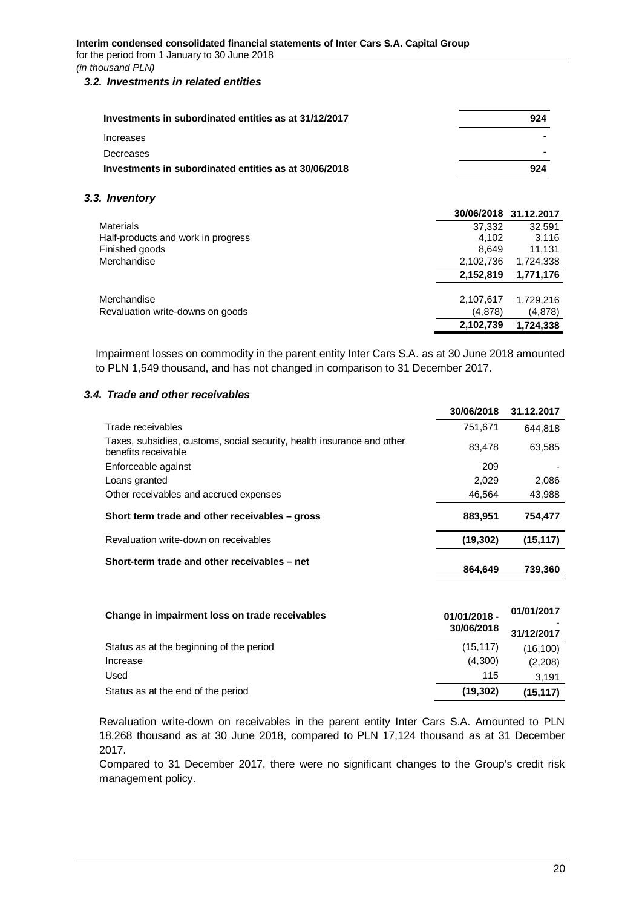*(in thousand PLN)*

### *3.2. Investments in related entities*

| | |
|---|---|
| **Investments in subordinated entities as at 31/12/2017** | **924** |
| Increases | - |
| Decreases | - |
| **Investments in subordinated entities as at 30/06/2018** | **924** |

### *3.3. Inventory*

| | 30/06/2018 | 31.12.2017 |
|---|---|---|
| Materials | 37,332 | 32,591 |
| Half-products and work in progress | 4,102 | 3,116 |
| Finished goods | 8,649 | 11,131 |
| Merchandise | 2,102,736 | 1,724,338 |
| | **2,152,819** | **1,771,176** |
| | | |
| Merchandise | 2,107,617 | 1,729,216 |
| Revaluation write-downs on goods | (4,878) | (4,878) |
| | **2,102,739** | **1,724,338** |

Impairment losses on commodity in the parent entity Inter Cars S.A. as at 30 June 2018 amounted to PLN 1,549 thousand, and has not changed in comparison to 31 December 2017.

### *3.4. Trade and other receivables*

| | 30/06/2018 | 31.12.2017 |
|---|---|---|
| Trade receivables | 751,671 | 644,818 |
| Taxes, subsidies, customs, social security, health insurance and other benefits receivable | 83,478 | 63,585 |
| Enforceable against | 209 | - |
| Loans granted | 2,029 | 2,086 |
| Other receivables and accrued expenses | 46,564 | 43,988 |
| **Short term trade and other receivables – gross** | **883,951** | **754,477** |
| Revaluation write-down on receivables | **(19,302)** | **(15,117)** |
| **Short-term trade and other receivables – net** | **864,649** | **739,360** |

| **Change in impairment loss on trade receivables** | **01/01/2018 - 30/06/2018** | **01/01/2017 - 31/12/2017** |
|---|---|---|
| Status as at the beginning of the period | (15,117) | (16,100) |
| Increase | (4,300) | (2,208) |
| Used | 115 | 3,191 |
| Status as at the end of the period | **(19,302)** | **(15,117)** |

Revaluation write-down on receivables in the parent entity Inter Cars S.A. Amounted to PLN 18,268 thousand as at 30 June 2018, compared to PLN 17,124 thousand as at 31 December 2017.

Compared to 31 December 2017, there were no significant changes to the Group's credit risk management policy.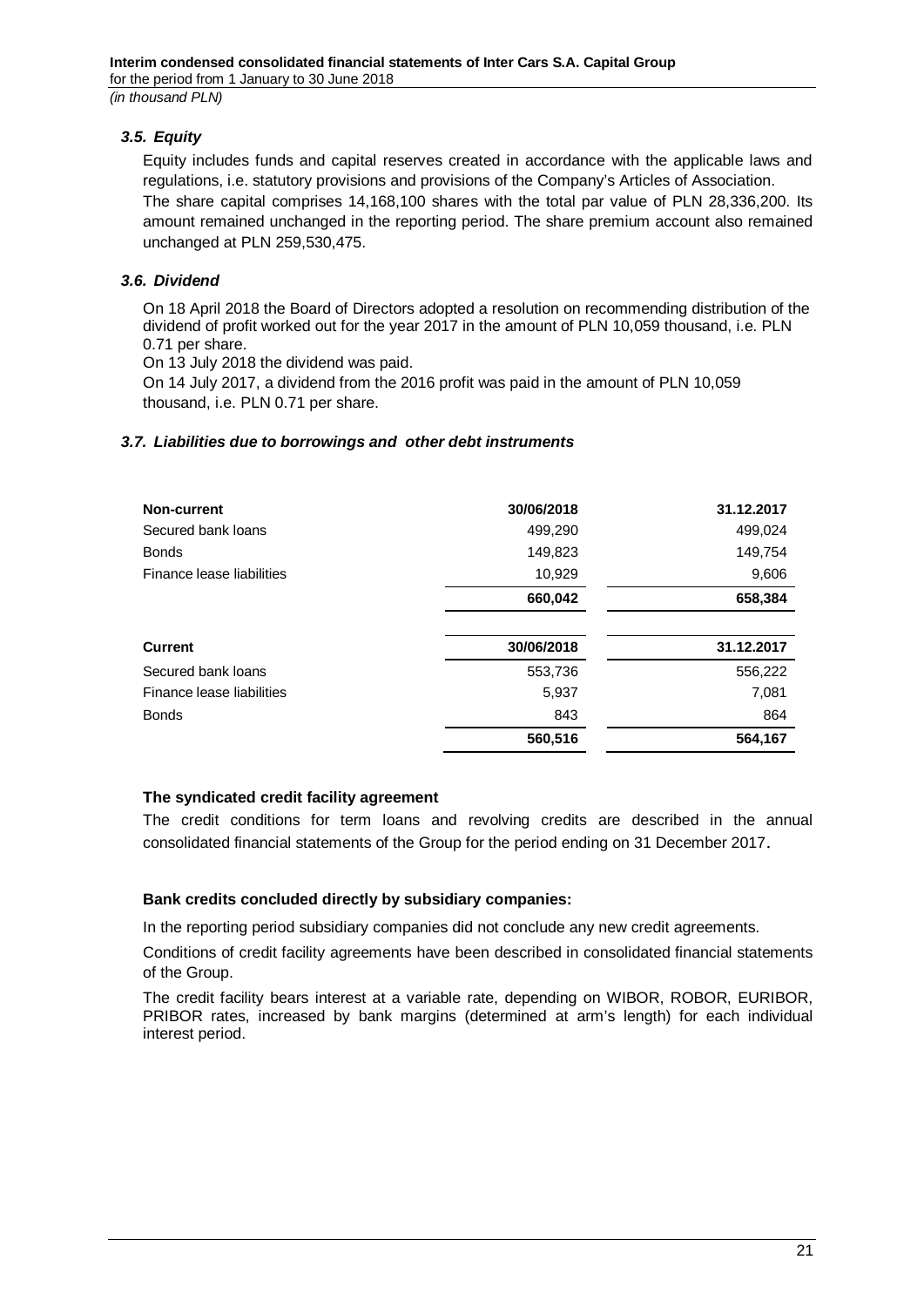### *3.5. Equity*

Equity includes funds and capital reserves created in accordance with the applicable laws and regulations, i.e. statutory provisions and provisions of the Company's Articles of Association.
The share capital comprises 14,168,100 shares with the total par value of PLN 28,336,200. Its amount remained unchanged in the reporting period. The share premium account also remained unchanged at PLN 259,530,475.

### *3.6. Dividend*

On 18 April 2018 the Board of Directors adopted a resolution on recommending distribution of the dividend of profit worked out for the year 2017 in the amount of PLN 10,059 thousand, i.e. PLN 0.71 per share.
On 13 July 2018 the dividend was paid.
On 14 July 2017, a dividend from the 2016 profit was paid in the amount of PLN 10,059 thousand, i.e. PLN 0.71 per share.

### *3.7. Liabilities due to borrowings and other debt instruments*

| **Non-current** | **30/06/2018** | **31.12.2017** |
|---|---|---|
| Secured bank loans | 499,290 | 499,024 |
| Bonds | 149,823 | 149,754 |
| Finance lease liabilities | 10,929 | 9,606 |
| | **660,042** | **658,384** |

| **Current** | **30/06/2018** | **31.12.2017** |
|---|---|---|
| Secured bank loans | 553,736 | 556,222 |
| Finance lease liabilities | 5,937 | 7,081 |
| Bonds | 843 | 864 |
| | **560,516** | **564,167** |

**The syndicated credit facility agreement**

The credit conditions for term loans and revolving credits are described in the annual consolidated financial statements of the Group for the period ending on 31 December 2017.

**Bank credits concluded directly by subsidiary companies:**

In the reporting period subsidiary companies did not conclude any new credit agreements.

Conditions of credit facility agreements have been described in consolidated financial statements of the Group.

The credit facility bears interest at a variable rate, depending on WIBOR, ROBOR, EURIBOR, PRIBOR rates, increased by bank margins (determined at arm's length) for each individual interest period.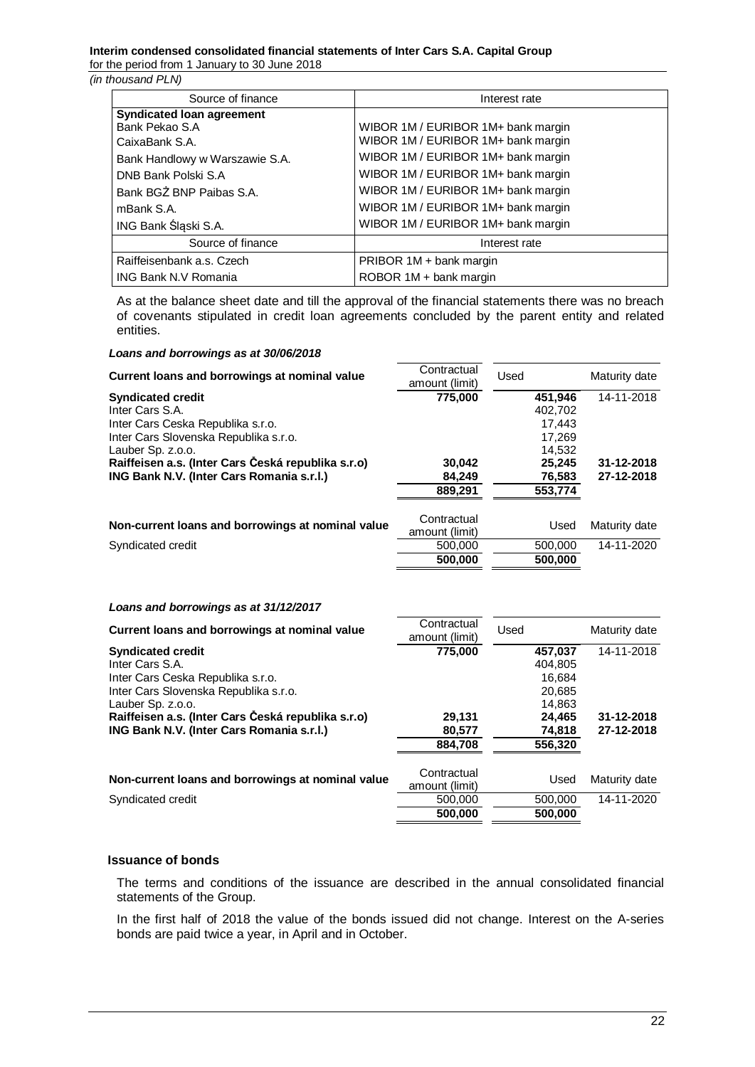| Source of finance | Interest rate |
|---|---|
| **Syndicated loan agreement** | |
| Bank Pekao S.A | WIBOR 1M / EURIBOR 1M+ bank margin |
| CaixaBank S.A. | WIBOR 1M / EURIBOR 1M+ bank margin |
| Bank Handlowy w Warszawie S.A. | WIBOR 1M / EURIBOR 1M+ bank margin |
| DNB Bank Polski S.A | WIBOR 1M / EURIBOR 1M+ bank margin |
| Bank BGŻ BNP Paibas S.A. | WIBOR 1M / EURIBOR 1M+ bank margin |
| mBank S.A. | WIBOR 1M / EURIBOR 1M+ bank margin |
| ING Bank Śląski S.A. | WIBOR 1M / EURIBOR 1M+ bank margin |
| Source of finance | Interest rate |
| Raiffeisenbank a.s. Czech | PRIBOR 1M + bank margin |
| ING Bank N.V Romania | ROBOR 1M + bank margin |

As at the balance sheet date and till the approval of the financial statements there was no breach of covenants stipulated in credit loan agreements concluded by the parent entity and related entities.

***Loans and borrowings as at 30/06/2018***

| Current loans and borrowings at nominal value | Contractual amount (limit) | Used | Maturity date |
|---|---|---|---|
| **Syndicated credit** | **775,000** | **451,946** | 14-11-2018 |
| Inter Cars S.A. | | 402,702 | |
| Inter Cars Ceska Republika s.r.o. | | 17,443 | |
| Inter Cars Slovenska Republika s.r.o. | | 17,269 | |
| Lauber Sp. z.o.o. | | 14,532 | |
| **Raiffeisen a.s. (Inter Cars Česká republika s.r.o)** | **30,042** | **25,245** | **31-12-2018** |
| **ING Bank N.V. (Inter Cars Romania s.r.l.)** | **84,249** | **76,583** | **27-12-2018** |
| | **889,291** | **553,774** | |

| Non-current loans and borrowings at nominal value | Contractual amount (limit) | Used | Maturity date |
|---|---|---|---|
| Syndicated credit | 500,000 | 500,000 | 14-11-2020 |
| | **500,000** | **500,000** | |

***Loans and borrowings as at 31/12/2017***

| Current loans and borrowings at nominal value | Contractual amount (limit) | Used | Maturity date |
|---|---|---|---|
| **Syndicated credit** | **775,000** | **457,037** | 14-11-2018 |
| Inter Cars S.A. | | 404,805 | |
| Inter Cars Ceska Republika s.r.o. | | 16,684 | |
| Inter Cars Slovenska Republika s.r.o. | | 20,685 | |
| Lauber Sp. z.o.o. | | 14,863 | |
| **Raiffeisen a.s. (Inter Cars Česká republika s.r.o)** | **29,131** | **24,465** | **31-12-2018** |
| **ING Bank N.V. (Inter Cars Romania s.r.l.)** | **80,577** | **74,818** | **27-12-2018** |
| | **884,708** | **556,320** | |

| Non-current loans and borrowings at nominal value | Contractual amount (limit) | Used | Maturity date |
|---|---|---|---|
| Syndicated credit | 500,000 | 500,000 | 14-11-2020 |
| | **500,000** | **500,000** | |

**Issuance of bonds**

The terms and conditions of the issuance are described in the annual consolidated financial statements of the Group.

In the first half of 2018 the value of the bonds issued did not change. Interest on the A-series bonds are paid twice a year, in April and in October.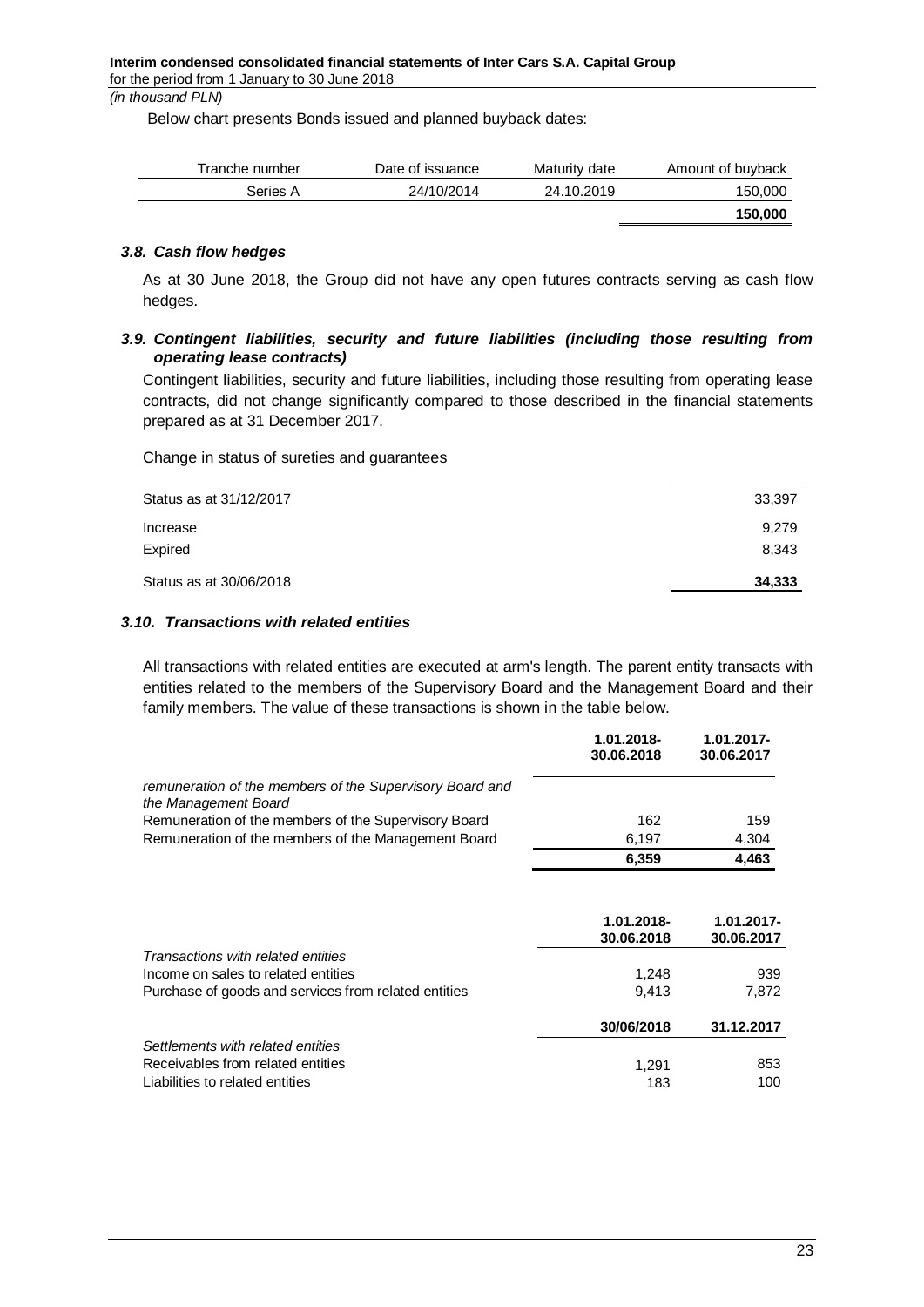*(in thousand PLN)*

Below chart presents Bonds issued and planned buyback dates:

| Tranche number | Date of issuance | Maturity date | Amount of buyback |
|---|---|---|---|
| Series A | 24/10/2014 | 24.10.2019 | 150,000 |
| | | | **150,000** |

### *3.8. Cash flow hedges*

As at 30 June 2018, the Group did not have any open futures contracts serving as cash flow hedges.

### *3.9. Contingent liabilities, security and future liabilities (including those resulting from operating lease contracts)*

Contingent liabilities, security and future liabilities, including those resulting from operating lease contracts, did not change significantly compared to those described in the financial statements prepared as at 31 December 2017.

Change in status of sureties and guarantees

| | |
|---|---|
| Status as at 31/12/2017 | 33,397 |
| Increase | 9,279 |
| Expired | 8,343 |
| Status as at 30/06/2018 | **34,333** |

### *3.10. Transactions with related entities*

All transactions with related entities are executed at arm's length. The parent entity transacts with entities related to the members of the Supervisory Board and the Management Board and their family members. The value of these transactions is shown in the table below.

| | 1.01.2018-30.06.2018 | 1.01.2017-30.06.2017 |
|---|---|---|
| *remuneration of the members of the Supervisory Board and the Management Board* | | |
| Remuneration of the members of the Supervisory Board | 162 | 159 |
| Remuneration of the members of the Management Board | 6,197 | 4,304 |
| | **6,359** | **4,463** |

| | 1.01.2018-30.06.2018 | 1.01.2017-30.06.2017 |
|---|---|---|
| *Transactions with related entities* | | |
| Income on sales to related entities | 1,248 | 939 |
| Purchase of goods and services from related entities | 9,413 | 7,872 |
| | **30/06/2018** | **31.12.2017** |
| *Settlements with related entities* | | |
| Receivables from related entities | 1,291 | 853 |
| Liabilities to related entities | 183 | 100 |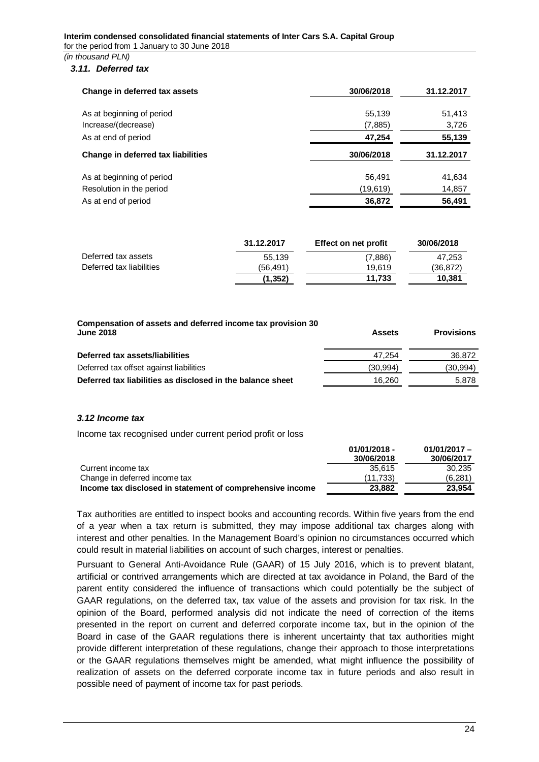*(in thousand PLN)*

### *3.11. Deferred tax*

| Change in deferred tax assets | 30/06/2018 | 31.12.2017 |
|---|---|---|
| As at beginning of period | 55,139 | 51,413 |
| Increase/(decrease) | (7,885) | 3,726 |
| As at end of period | **47,254** | **55,139** |

| Change in deferred tax liabilities | 30/06/2018 | 31.12.2017 |
|---|---|---|
| As at beginning of period | 56,491 | 41,634 |
| Resolution in the period | (19,619) | 14,857 |
| As at end of period | **36,872** | **56,491** |

| | 31.12.2017 | Effect on net profit | 30/06/2018 |
|---|---|---|---|
| Deferred tax assets | 55,139 | (7,886) | 47,253 |
| Deferred tax liabilities | (56,491) | 19,619 | (36,872) |
| | **(1,352)** | **11,733** | **10,381** |

| Compensation of assets and deferred income tax provision 30 June 2018 | Assets | Provisions |
|---|---|---|
| **Deferred tax assets/liabilities** | 47,254 | 36,872 |
| Deferred tax offset against liabilities | (30,994) | (30,994) |
| **Deferred tax liabilities as disclosed in the balance sheet** | 16,260 | 5,878 |

### *3.12 Income tax*

Income tax recognised under current period profit or loss

| | 01/01/2018 - 30/06/2018 | 01/01/2017 – 30/06/2017 |
|---|---|---|
| Current income tax | 35,615 | 30,235 |
| Change in deferred income tax | (11,733) | (6,281) |
| **Income tax disclosed in statement of comprehensive income** | **23,882** | **23,954** |

Tax authorities are entitled to inspect books and accounting records. Within five years from the end of a year when a tax return is submitted, they may impose additional tax charges along with interest and other penalties. In the Management Board's opinion no circumstances occurred which could result in material liabilities on account of such charges, interest or penalties.

Pursuant to General Anti-Avoidance Rule (GAAR) of 15 July 2016, which is to prevent blatant, artificial or contrived arrangements which are directed at tax avoidance in Poland, the Bard of the parent entity considered the influence of transactions which could potentially be the subject of GAAR regulations, on the deferred tax, tax value of the assets and provision for tax risk. In the opinion of the Board, performed analysis did not indicate the need of correction of the items presented in the report on current and deferred corporate income tax, but in the opinion of the Board in case of the GAAR regulations there is inherent uncertainty that tax authorities might provide different interpretation of these regulations, change their approach to those interpretations or the GAAR regulations themselves might be amended, what might influence the possibility of realization of assets on the deferred corporate income tax in future periods and also result in possible need of payment of income tax for past periods.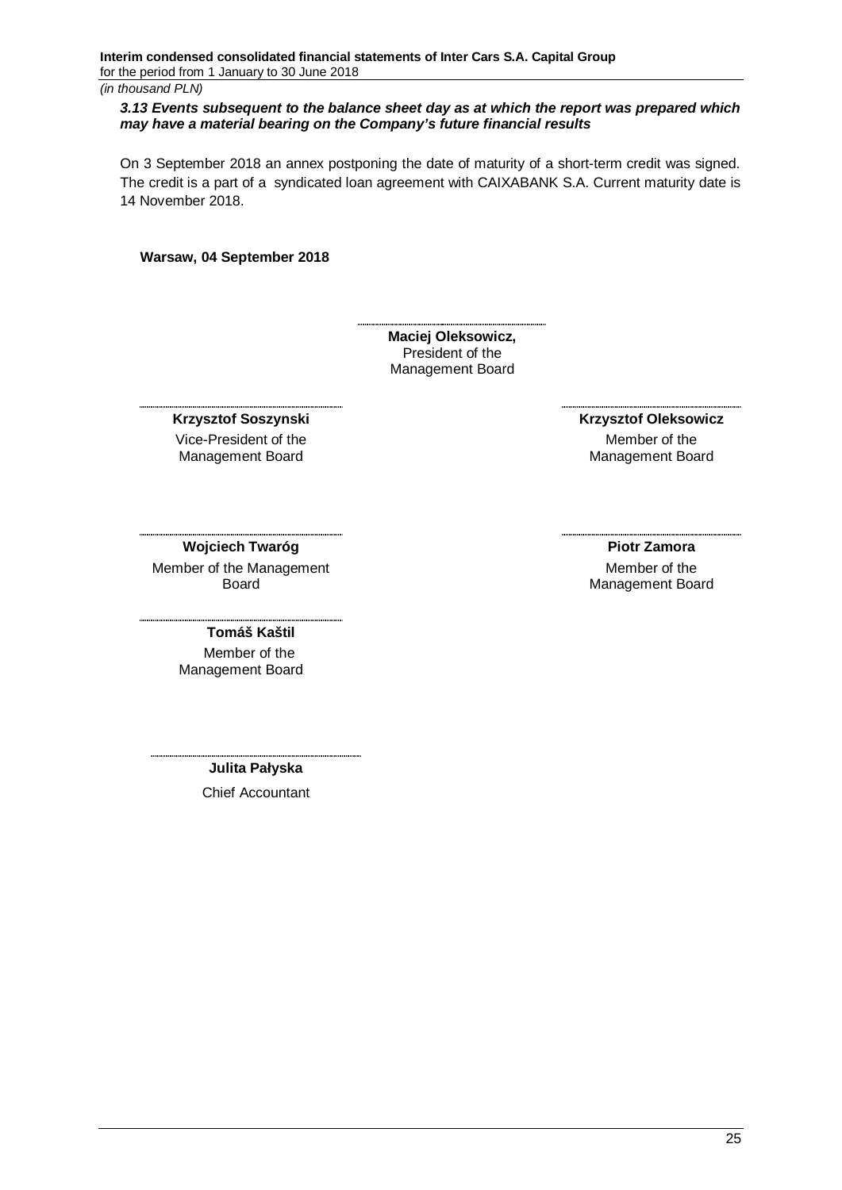### 3.13 Events subsequent to the balance sheet day as at which the report was prepared which may have a material bearing on the Company's future financial results

On 3 September 2018 an annex postponing the date of maturity of a short-term credit was signed. The credit is a part of a syndicated loan agreement with CAIXABANK S.A. Current maturity date is 14 November 2018.

**Warsaw, 04 September 2018**

**Maciej Oleksowicz,**
President of the
Management Board

**Krzysztof Soszynski**
Vice-President of the
Management Board

**Krzysztof Oleksowicz**
Member of the
Management Board

**Wojciech Twaróg**
Member of the Management
Board

**Piotr Zamora**
Member of the
Management Board

**Tomáš Kaštil**
Member of the
Management Board

**Julita Pałyska**
Chief Accountant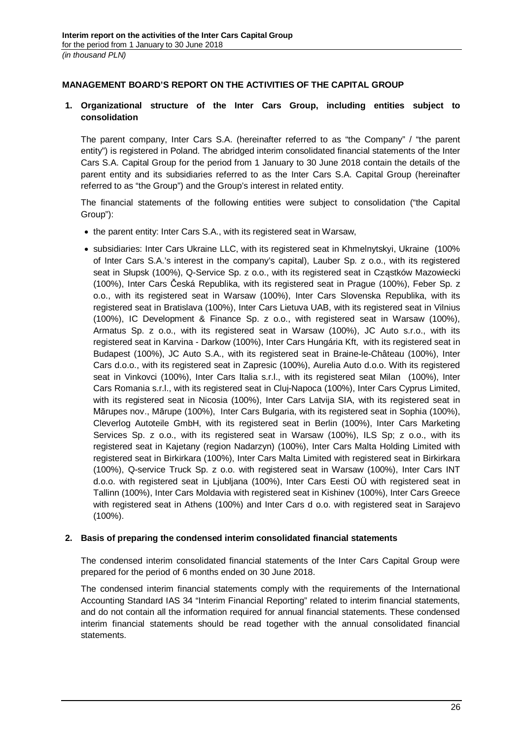## MANAGEMENT BOARD'S REPORT ON THE ACTIVITIES OF THE CAPITAL GROUP

### 1. Organizational structure of the Inter Cars Group, including entities subject to consolidation

The parent company, Inter Cars S.A. (hereinafter referred to as "the Company" / "the parent entity") is registered in Poland. The abridged interim consolidated financial statements of the Inter Cars S.A. Capital Group for the period from 1 January to 30 June 2018 contain the details of the parent entity and its subsidiaries referred to as the Inter Cars S.A. Capital Group (hereinafter referred to as "the Group") and the Group's interest in related entity.

The financial statements of the following entities were subject to consolidation ("the Capital Group"):

- the parent entity: Inter Cars S.A., with its registered seat in Warsaw,
- subsidiaries: Inter Cars Ukraine LLC, with its registered seat in Khmelnytskyi, Ukraine (100% of Inter Cars S.A.'s interest in the company's capital), Lauber Sp. z o.o., with its registered seat in Słupsk (100%), Q-Service Sp. z o.o., with its registered seat in Cząstków Mazowiecki (100%), Inter Cars Česká Republika, with its registered seat in Prague (100%), Feber Sp. z o.o., with its registered seat in Warsaw (100%), Inter Cars Slovenska Republika, with its registered seat in Bratislava (100%), Inter Cars Lietuva UAB, with its registered seat in Vilnius (100%), IC Development & Finance Sp. z o.o., with registered seat in Warsaw (100%), Armatus Sp. z o.o., with its registered seat in Warsaw (100%), JC Auto s.r.o., with its registered seat in Karvina - Darkow (100%), Inter Cars Hungária Kft, with its registered seat in Budapest (100%), JC Auto S.A., with its registered seat in Braine-le-Château (100%), Inter Cars d.o.o., with its registered seat in Zapresic (100%), Aurelia Auto d.o.o. With its registered seat in Vinkovci (100%), Inter Cars Italia s.r.l., with its registered seat Milan (100%), Inter Cars Romania s.r.l., with its registered seat in Cluj-Napoca (100%), Inter Cars Cyprus Limited, with its registered seat in Nicosia (100%), Inter Cars Latvija SIA, with its registered seat in Mārupes nov., Mārupe (100%), Inter Cars Bulgaria, with its registered seat in Sophia (100%), Cleverlog Autoteile GmbH, with its registered seat in Berlin (100%), Inter Cars Marketing Services Sp. z o.o., with its registered seat in Warsaw (100%), ILS Sp; z o.o., with its registered seat in Kajetany (region Nadarzyn) (100%), Inter Cars Malta Holding Limited with registered seat in Birkirkara (100%), Inter Cars Malta Limited with registered seat in Birkirkara (100%), Q-service Truck Sp. z o.o. with registered seat in Warsaw (100%), Inter Cars INT d.o.o. with registered seat in Ljubljana (100%), Inter Cars Eesti OÜ with registered seat in Tallinn (100%), Inter Cars Moldavia with registered seat in Kishinev (100%), Inter Cars Greece with registered seat in Athens (100%) and Inter Cars d o.o. with registered seat in Sarajevo (100%).

### 2. Basis of preparing the condensed interim consolidated financial statements

The condensed interim consolidated financial statements of the Inter Cars Capital Group were prepared for the period of 6 months ended on 30 June 2018.

The condensed interim financial statements comply with the requirements of the International Accounting Standard IAS 34 "Interim Financial Reporting" related to interim financial statements, and do not contain all the information required for annual financial statements. These condensed interim financial statements should be read together with the annual consolidated financial statements.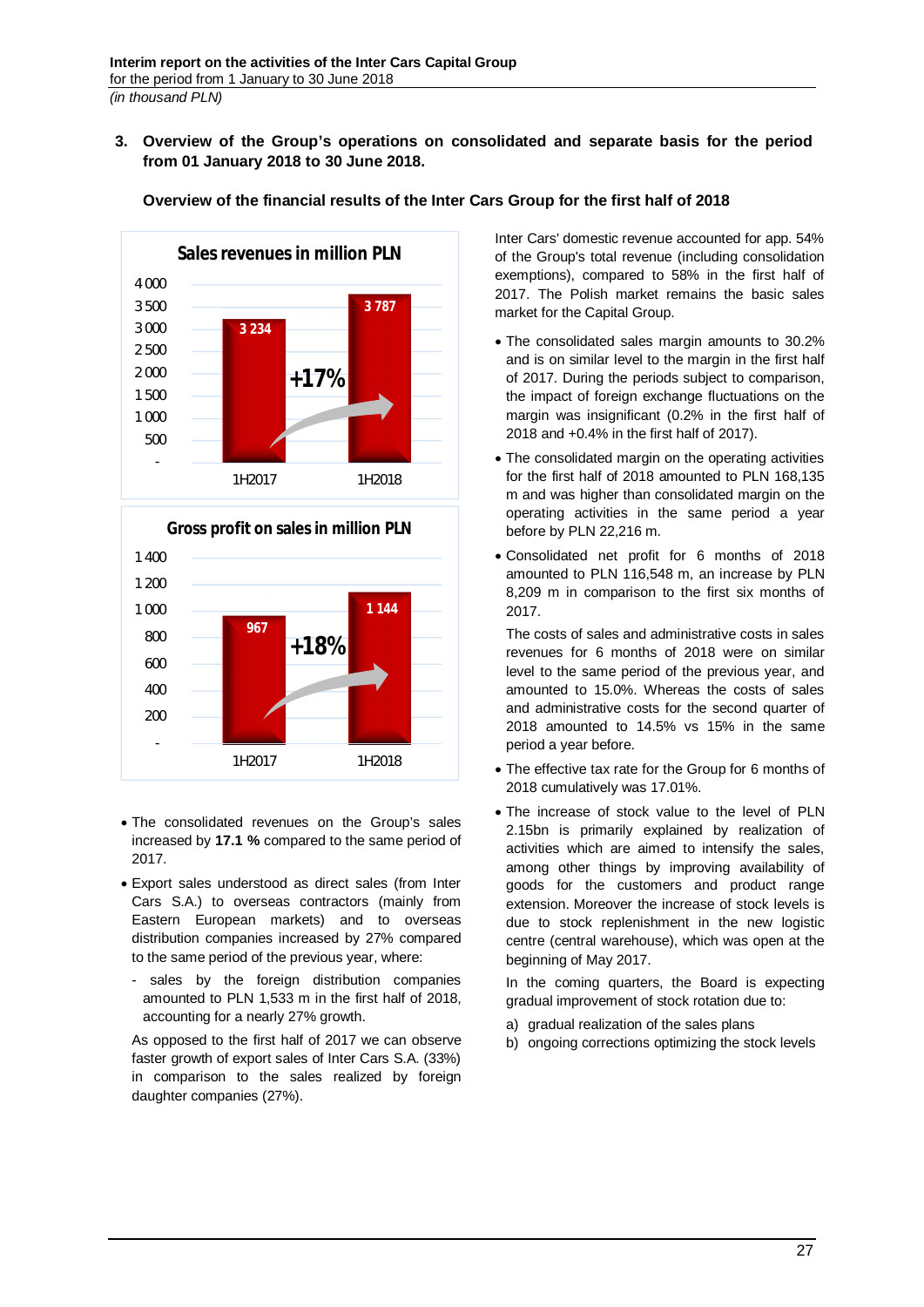## 3. Overview of the Group's operations on consolidated and separate basis for the period from 01 January 2018 to 30 June 2018.

### Overview of the financial results of the Inter Cars Group for the first half of 2018

**Sales revenues in million PLN**

| | 1H2017 | 1H2018 |
|---|---|---|
| Sales revenues | 3 234 | 3 787 |

+17%

**Gross profit on sales in million PLN**

| | 1H2017 | 1H2018 |
|---|---|---|
| Gross profit on sales | 967 | 1 144 |

+18%

- The consolidated revenues on the Group's sales increased by **17.1 %** compared to the same period of 2017.
- Export sales understood as direct sales (from Inter Cars S.A.) to overseas contractors (mainly from Eastern European markets) and to overseas distribution companies increased by 27% compared to the same period of the previous year, where:
  - sales by the foreign distribution companies amounted to PLN 1,533 m in the first half of 2018, accounting for a nearly 27% growth.

  As opposed to the first half of 2017 we can observe faster growth of export sales of Inter Cars S.A. (33%) in comparison to the sales realized by foreign daughter companies (27%).

Inter Cars' domestic revenue accounted for app. 54% of the Group's total revenue (including consolidation exemptions), compared to 58% in the first half of 2017. The Polish market remains the basic sales market for the Capital Group.

- The consolidated sales margin amounts to 30.2% and is on similar level to the margin in the first half of 2017. During the periods subject to comparison, the impact of foreign exchange fluctuations on the margin was insignificant (0.2% in the first half of 2018 and +0.4% in the first half of 2017).
- The consolidated margin on the operating activities for the first half of 2018 amounted to PLN 168,135 m and was higher than consolidated margin on the operating activities in the same period a year before by PLN 22,216 m.
- Consolidated net profit for 6 months of 2018 amounted to PLN 116,548 m, an increase by PLN 8,209 m in comparison to the first six months of 2017.

  The costs of sales and administrative costs in sales revenues for 6 months of 2018 were on similar level to the same period of the previous year, and amounted to 15.0%. Whereas the costs of sales and administrative costs for the second quarter of 2018 amounted to 14.5% vs 15% in the same period a year before.
- The effective tax rate for the Group for 6 months of 2018 cumulatively was 17.01%.
- The increase of stock value to the level of PLN 2.15bn is primarily explained by realization of activities which are aimed to intensify the sales, among other things by improving availability of goods for the customers and product range extension. Moreover the increase of stock levels is due to stock replenishment in the new logistic centre (central warehouse), which was open at the beginning of May 2017.

  In the coming quarters, the Board is expecting gradual improvement of stock rotation due to:

  a) gradual realization of the sales plans
  b) ongoing corrections optimizing the stock levels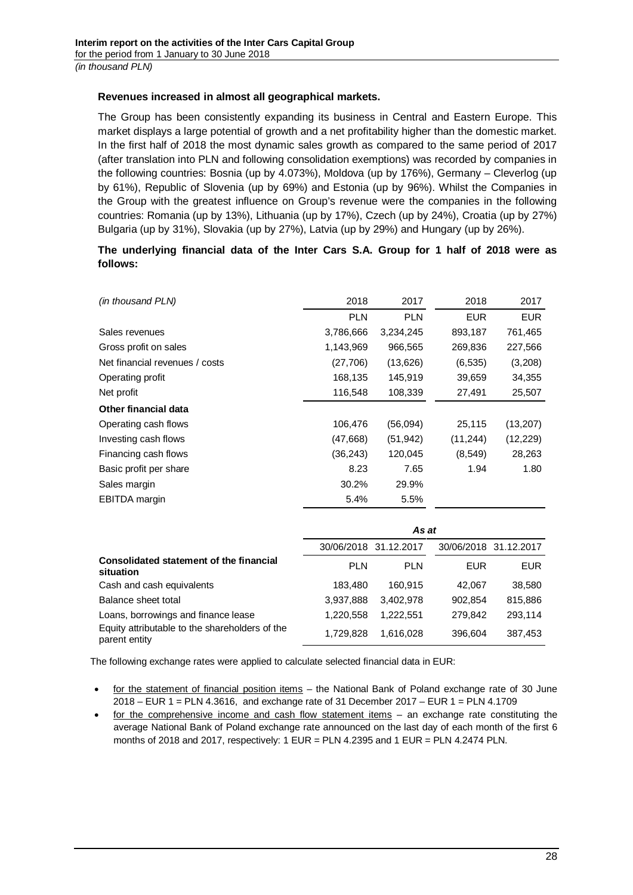**Revenues increased in almost all geographical markets.**

The Group has been consistently expanding its business in Central and Eastern Europe. This market displays a large potential of growth and a net profitability higher than the domestic market. In the first half of 2018 the most dynamic sales growth as compared to the same period of 2017 (after translation into PLN and following consolidation exemptions) was recorded by companies in the following countries: Bosnia (up by 4.073%), Moldova (up by 176%), Germany – Cleverlog (up by 61%), Republic of Slovenia (up by 69%) and Estonia (up by 96%). Whilst the Companies in the Group with the greatest influence on Group's revenue were the companies in the following countries: Romania (up by 13%), Lithuania (up by 17%), Czech (up by 24%), Croatia (up by 27%) Bulgaria (up by 31%), Slovakia (up by 27%), Latvia (up by 29%) and Hungary (up by 26%).

**The underlying financial data of the Inter Cars S.A. Group for 1 half of 2018 were as follows:**

| *(in thousand PLN)* | 2018 | 2017 | 2018 | 2017 |
|---|---|---|---|---|
| | PLN | PLN | EUR | EUR |
| Sales revenues | 3,786,666 | 3,234,245 | 893,187 | 761,465 |
| Gross profit on sales | 1,143,969 | 966,565 | 269,836 | 227,566 |
| Net financial revenues / costs | (27,706) | (13,626) | (6,535) | (3,208) |
| Operating profit | 168,135 | 145,919 | 39,659 | 34,355 |
| Net profit | 116,548 | 108,339 | 27,491 | 25,507 |
| **Other financial data** | | | | |
| Operating cash flows | 106,476 | (56,094) | 25,115 | (13,207) |
| Investing cash flows | (47,668) | (51,942) | (11,244) | (12,229) |
| Financing cash flows | (36,243) | 120,045 | (8,549) | 28,263 |
| Basic profit per share | 8.23 | 7.65 | 1.94 | 1.80 |
| Sales margin | 30.2% | 29.9% | | |
| EBITDA margin | 5.4% | 5.5% | | |

| | *As at* | | | |
|---|---|---|---|---|
| | 30/06/2018 | 31.12.2017 | 30/06/2018 | 31.12.2017 |
| **Consolidated statement of the financial situation** | PLN | PLN | EUR | EUR |
| Cash and cash equivalents | 183,480 | 160,915 | 42,067 | 38,580 |
| Balance sheet total | 3,937,888 | 3,402,978 | 902,854 | 815,886 |
| Loans, borrowings and finance lease | 1,220,558 | 1,222,551 | 279,842 | 293,114 |
| Equity attributable to the shareholders of the parent entity | 1,729,828 | 1,616,028 | 396,604 | 387,453 |

The following exchange rates were applied to calculate selected financial data in EUR:

- for the statement of financial position items – the National Bank of Poland exchange rate of 30 June 2018 – EUR 1 = PLN 4.3616, and exchange rate of 31 December 2017 – EUR 1 = PLN 4.1709
- for the comprehensive income and cash flow statement items – an exchange rate constituting the average National Bank of Poland exchange rate announced on the last day of each month of the first 6 months of 2018 and 2017, respectively: 1 EUR = PLN 4.2395 and 1 EUR = PLN 4.2474 PLN.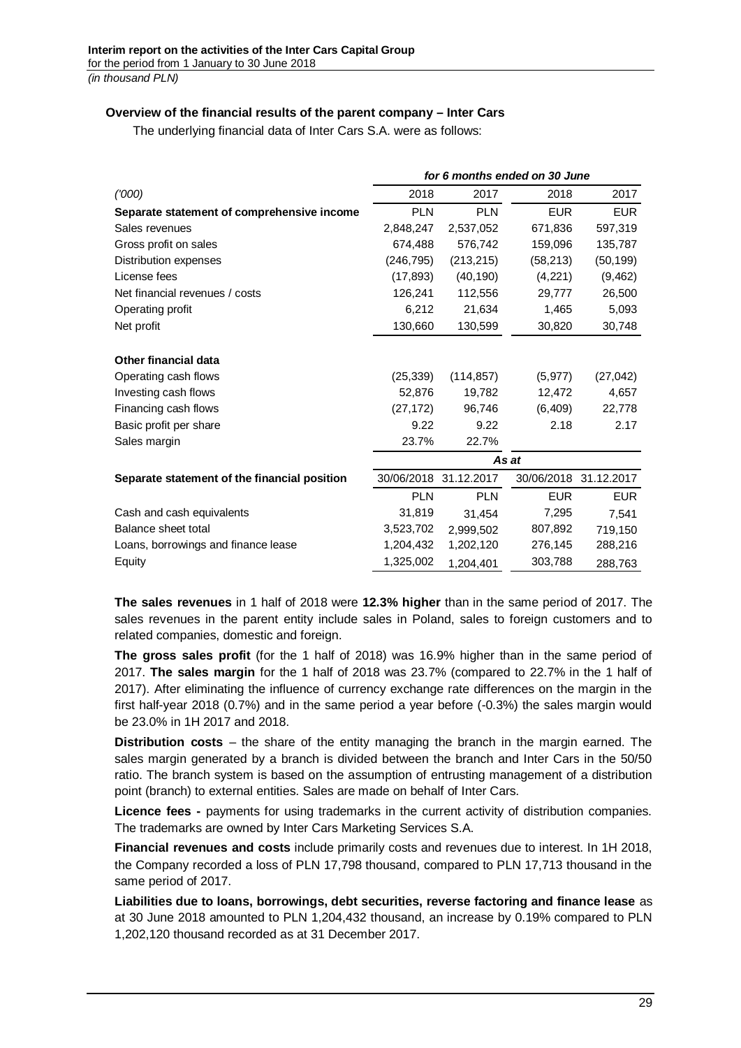### Overview of the financial results of the parent company – Inter Cars

The underlying financial data of Inter Cars S.A. were as follows:

| | *for 6 months ended on 30 June* | | | |
|---|---|---|---|---|
| *('000)* | 2018 | 2017 | 2018 | 2017 |
| **Separate statement of comprehensive income** | PLN | PLN | EUR | EUR |
| Sales revenues | 2,848,247 | 2,537,052 | 671,836 | 597,319 |
| Gross profit on sales | 674,488 | 576,742 | 159,096 | 135,787 |
| Distribution expenses | (246,795) | (213,215) | (58,213) | (50,199) |
| License fees | (17,893) | (40,190) | (4,221) | (9,462) |
| Net financial revenues / costs | 126,241 | 112,556 | 29,777 | 26,500 |
| Operating profit | 6,212 | 21,634 | 1,465 | 5,093 |
| Net profit | 130,660 | 130,599 | 30,820 | 30,748 |
| | | | | |
| **Other financial data** | | | | |
| Operating cash flows | (25,339) | (114,857) | (5,977) | (27,042) |
| Investing cash flows | 52,876 | 19,782 | 12,472 | 4,657 |
| Financing cash flows | (27,172) | 96,746 | (6,409) | 22,778 |
| Basic profit per share | 9.22 | 9.22 | 2.18 | 2.17 |
| Sales margin | 23.7% | 22.7% | | |
| | *As at* | | | |
| **Separate statement of the financial position** | 30/06/2018 | 31.12.2017 | 30/06/2018 | 31.12.2017 |
| | PLN | PLN | EUR | EUR |
| Cash and cash equivalents | 31,819 | 31,454 | 7,295 | 7,541 |
| Balance sheet total | 3,523,702 | 2,999,502 | 807,892 | 719,150 |
| Loans, borrowings and finance lease | 1,204,432 | 1,202,120 | 276,145 | 288,216 |
| Equity | 1,325,002 | 1,204,401 | 303,788 | 288,763 |

**The sales revenues** in 1 half of 2018 were **12.3% higher** than in the same period of 2017. The sales revenues in the parent entity include sales in Poland, sales to foreign customers and to related companies, domestic and foreign.

**The gross sales profit** (for the 1 half of 2018) was 16.9% higher than in the same period of 2017. **The sales margin** for the 1 half of 2018 was 23.7% (compared to 22.7% in the 1 half of 2017). After eliminating the influence of currency exchange rate differences on the margin in the first half-year 2018 (0.7%) and in the same period a year before (-0.3%) the sales margin would be 23.0% in 1H 2017 and 2018.

**Distribution costs** – the share of the entity managing the branch in the margin earned. The sales margin generated by a branch is divided between the branch and Inter Cars in the 50/50 ratio. The branch system is based on the assumption of entrusting management of a distribution point (branch) to external entities. Sales are made on behalf of Inter Cars.

**Licence fees -** payments for using trademarks in the current activity of distribution companies. The trademarks are owned by Inter Cars Marketing Services S.A.

**Financial revenues and costs** include primarily costs and revenues due to interest. In 1H 2018, the Company recorded a loss of PLN 17,798 thousand, compared to PLN 17,713 thousand in the same period of 2017.

**Liabilities due to loans, borrowings, debt securities, reverse factoring and finance lease** as at 30 June 2018 amounted to PLN 1,204,432 thousand, an increase by 0.19% compared to PLN 1,202,120 thousand recorded as at 31 December 2017.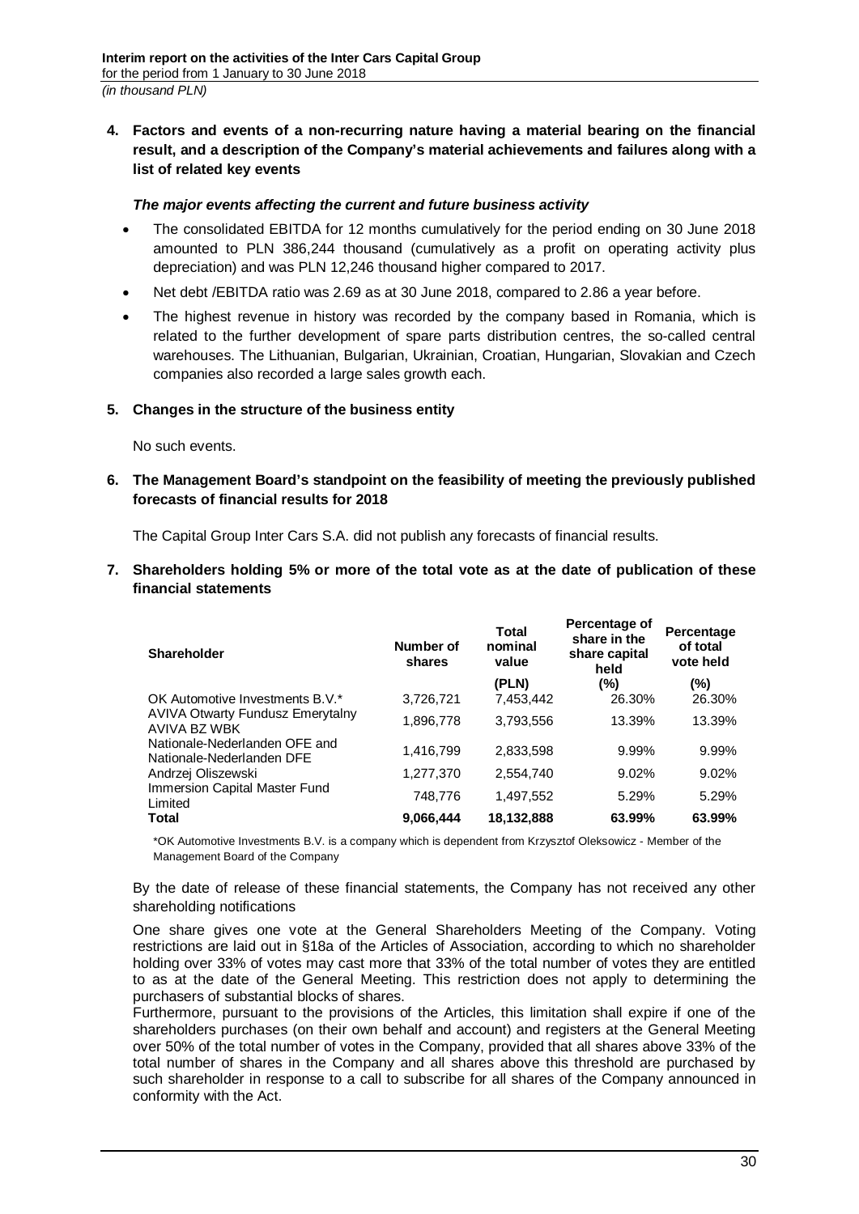## 4. Factors and events of a non-recurring nature having a material bearing on the financial result, and a description of the Company's material achievements and failures along with a list of related key events

***The major events affecting the current and future business activity***

- The consolidated EBITDA for 12 months cumulatively for the period ending on 30 June 2018 amounted to PLN 386,244 thousand (cumulatively as a profit on operating activity plus depreciation) and was PLN 12,246 thousand higher compared to 2017.
- Net debt /EBITDA ratio was 2.69 as at 30 June 2018, compared to 2.86 a year before.
- The highest revenue in history was recorded by the company based in Romania, which is related to the further development of spare parts distribution centres, the so-called central warehouses. The Lithuanian, Bulgarian, Ukrainian, Croatian, Hungarian, Slovakian and Czech companies also recorded a large sales growth each.

## 5. Changes in the structure of the business entity

No such events.

## 6. The Management Board's standpoint on the feasibility of meeting the previously published forecasts of financial results for 2018

The Capital Group Inter Cars S.A. did not publish any forecasts of financial results.

## 7. Shareholders holding 5% or more of the total vote as at the date of publication of these financial statements

| Shareholder | Number of shares | Total nominal value | Percentage of share in the share capital held | Percentage of total vote held |
|---|---|---|---|---|
| | | (PLN) | (%) | (%) |
| OK Automotive Investments B.V.* | 3,726,721 | 7,453,442 | 26.30% | 26.30% |
| AVIVA Otwarty Fundusz Emerytalny AVIVA BZ WBK | 1,896,778 | 3,793,556 | 13.39% | 13.39% |
| Nationale-Nederlanden OFE and Nationale-Nederlanden DFE | 1,416,799 | 2,833,598 | 9.99% | 9.99% |
| Andrzej Oliszewski | 1,277,370 | 2,554,740 | 9.02% | 9.02% |
| Immersion Capital Master Fund Limited | 748,776 | 1,497,552 | 5.29% | 5.29% |
| **Total** | **9,066,444** | **18,132,888** | **63.99%** | **63.99%** |

*OK Automotive Investments B.V. is a company which is dependent from Krzysztof Oleksowicz - Member of the Management Board of the Company

By the date of release of these financial statements, the Company has not received any other shareholding notifications

One share gives one vote at the General Shareholders Meeting of the Company. Voting restrictions are laid out in §18a of the Articles of Association, according to which no shareholder holding over 33% of votes may cast more that 33% of the total number of votes they are entitled to as at the date of the General Meeting. This restriction does not apply to determining the purchasers of substantial blocks of shares.

Furthermore, pursuant to the provisions of the Articles, this limitation shall expire if one of the shareholders purchases (on their own behalf and account) and registers at the General Meeting over 50% of the total number of votes in the Company, provided that all shares above 33% of the total number of shares in the Company and all shares above this threshold are purchased by such shareholder in response to a call to subscribe for all shares of the Company announced in conformity with the Act.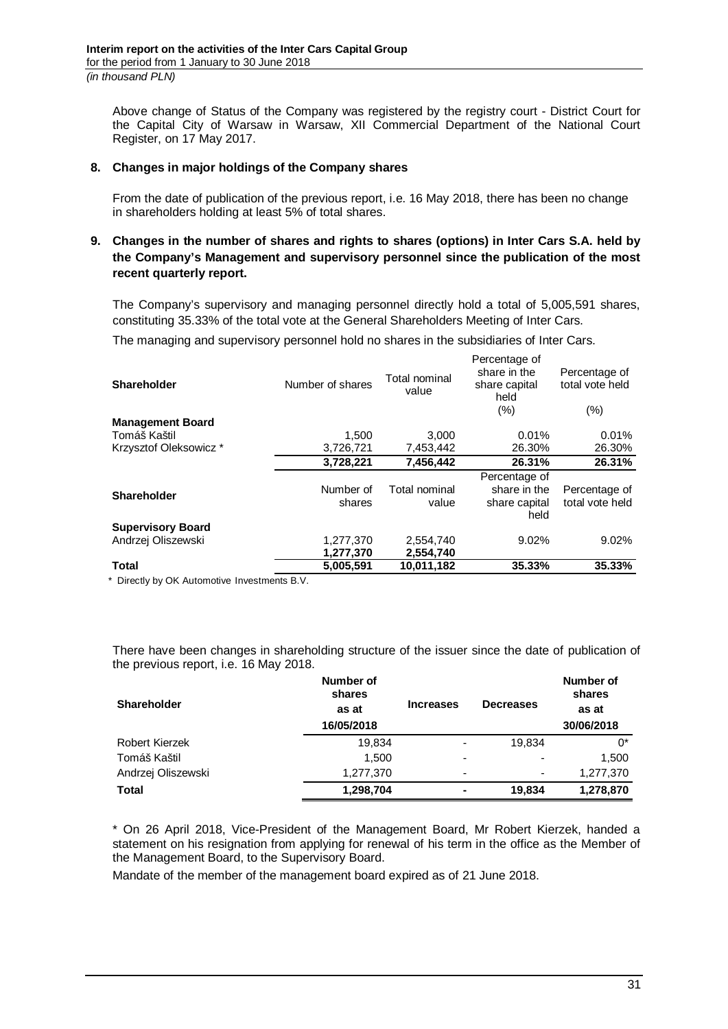Above change of Status of the Company was registered by the registry court - District Court for the Capital City of Warsaw in Warsaw, XII Commercial Department of the National Court Register, on 17 May 2017.

## 8. Changes in major holdings of the Company shares

From the date of publication of the previous report, i.e. 16 May 2018, there has been no change in shareholders holding at least 5% of total shares.

## 9. Changes in the number of shares and rights to shares (options) in Inter Cars S.A. held by the Company's Management and supervisory personnel since the publication of the most recent quarterly report.

The Company's supervisory and managing personnel directly hold a total of 5,005,591 shares, constituting 35.33% of the total vote at the General Shareholders Meeting of Inter Cars.

The managing and supervisory personnel hold no shares in the subsidiaries of Inter Cars.

| Shareholder | Number of shares | Total nominal value | Percentage of share in the share capital held (%) | Percentage of total vote held (%) |
|---|---|---|---|---|
| **Management Board** | | | | |
| Tomáš Kaštil | 1,500 | 3,000 | 0.01% | 0.01% |
| Krzysztof Oleksowicz * | 3,726,721 | 7,453,442 | 26.30% | 26.30% |
| | **3,728,221** | **7,456,442** | **26.31%** | **26.31%** |
| **Shareholder** | **Number of shares** | **Total nominal value** | **Percentage of share in the share capital held** | **Percentage of total vote held** |
| **Supervisory Board** | | | | |
| Andrzej Oliszewski | 1,277,370 | 2,554,740 | 9.02% | 9.02% |
| | 1,277,370 | 2,554,740 | | |
| **Total** | **5,005,591** | **10,011,182** | **35.33%** | **35.33%** |

\* Directly by OK Automotive Investments B.V.

There have been changes in shareholding structure of the issuer since the date of publication of the previous report, i.e. 16 May 2018.

| Shareholder | Number of shares as at 16/05/2018 | Increases | Decreases | Number of shares as at 30/06/2018 |
|---|---|---|---|---|
| Robert Kierzek | 19,834 | - | 19,834 | 0* |
| Tomáš Kaštil | 1,500 | - | - | 1,500 |
| Andrzej Oliszewski | 1,277,370 | - | - | 1,277,370 |
| **Total** | **1,298,704** | **-** | **19,834** | **1,278,870** |

\* On 26 April 2018, Vice-President of the Management Board, Mr Robert Kierzek, handed a statement on his resignation from applying for renewal of his term in the office as the Member of the Management Board, to the Supervisory Board.

Mandate of the member of the management board expired as of 21 June 2018.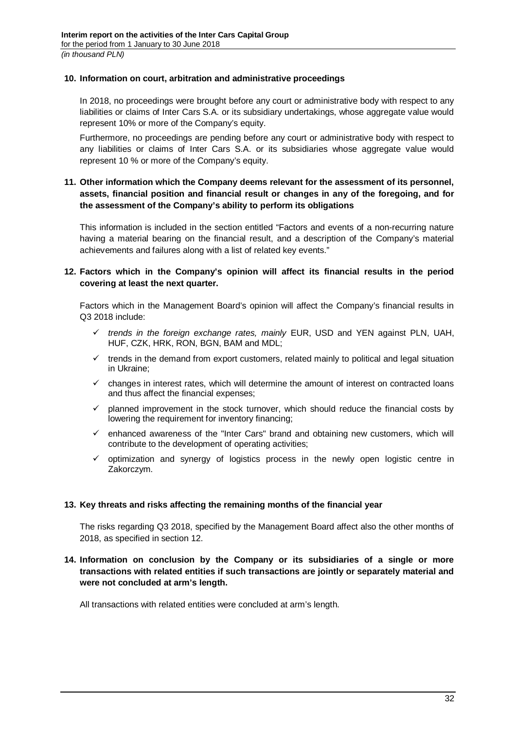## 10. Information on court, arbitration and administrative proceedings

In 2018, no proceedings were brought before any court or administrative body with respect to any liabilities or claims of Inter Cars S.A. or its subsidiary undertakings, whose aggregate value would represent 10% or more of the Company's equity.

Furthermore, no proceedings are pending before any court or administrative body with respect to any liabilities or claims of Inter Cars S.A. or its subsidiaries whose aggregate value would represent 10 % or more of the Company's equity.

## 11. Other information which the Company deems relevant for the assessment of its personnel, assets, financial position and financial result or changes in any of the foregoing, and for the assessment of the Company's ability to perform its obligations

This information is included in the section entitled "Factors and events of a non-recurring nature having a material bearing on the financial result, and a description of the Company's material achievements and failures along with a list of related key events."

## 12. Factors which in the Company's opinion will affect its financial results in the period covering at least the next quarter.

Factors which in the Management Board's opinion will affect the Company's financial results in Q3 2018 include:

- ✓ *trends in the foreign exchange rates, mainly* EUR, USD and YEN against PLN, UAH, HUF, CZK, HRK, RON, BGN, BAM and MDL;
- ✓ trends in the demand from export customers, related mainly to political and legal situation in Ukraine;
- ✓ changes in interest rates, which will determine the amount of interest on contracted loans and thus affect the financial expenses;
- ✓ planned improvement in the stock turnover, which should reduce the financial costs by lowering the requirement for inventory financing;
- ✓ enhanced awareness of the "Inter Cars" brand and obtaining new customers, which will contribute to the development of operating activities;
- ✓ optimization and synergy of logistics process in the newly open logistic centre in Zakorczym.

## 13. Key threats and risks affecting the remaining months of the financial year

The risks regarding Q3 2018, specified by the Management Board affect also the other months of 2018, as specified in section 12.

## 14. Information on conclusion by the Company or its subsidiaries of a single or more transactions with related entities if such transactions are jointly or separately material and were not concluded at arm's length.

All transactions with related entities were concluded at arm's length.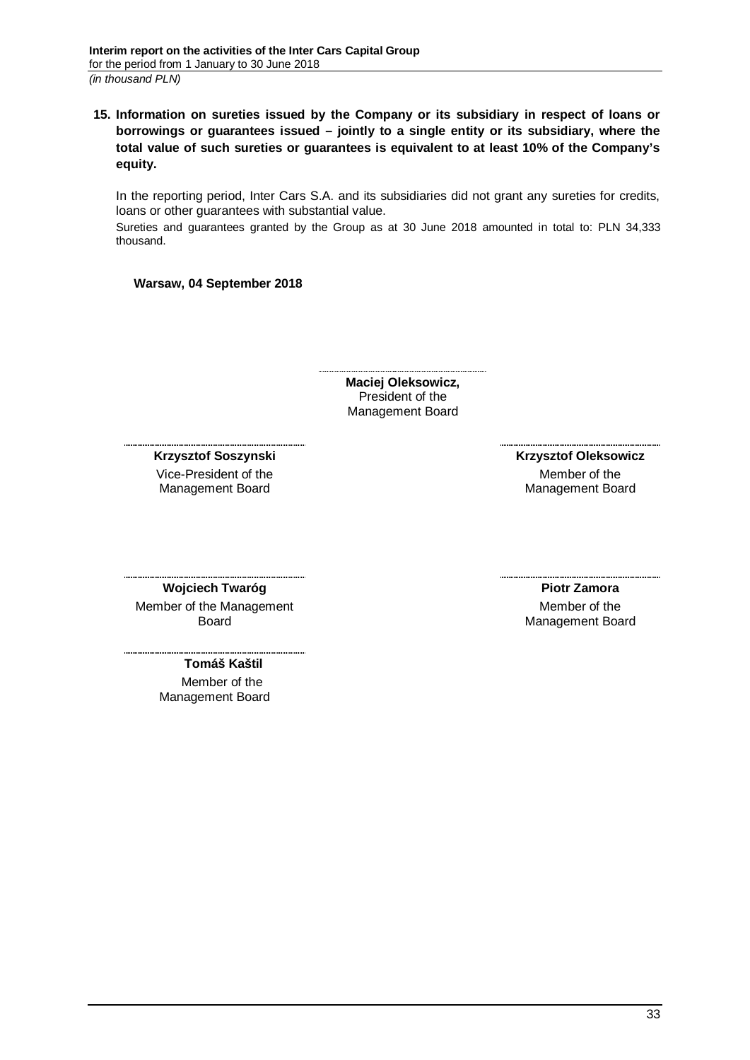**15. Information on sureties issued by the Company or its subsidiary in respect of loans or borrowings or guarantees issued – jointly to a single entity or its subsidiary, where the total value of such sureties or guarantees is equivalent to at least 10% of the Company's equity.**

In the reporting period, Inter Cars S.A. and its subsidiaries did not grant any sureties for credits, loans or other guarantees with substantial value.

Sureties and guarantees granted by the Group as at 30 June 2018 amounted in total to: PLN 34,333 thousand.

**Warsaw, 04 September 2018**

**Maciej Oleksowicz,**
President of the Management Board

**Krzysztof Soszynski**
Vice-President of the Management Board

**Krzysztof Oleksowicz**
Member of the Management Board

**Wojciech Twaróg**
Member of the Management Board

**Piotr Zamora**
Member of the Management Board

**Tomáš Kaštil**
Member of the Management Board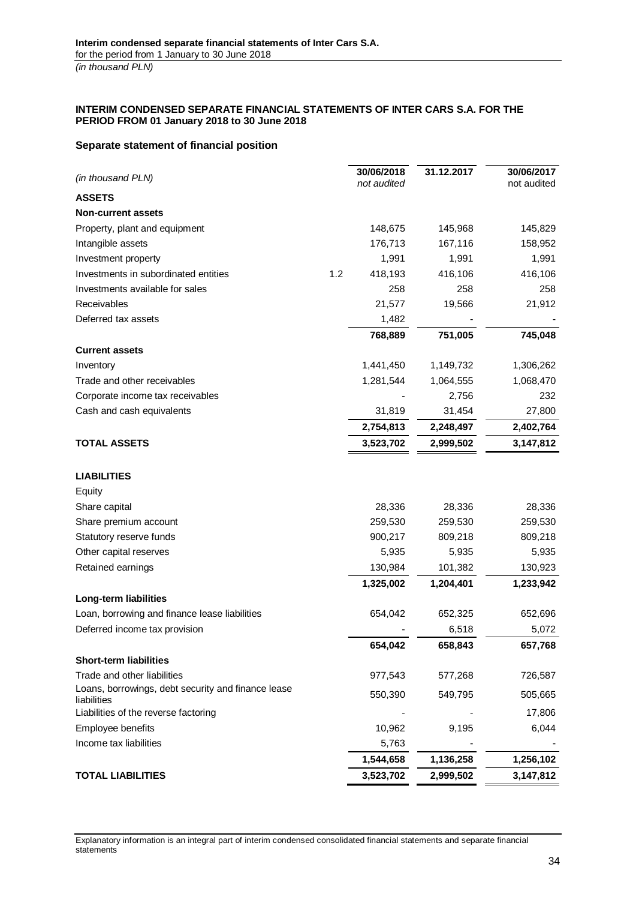# INTERIM CONDENSED SEPARATE FINANCIAL STATEMENTS OF INTER CARS S.A. FOR THE PERIOD FROM 01 January 2018 to 30 June 2018

## Separate statement of financial position

| *(in thousand PLN)* | | 30/06/2018 *not audited* | 31.12.2017 | 30/06/2017 not audited |
|---|---|---|---|---|
| **ASSETS** | | | | |
| **Non-current assets** | | | | |
| Property, plant and equipment | | 148,675 | 145,968 | 145,829 |
| Intangible assets | | 176,713 | 167,116 | 158,952 |
| Investment property | | 1,991 | 1,991 | 1,991 |
| Investments in subordinated entities | 1.2 | 418,193 | 416,106 | 416,106 |
| Investments available for sales | | 258 | 258 | 258 |
| Receivables | | 21,577 | 19,566 | 21,912 |
| Deferred tax assets | | 1,482 | - | - |
| | | **768,889** | **751,005** | **745,048** |
| **Current assets** | | | | |
| Inventory | | 1,441,450 | 1,149,732 | 1,306,262 |
| Trade and other receivables | | 1,281,544 | 1,064,555 | 1,068,470 |
| Corporate income tax receivables | | - | 2,756 | 232 |
| Cash and cash equivalents | | 31,819 | 31,454 | 27,800 |
| | | **2,754,813** | **2,248,497** | **2,402,764** |
| **TOTAL ASSETS** | | **3,523,702** | **2,999,502** | **3,147,812** |
| | | | | |
| **LIABILITIES** | | | | |
| Equity | | | | |
| Share capital | | 28,336 | 28,336 | 28,336 |
| Share premium account | | 259,530 | 259,530 | 259,530 |
| Statutory reserve funds | | 900,217 | 809,218 | 809,218 |
| Other capital reserves | | 5,935 | 5,935 | 5,935 |
| Retained earnings | | 130,984 | 101,382 | 130,923 |
| | | **1,325,002** | **1,204,401** | **1,233,942** |
| **Long-term liabilities** | | | | |
| Loan, borrowing and finance lease liabilities | | 654,042 | 652,325 | 652,696 |
| Deferred income tax provision | | - | 6,518 | 5,072 |
| | | **654,042** | **658,843** | **657,768** |
| **Short-term liabilities** | | | | |
| Trade and other liabilities | | 977,543 | 577,268 | 726,587 |
| Loans, borrowings, debt security and finance lease liabilities | | 550,390 | 549,795 | 505,665 |
| Liabilities of the reverse factoring | | - | - | 17,806 |
| Employee benefits | | 10,962 | 9,195 | 6,044 |
| Income tax liabilities | | 5,763 | - | - |
| | | **1,544,658** | **1,136,258** | **1,256,102** |
| **TOTAL LIABILITIES** | | **3,523,702** | **2,999,502** | **3,147,812** |

Explanatory information is an integral part of interim condensed consolidated financial statements and separate financial statements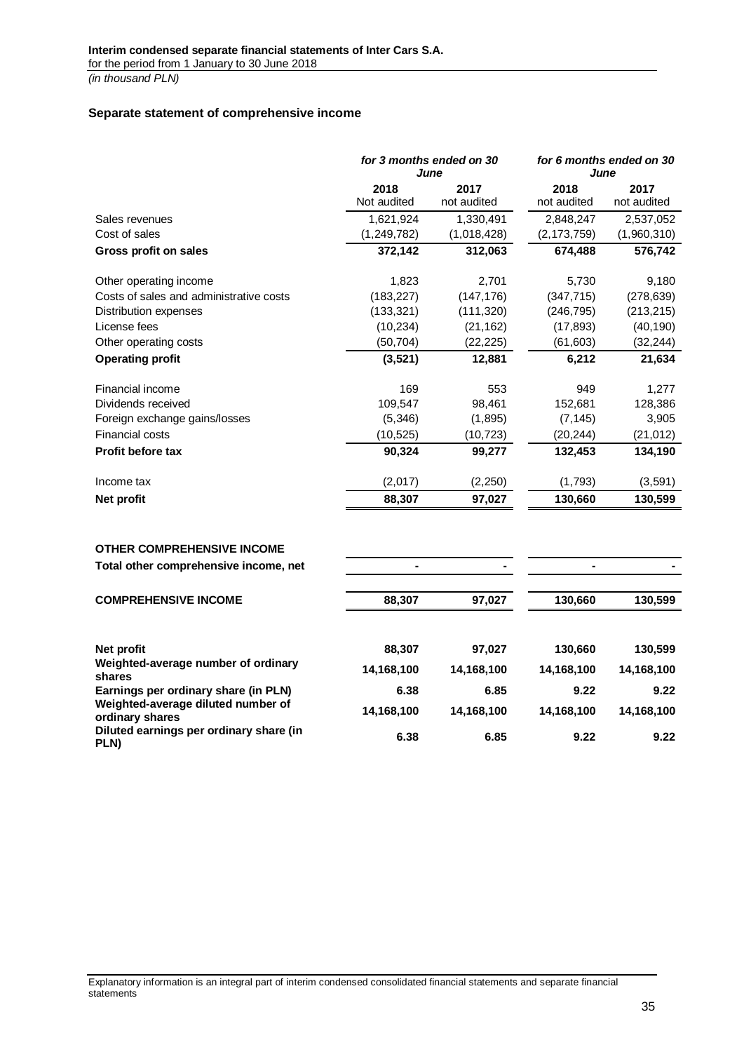## Separate statement of comprehensive income

| | for 3 months ended on 30 June | | for 6 months ended on 30 June | |
|---|---|---|---|---|
| | 2018 Not audited | 2017 not audited | 2018 not audited | 2017 not audited |
| Sales revenues | 1,621,924 | 1,330,491 | 2,848,247 | 2,537,052 |
| Cost of sales | (1,249,782) | (1,018,428) | (2,173,759) | (1,960,310) |
| **Gross profit on sales** | **372,142** | **312,063** | **674,488** | **576,742** |
| Other operating income | 1,823 | 2,701 | 5,730 | 9,180 |
| Costs of sales and administrative costs | (183,227) | (147,176) | (347,715) | (278,639) |
| Distribution expenses | (133,321) | (111,320) | (246,795) | (213,215) |
| License fees | (10,234) | (21,162) | (17,893) | (40,190) |
| Other operating costs | (50,704) | (22,225) | (61,603) | (32,244) |
| **Operating profit** | **(3,521)** | **12,881** | **6,212** | **21,634** |
| Financial income | 169 | 553 | 949 | 1,277 |
| Dividends received | 109,547 | 98,461 | 152,681 | 128,386 |
| Foreign exchange gains/losses | (5,346) | (1,895) | (7,145) | 3,905 |
| Financial costs | (10,525) | (10,723) | (20,244) | (21,012) |
| **Profit before tax** | **90,324** | **99,277** | **132,453** | **134,190** |
| Income tax | (2,017) | (2,250) | (1,793) | (3,591) |
| **Net profit** | **88,307** | **97,027** | **130,660** | **130,599** |
| **OTHER COMPREHENSIVE INCOME** | | | | |
| **Total other comprehensive income, net** | **-** | **-** | **-** | **-** |
| **COMPREHENSIVE INCOME** | **88,307** | **97,027** | **130,660** | **130,599** |
| **Net profit** | **88,307** | **97,027** | **130,660** | **130,599** |
| **Weighted-average number of ordinary shares** | **14,168,100** | **14,168,100** | **14,168,100** | **14,168,100** |
| **Earnings per ordinary share (in PLN)** | **6.38** | **6.85** | **9.22** | **9.22** |
| **Weighted-average diluted number of ordinary shares** | **14,168,100** | **14,168,100** | **14,168,100** | **14,168,100** |
| **Diluted earnings per ordinary share (in PLN)** | **6.38** | **6.85** | **9.22** | **9.22** |

Explanatory information is an integral part of interim condensed consolidated financial statements and separate financial statements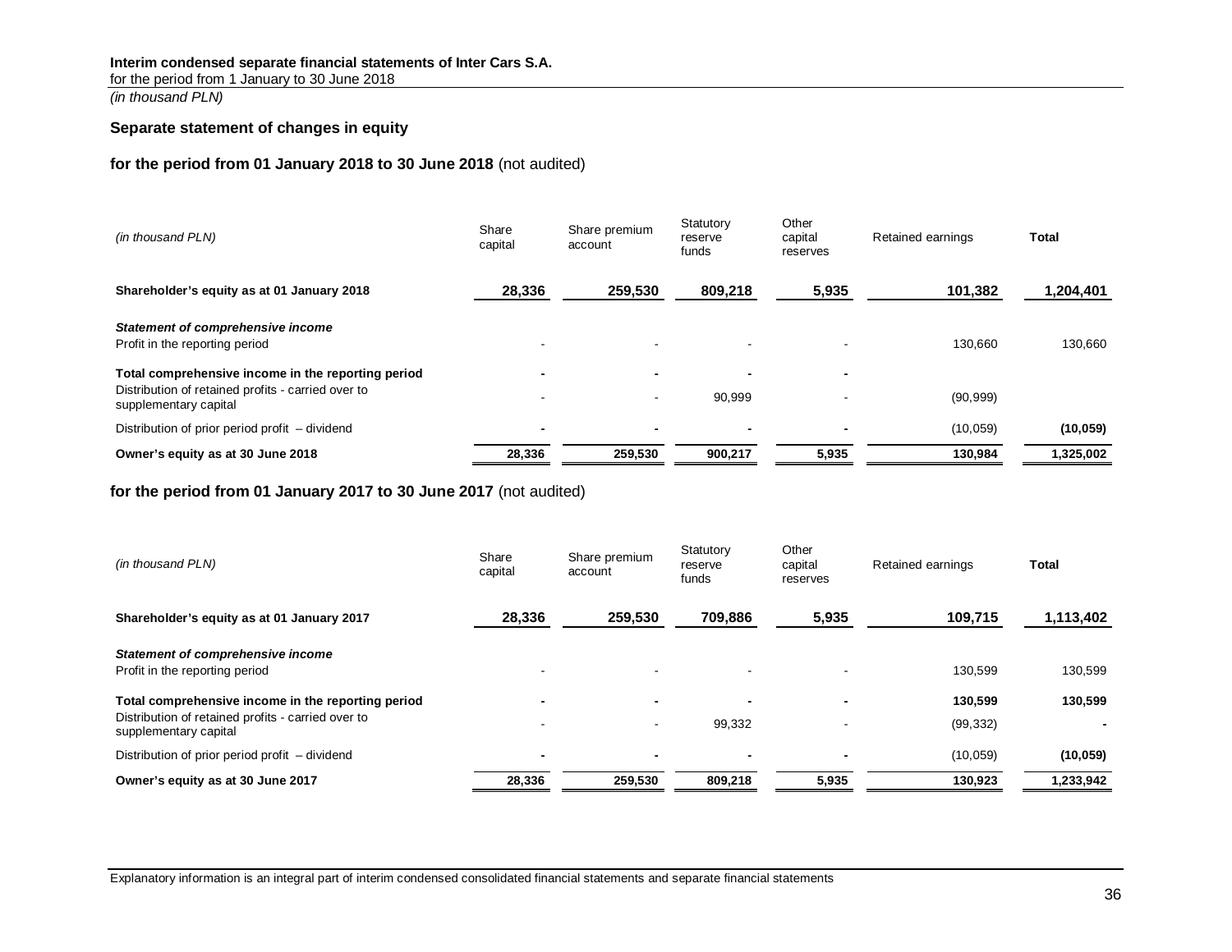## Separate statement of changes in equity

### for the period from 01 January 2018 to 30 June 2018 (not audited)

| *(in thousand PLN)* | Share capital | Share premium account | Statutory reserve funds | Other capital reserves | Retained earnings | Total |
|---|---|---|---|---|---|---|
| **Shareholder's equity as at 01 January 2018** | **28,336** | **259,530** | **809,218** | **5,935** | **101,382** | **1,204,401** |
| ***Statement of comprehensive income*** | | | | | | |
| Profit in the reporting period | - | - | - | - | 130,660 | 130,660 |
| **Total comprehensive income in the reporting period** | **-** | **-** | **-** | **-** | | |
| Distribution of retained profits - carried over to supplementary capital | - | - | 90,999 | - | (90,999) | |
| Distribution of prior period profit – dividend | **-** | **-** | **-** | **-** | (10,059) | **(10,059)** |
| **Owner's equity as at 30 June 2018** | **28,336** | **259,530** | **900,217** | **5,935** | **130,984** | **1,325,002** |

### for the period from 01 January 2017 to 30 June 2017 (not audited)

| *(in thousand PLN)* | Share capital | Share premium account | Statutory reserve funds | Other capital reserves | Retained earnings | Total |
|---|---|---|---|---|---|---|
| **Shareholder's equity as at 01 January 2017** | **28,336** | **259,530** | **709,886** | **5,935** | **109,715** | **1,113,402** |
| ***Statement of comprehensive income*** | | | | | | |
| Profit in the reporting period | - | - | - | - | 130,599 | 130,599 |
| **Total comprehensive income in the reporting period** | **-** | **-** | **-** | **-** | **130,599** | **130,599** |
| Distribution of retained profits - carried over to supplementary capital | - | - | 99,332 | - | (99,332) | **-** |
| Distribution of prior period profit – dividend | **-** | **-** | **-** | **-** | (10,059) | **(10,059)** |
| **Owner's equity as at 30 June 2017** | **28,336** | **259,530** | **809,218** | **5,935** | **130,923** | **1,233,942** |

Explanatory information is an integral part of interim condensed consolidated financial statements and separate financial statements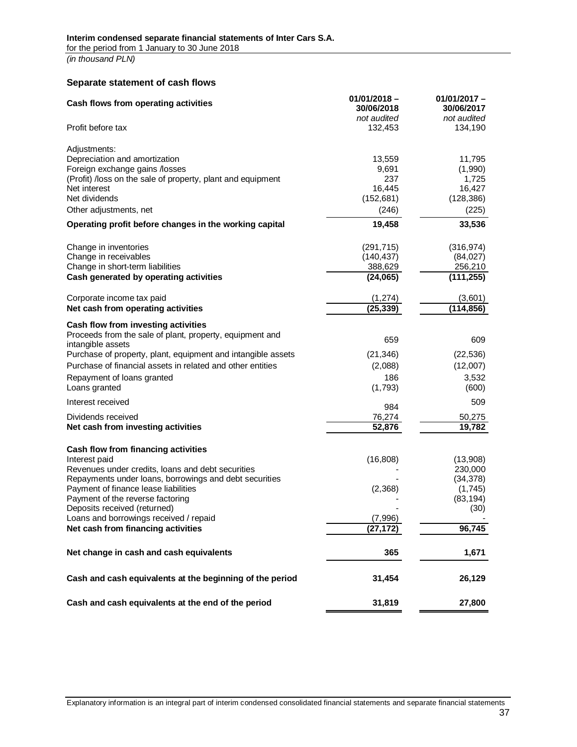## Separate statement of cash flows

| Cash flows from operating activities | 01/01/2018 – 30/06/2018 *not audited* | 01/01/2017 – 30/06/2017 *not audited* |
|---|---|---|
| Profit before tax | 132,453 | 134,190 |
| Adjustments: | | |
| Depreciation and amortization | 13,559 | 11,795 |
| Foreign exchange gains /losses | 9,691 | (1,990) |
| (Profit) /loss on the sale of property, plant and equipment | 237 | 1,725 |
| Net interest | 16,445 | 16,427 |
| Net dividends | (152,681) | (128,386) |
| Other adjustments, net | (246) | (225) |
| **Operating profit before changes in the working capital** | **19,458** | **33,536** |
| Change in inventories | (291,715) | (316,974) |
| Change in receivables | (140,437) | (84,027) |
| Change in short-term liabilities | 388,629 | 256,210 |
| **Cash generated by operating activities** | **(24,065)** | **(111,255)** |
| Corporate income tax paid | (1,274) | (3,601) |
| **Net cash from operating activities** | **(25,339)** | **(114,856)** |
| **Cash flow from investing activities** | | |
| Proceeds from the sale of plant, property, equipment and intangible assets | 659 | 609 |
| Purchase of property, plant, equipment and intangible assets | (21,346) | (22,536) |
| Purchase of financial assets in related and other entities | (2,088) | (12,007) |
| Repayment of loans granted | 186 | 3,532 |
| Loans granted | (1,793) | (600) |
| Interest received | 984 | 509 |
| Dividends received | 76,274 | 50,275 |
| **Net cash from investing activities** | **52,876** | **19,782** |
| **Cash flow from financing activities** | | |
| Interest paid | (16,808) | (13,908) |
| Revenues under credits, loans and debt securities | - | 230,000 |
| Repayments under loans, borrowings and debt securities | - | (34,378) |
| Payment of finance lease liabilities | (2,368) | (1,745) |
| Payment of the reverse factoring | - | (83,194) |
| Deposits received (returned) | - | (30) |
| Loans and borrowings received / repaid | (7,996) | - |
| **Net cash from financing activities** | **(27,172)** | **96,745** |
| **Net change in cash and cash equivalents** | **365** | **1,671** |
| **Cash and cash equivalents at the beginning of the period** | **31,454** | **26,129** |
| **Cash and cash equivalents at the end of the period** | **31,819** | **27,800** |

Explanatory information is an integral part of interim condensed consolidated financial statements and separate financial statements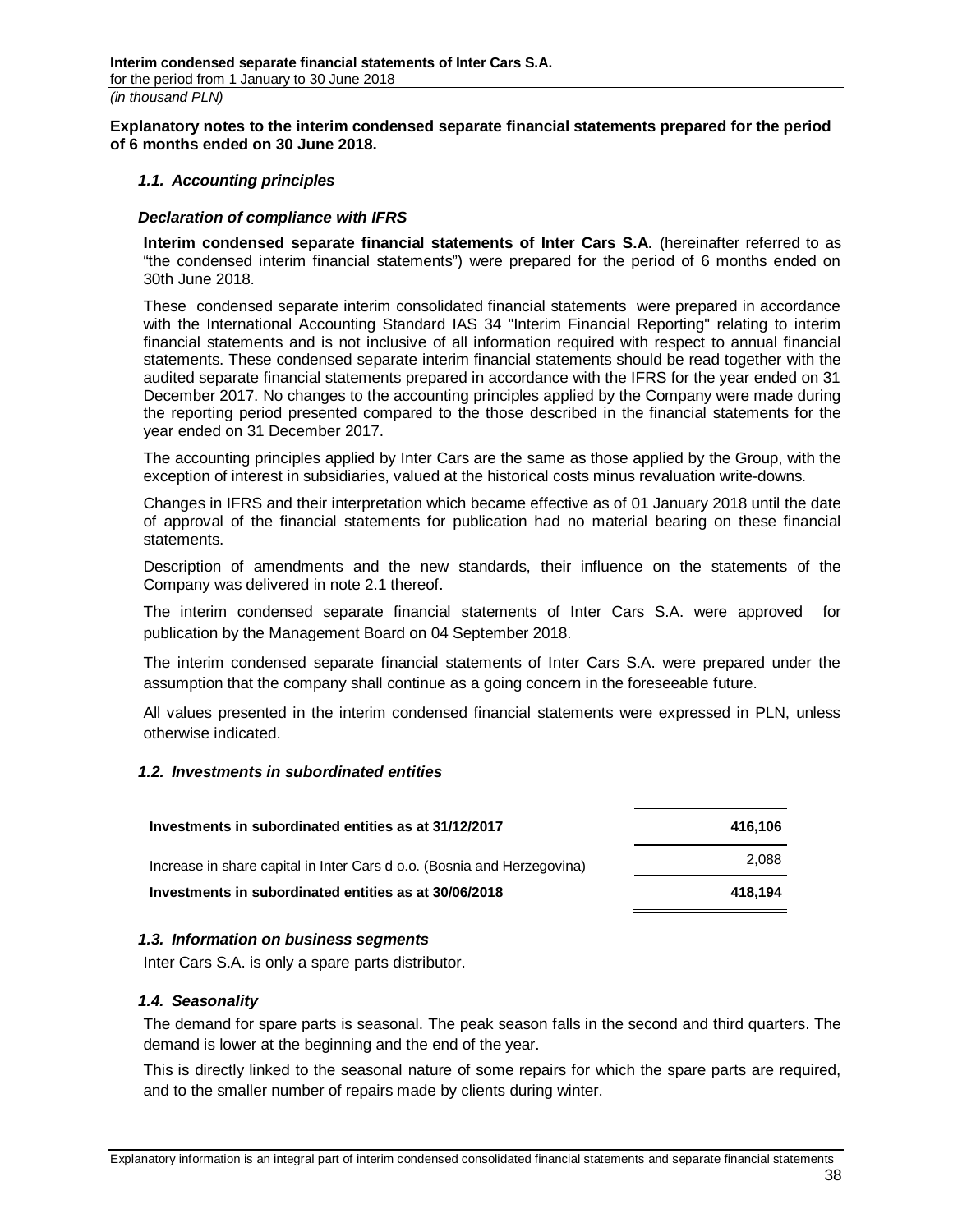**Explanatory notes to the interim condensed separate financial statements prepared for the period of 6 months ended on 30 June 2018.**

### *1.1. Accounting principles*

***Declaration of compliance with IFRS***

**Interim condensed separate financial statements of Inter Cars S.A.** (hereinafter referred to as "the condensed interim financial statements") were prepared for the period of 6 months ended on 30th June 2018.

These condensed separate interim consolidated financial statements were prepared in accordance with the International Accounting Standard IAS 34 "Interim Financial Reporting" relating to interim financial statements and is not inclusive of all information required with respect to annual financial statements. These condensed separate interim financial statements should be read together with the audited separate financial statements prepared in accordance with the IFRS for the year ended on 31 December 2017. No changes to the accounting principles applied by the Company were made during the reporting period presented compared to the those described in the financial statements for the year ended on 31 December 2017.

The accounting principles applied by Inter Cars are the same as those applied by the Group, with the exception of interest in subsidiaries, valued at the historical costs minus revaluation write-downs.

Changes in IFRS and their interpretation which became effective as of 01 January 2018 until the date of approval of the financial statements for publication had no material bearing on these financial statements.

Description of amendments and the new standards, their influence on the statements of the Company was delivered in note 2.1 thereof.

The interim condensed separate financial statements of Inter Cars S.A. were approved for publication by the Management Board on 04 September 2018.

The interim condensed separate financial statements of Inter Cars S.A. were prepared under the assumption that the company shall continue as a going concern in the foreseeable future.

All values presented in the interim condensed financial statements were expressed in PLN, unless otherwise indicated.

### *1.2. Investments in subordinated entities*

| | |
|---|---|
| **Investments in subordinated entities as at 31/12/2017** | **416,106** |
| Increase in share capital in Inter Cars d o.o. (Bosnia and Herzegovina) | 2,088 |
| **Investments in subordinated entities as at 30/06/2018** | **418,194** |

### *1.3. Information on business segments*

Inter Cars S.A. is only a spare parts distributor.

### *1.4. Seasonality*

The demand for spare parts is seasonal. The peak season falls in the second and third quarters. The demand is lower at the beginning and the end of the year.

This is directly linked to the seasonal nature of some repairs for which the spare parts are required, and to the smaller number of repairs made by clients during winter.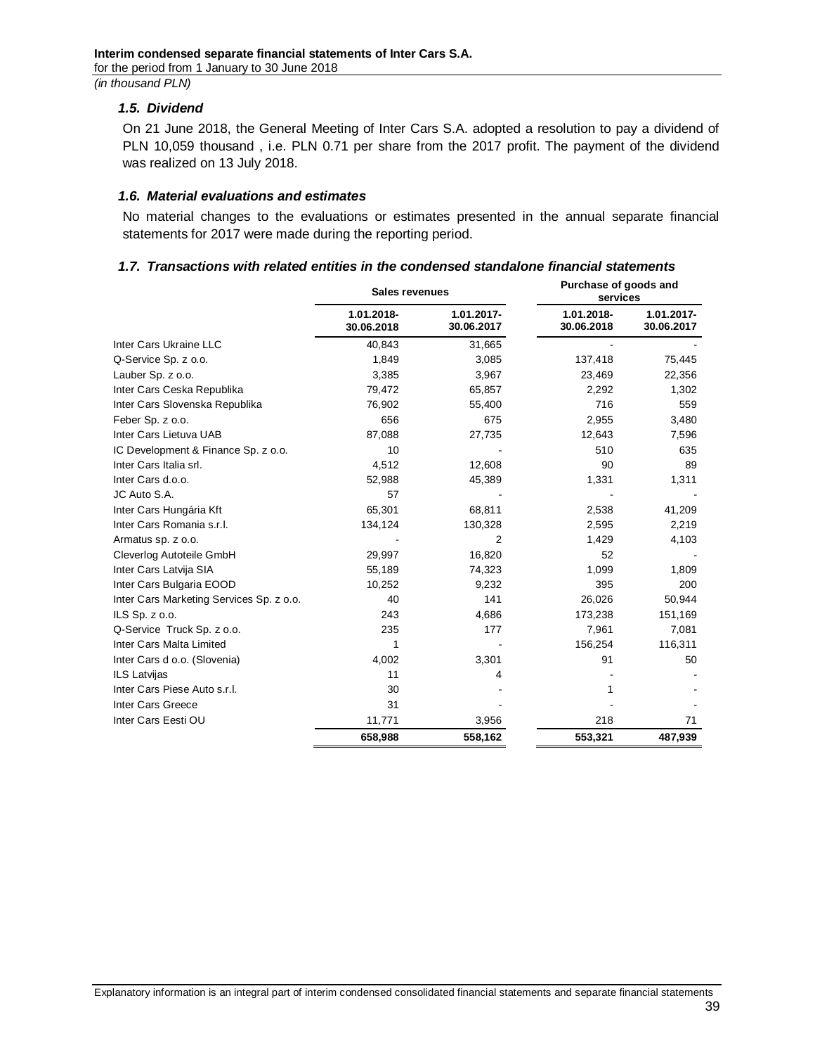### 1.5. Dividend

On 21 June 2018, the General Meeting of Inter Cars S.A. adopted a resolution to pay a dividend of PLN 10,059 thousand , i.e. PLN 0.71 per share from the 2017 profit. The payment of the dividend was realized on 13 July 2018.

### 1.6. Material evaluations and estimates

No material changes to the evaluations or estimates presented in the annual separate financial statements for 2017 were made during the reporting period.

### 1.7. Transactions with related entities in the condensed standalone financial statements

| | Sales revenues | | Purchase of goods and services | |
|---|---|---|---|---|
| | 1.01.2018-30.06.2018 | 1.01.2017-30.06.2017 | 1.01.2018-30.06.2018 | 1.01.2017-30.06.2017 |
| Inter Cars Ukraine LLC | 40,843 | 31,665 | - | - |
| Q-Service Sp. z o.o. | 1,849 | 3,085 | 137,418 | 75,445 |
| Lauber Sp. z o.o. | 3,385 | 3,967 | 23,469 | 22,356 |
| Inter Cars Ceska Republika | 79,472 | 65,857 | 2,292 | 1,302 |
| Inter Cars Slovenska Republika | 76,902 | 55,400 | 716 | 559 |
| Feber Sp. z o.o. | 656 | 675 | 2,955 | 3,480 |
| Inter Cars Lietuva UAB | 87,088 | 27,735 | 12,643 | 7,596 |
| IC Development & Finance Sp. z o.o. | 10 | - | 510 | 635 |
| Inter Cars Italia srl. | 4,512 | 12,608 | 90 | 89 |
| Inter Cars d.o.o. | 52,988 | 45,389 | 1,331 | 1,311 |
| JC Auto S.A. | 57 | - | - | - |
| Inter Cars Hungária Kft | 65,301 | 68,811 | 2,538 | 41,209 |
| Inter Cars Romania s.r.l. | 134,124 | 130,328 | 2,595 | 2,219 |
| Armatus sp. z o.o. | - | 2 | 1,429 | 4,103 |
| Cleverlog Autoteile GmbH | 29,997 | 16,820 | 52 | - |
| Inter Cars Latvija SIA | 55,189 | 74,323 | 1,099 | 1,809 |
| Inter Cars Bulgaria EOOD | 10,252 | 9,232 | 395 | 200 |
| Inter Cars Marketing Services Sp. z o.o. | 40 | 141 | 26,026 | 50,944 |
| ILS Sp. z o.o. | 243 | 4,686 | 173,238 | 151,169 |
| Q-Service Truck Sp. z o.o. | 235 | 177 | 7,961 | 7,081 |
| Inter Cars Malta Limited | 1 | - | 156,254 | 116,311 |
| Inter Cars d o.o. (Slovenia) | 4,002 | 3,301 | 91 | 50 |
| ILS Latvijas | 11 | 4 | - | - |
| Inter Cars Piese Auto s.r.l. | 30 | - | 1 | - |
| Inter Cars Greece | 31 | - | - | - |
| Inter Cars Eesti OU | 11,771 | 3,956 | 218 | 71 |
| | **658,988** | **558,162** | **553,321** | **487,939** |

Explanatory information is an integral part of interim condensed consolidated financial statements and separate financial statements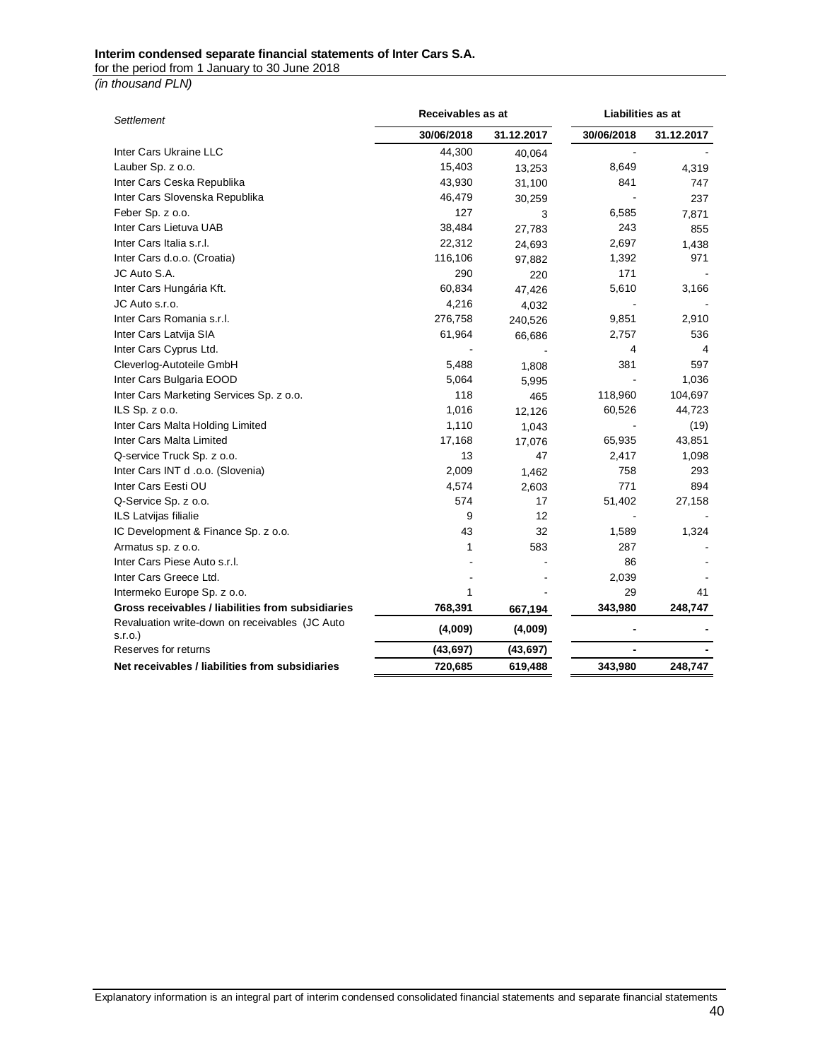**Interim condensed separate financial statements of Inter Cars S.A.**
for the period from 1 January to 30 June 2018
*(in thousand PLN)*

| *Settlement* | Receivables as at | | Liabilities as at | |
|---|---|---|---|---|
| | 30/06/2018 | 31.12.2017 | 30/06/2018 | 31.12.2017 |
| Inter Cars Ukraine LLC | 44,300 | 40,064 | - | - |
| Lauber Sp. z o.o. | 15,403 | 13,253 | 8,649 | 4,319 |
| Inter Cars Ceska Republika | 43,930 | 31,100 | 841 | 747 |
| Inter Cars Slovenska Republika | 46,479 | 30,259 | - | 237 |
| Feber Sp. z o.o. | 127 | 3 | 6,585 | 7,871 |
| Inter Cars Lietuva UAB | 38,484 | 27,783 | 243 | 855 |
| Inter Cars Italia s.r.l. | 22,312 | 24,693 | 2,697 | 1,438 |
| Inter Cars d.o.o. (Croatia) | 116,106 | 97,882 | 1,392 | 971 |
| JC Auto S.A. | 290 | 220 | 171 | - |
| Inter Cars Hungária Kft. | 60,834 | 47,426 | 5,610 | 3,166 |
| JC Auto s.r.o. | 4,216 | 4,032 | - | - |
| Inter Cars Romania s.r.l. | 276,758 | 240,526 | 9,851 | 2,910 |
| Inter Cars Latvija SIA | 61,964 | 66,686 | 2,757 | 536 |
| Inter Cars Cyprus Ltd. | - | - | 4 | 4 |
| Cleverlog-Autoteile GmbH | 5,488 | 1,808 | 381 | 597 |
| Inter Cars Bulgaria EOOD | 5,064 | 5,995 | - | 1,036 |
| Inter Cars Marketing Services Sp. z o.o. | 118 | 465 | 118,960 | 104,697 |
| ILS Sp. z o.o. | 1,016 | 12,126 | 60,526 | 44,723 |
| Inter Cars Malta Holding Limited | 1,110 | 1,043 | - | (19) |
| Inter Cars Malta Limited | 17,168 | 17,076 | 65,935 | 43,851 |
| Q-service Truck Sp. z o.o. | 13 | 47 | 2,417 | 1,098 |
| Inter Cars INT d .o.o. (Slovenia) | 2,009 | 1,462 | 758 | 293 |
| Inter Cars Eesti OU | 4,574 | 2,603 | 771 | 894 |
| Q-Service Sp. z o.o. | 574 | 17 | 51,402 | 27,158 |
| ILS Latvijas filialie | 9 | 12 | - | - |
| IC Development & Finance Sp. z o.o. | 43 | 32 | 1,589 | 1,324 |
| Armatus sp. z o.o. | 1 | 583 | 287 | - |
| Inter Cars Piese Auto s.r.l. | - | - | 86 | - |
| Inter Cars Greece Ltd. | - | - | 2,039 | - |
| Intermeko Europe Sp. z o.o. | 1 | - | 29 | 41 |
| **Gross receivables / liabilities from subsidiaries** | **768,391** | **667,194** | **343,980** | **248,747** |
| Revaluation write-down on receivables (JC Auto s.r.o.) | **(4,009)** | **(4,009)** | **-** | **-** |
| Reserves for returns | **(43,697)** | **(43,697)** | **-** | **-** |
| **Net receivables / liabilities from subsidiaries** | **720,685** | **619,488** | **343,980** | **248,747** |

Explanatory information is an integral part of interim condensed consolidated financial statements and separate financial statements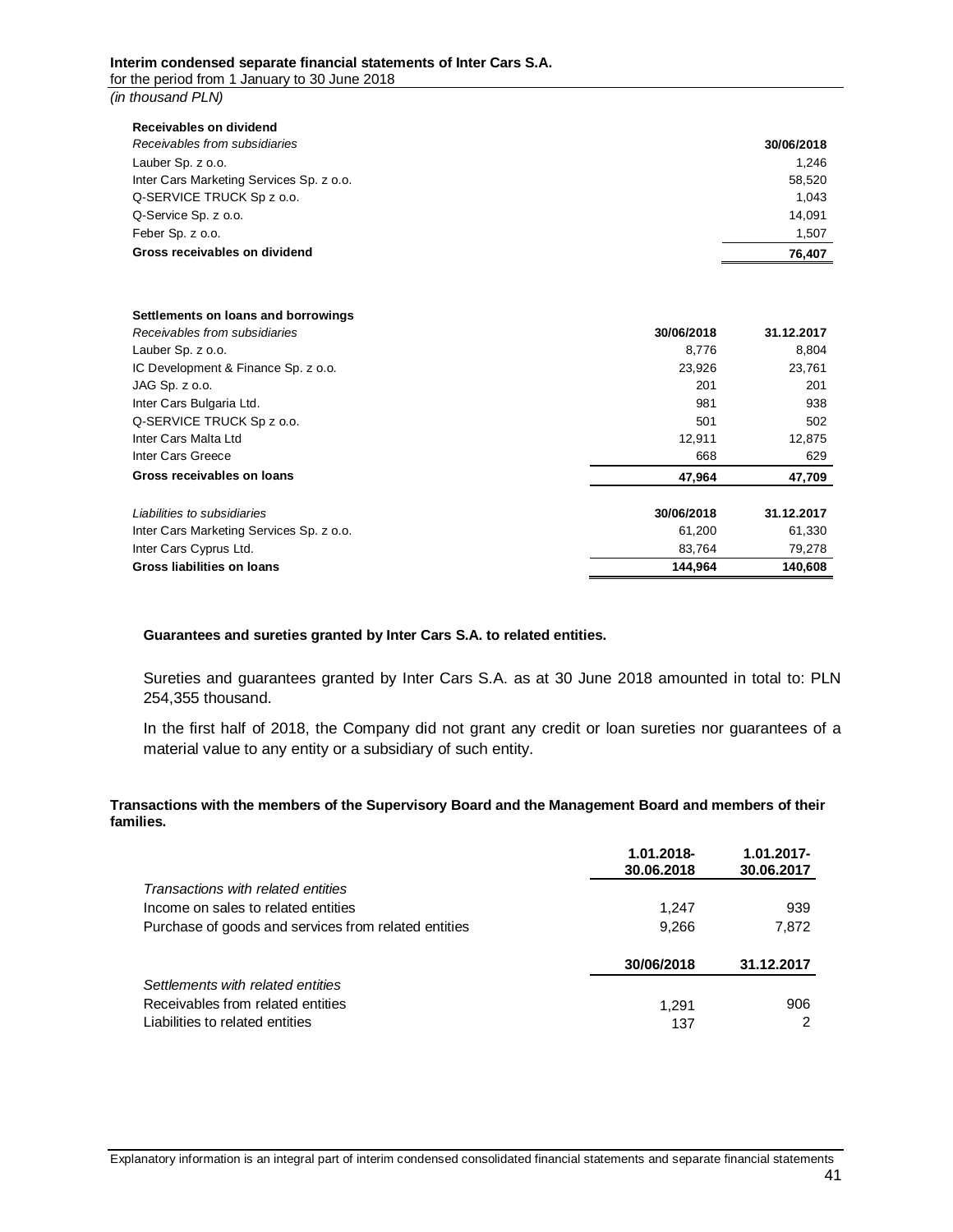**Receivables on dividend**

| *Receivables from subsidiaries* | **30/06/2018** |
|---|---|
| Lauber Sp. z o.o. | 1,246 |
| Inter Cars Marketing Services Sp. z o.o. | 58,520 |
| Q-SERVICE TRUCK Sp z o.o. | 1,043 |
| Q-Service Sp. z o.o. | 14,091 |
| Feber Sp. z o.o. | 1,507 |
| **Gross receivables on dividend** | **76,407** |

**Settlements on loans and borrowings**

| *Receivables from subsidiaries* | **30/06/2018** | **31.12.2017** |
|---|---|---|
| Lauber Sp. z o.o. | 8,776 | 8,804 |
| IC Development & Finance Sp. z o.o. | 23,926 | 23,761 |
| JAG Sp. z o.o. | 201 | 201 |
| Inter Cars Bulgaria Ltd. | 981 | 938 |
| Q-SERVICE TRUCK Sp z o.o. | 501 | 502 |
| Inter Cars Malta Ltd | 12,911 | 12,875 |
| Inter Cars Greece | 668 | 629 |
| **Gross receivables on loans** | **47,964** | **47,709** |

| *Liabilities to subsidiaries* | **30/06/2018** | **31.12.2017** |
|---|---|---|
| Inter Cars Marketing Services Sp. z o.o. | 61,200 | 61,330 |
| Inter Cars Cyprus Ltd. | 83,764 | 79,278 |
| **Gross liabilities on loans** | **144,964** | **140,608** |

**Guarantees and sureties granted by Inter Cars S.A. to related entities.**

Sureties and guarantees granted by Inter Cars S.A. as at 30 June 2018 amounted in total to: PLN 254,355 thousand.

In the first half of 2018, the Company did not grant any credit or loan sureties nor guarantees of a material value to any entity or a subsidiary of such entity.

**Transactions with the members of the Supervisory Board and the Management Board and members of their families.**

| | **1.01.2018-30.06.2018** | **1.01.2017-30.06.2017** |
|---|---|---|
| *Transactions with related entities* | | |
| Income on sales to related entities | 1,247 | 939 |
| Purchase of goods and services from related entities | 9,266 | 7,872 |

| | **30/06/2018** | **31.12.2017** |
|---|---|---|
| *Settlements with related entities* | | |
| Receivables from related entities | 1,291 | 906 |
| Liabilities to related entities | 137 | 2 |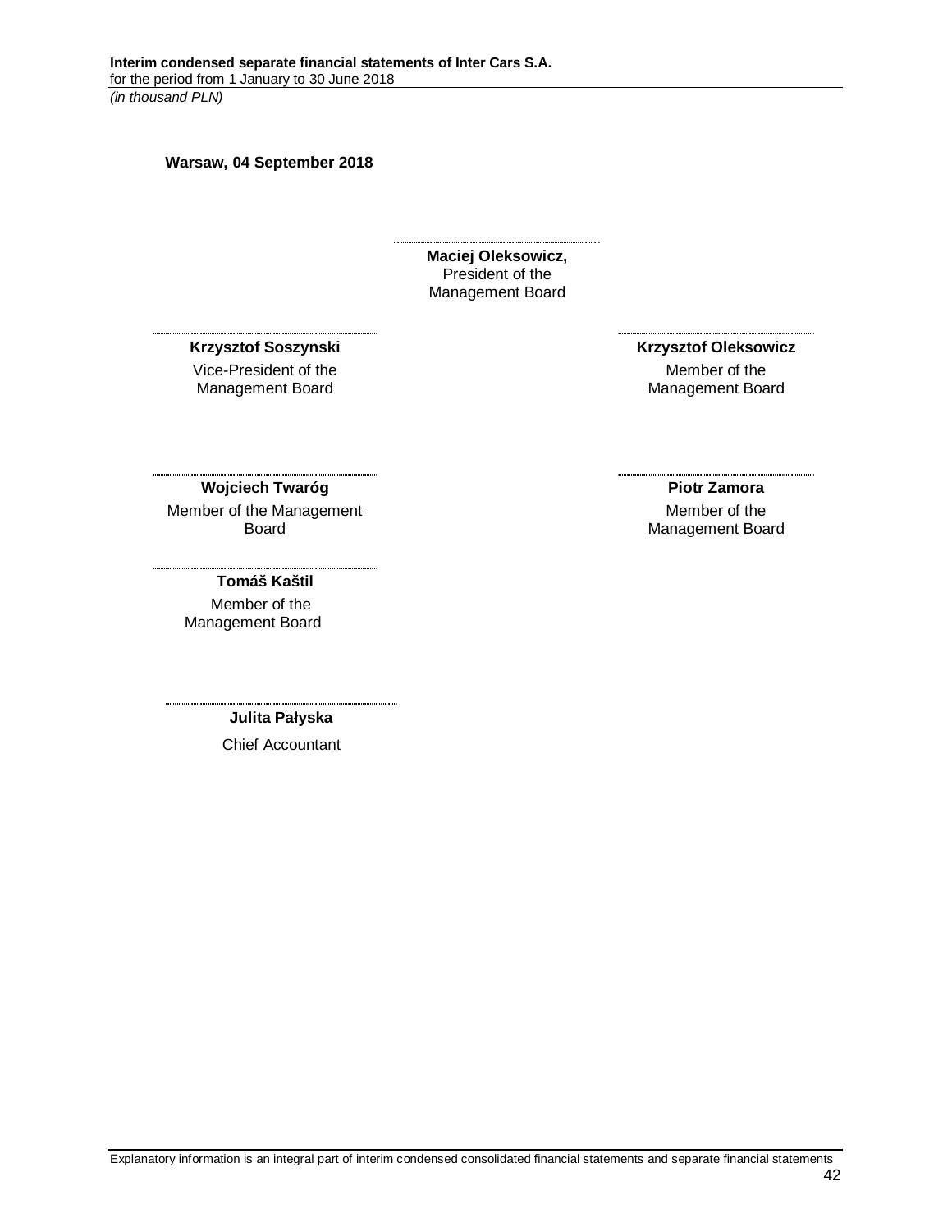**Warsaw, 04 September 2018**

**Maciej Oleksowicz,**
President of the
Management Board

**Krzysztof Soszynski**
Vice-President of the
Management Board

**Krzysztof Oleksowicz**
Member of the
Management Board

**Wojciech Twaróg**
Member of the Management
Board

**Piotr Zamora**
Member of the
Management Board

**Tomáš Kaštil**
Member of the
Management Board

**Julita Pałyska**
Chief Accountant